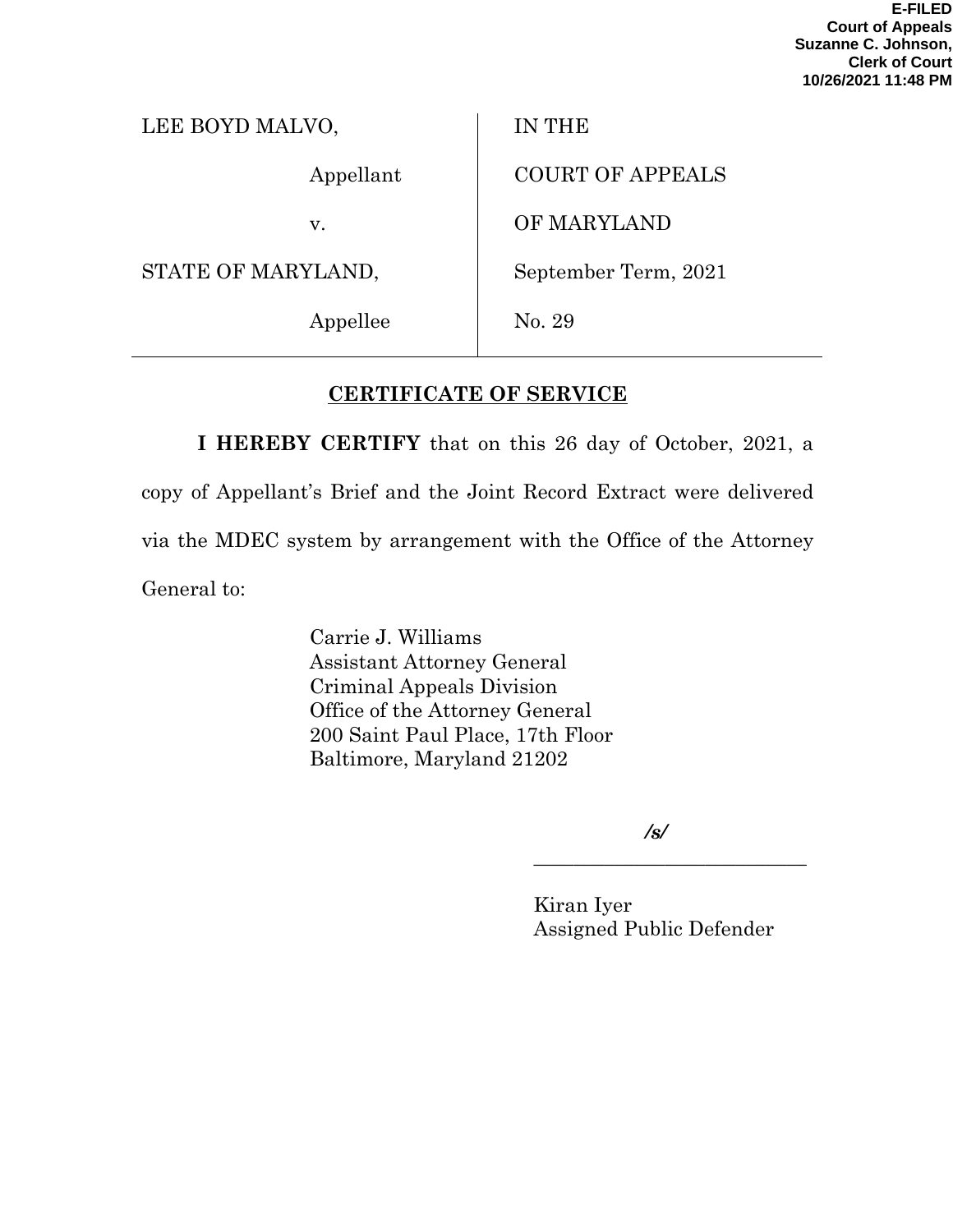**E-FILED**
**Court of Appeals**
**Suzanne C. Johnson,**
**Clerk of Court**
**10/26/2021 11:48 PM**

| | |
|---|---|
| LEE BOYD MALVO, | IN THE |
| Appellant | COURT OF APPEALS |
| v. | OF MARYLAND |
| STATE OF MARYLAND, | September Term, 2021 |
| Appellee | No. 29 |

## CERTIFICATE OF SERVICE

**I HEREBY CERTIFY** that on this 26 day of October, 2021, a copy of Appellant's Brief and the Joint Record Extract were delivered via the MDEC system by arrangement with the Office of the Attorney General to:

Carrie J. Williams
Assistant Attorney General
Criminal Appeals Division
Office of the Attorney General
200 Saint Paul Place, 17th Floor
Baltimore, Maryland 21202

***/s/***

___________________________

Kiran Iyer
Assigned Public Defender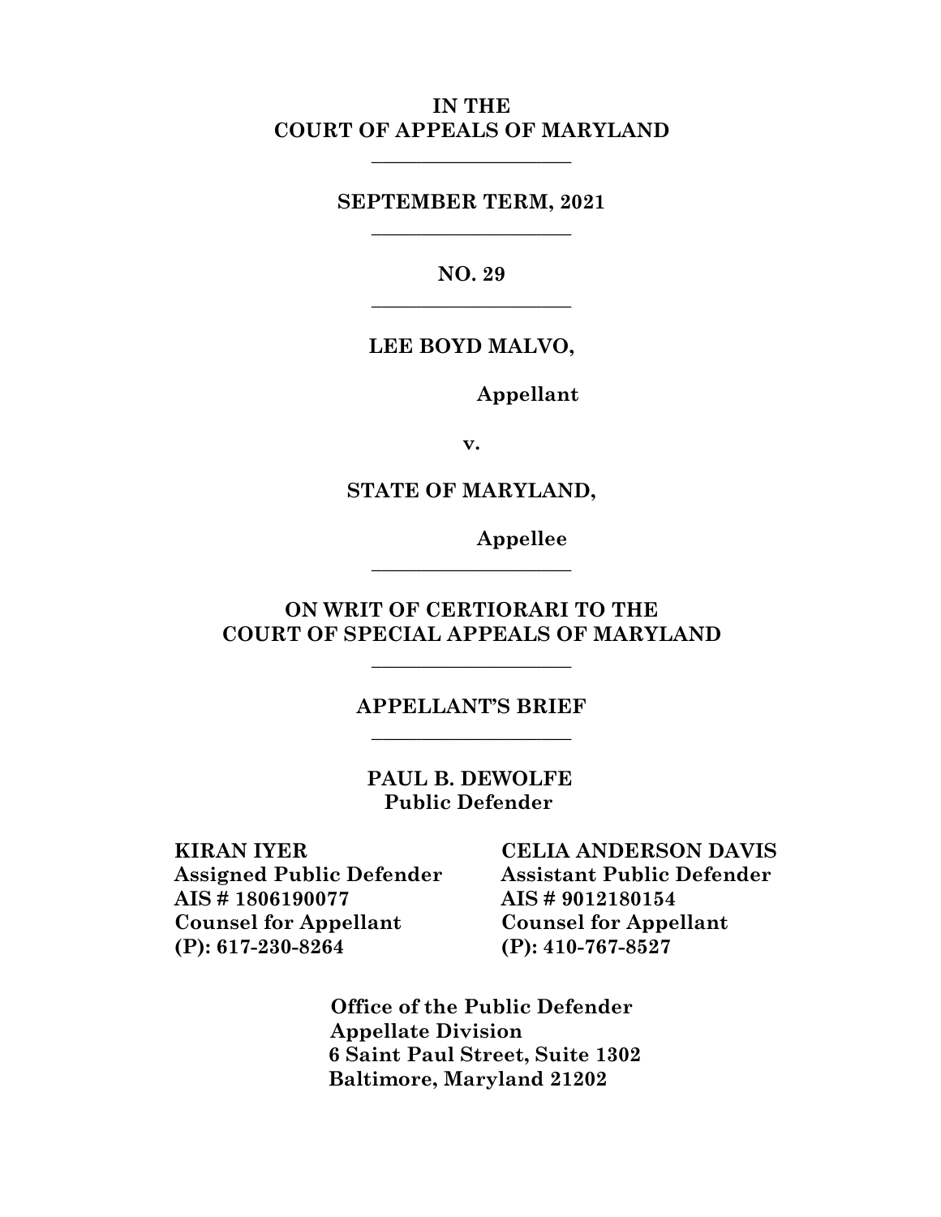**IN THE**
**COURT OF APPEALS OF MARYLAND**

---

**SEPTEMBER TERM, 2021**

---

**NO. 29**

---

**LEE BOYD MALVO,**

**Appellant**

**v.**

**STATE OF MARYLAND,**

**Appellee**

---

**ON WRIT OF CERTIORARI TO THE**
**COURT OF SPECIAL APPEALS OF MARYLAND**

---

**APPELLANT'S BRIEF**

---

**PAUL B. DEWOLFE**
**Public Defender**

**KIRAN IYER**
**Assigned Public Defender**
**AIS # 1806190077**
**Counsel for Appellant**
**(P): 617-230-8264**

**CELIA ANDERSON DAVIS**
**Assistant Public Defender**
**AIS # 9012180154**
**Counsel for Appellant**
**(P): 410-767-8527**

**Office of the Public Defender**
**Appellate Division**
**6 Saint Paul Street, Suite 1302**
**Baltimore, Maryland 21202**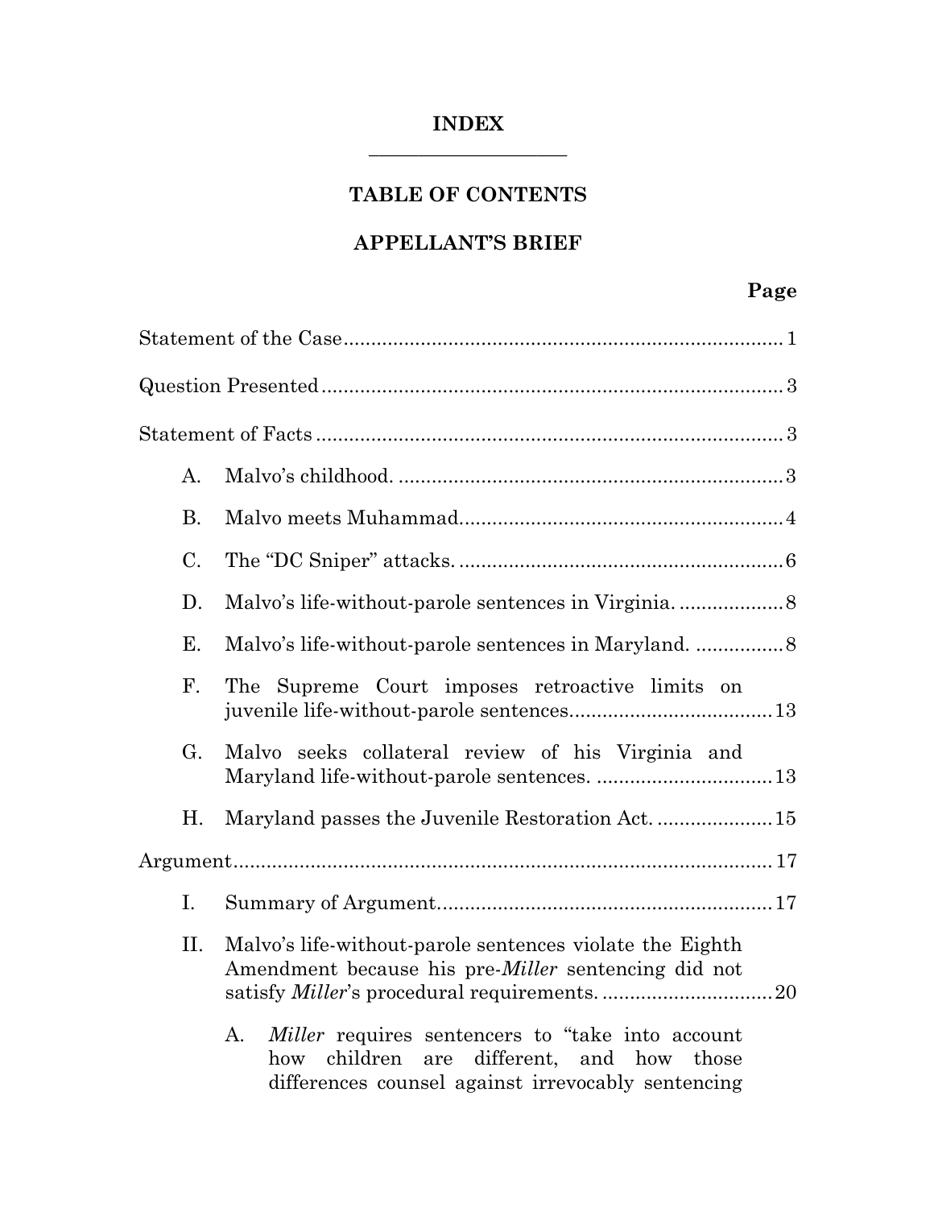# INDEX

## TABLE OF CONTENTS

## APPELLANT'S BRIEF

**Page**

Statement of the Case ........ 1

Question Presented ........ 3

Statement of Facts ........ 3

- A. Malvo's childhood. ........ 3
- B. Malvo meets Muhammad ........ 4
- C. The "DC Sniper" attacks. ........ 6
- D. Malvo's life-without-parole sentences in Virginia. ........ 8
- E. Malvo's life-without-parole sentences in Maryland. ........ 8
- F. The Supreme Court imposes retroactive limits on juvenile life-without-parole sentences ........ 13
- G. Malvo seeks collateral review of his Virginia and Maryland life-without-parole sentences. ........ 13
- H. Maryland passes the Juvenile Restoration Act. ........ 15

Argument ........ 17

- I. Summary of Argument ........ 17
- II. Malvo's life-without-parole sentences violate the Eighth Amendment because his pre-*Miller* sentencing did not satisfy *Miller*'s procedural requirements. ........ 20
  - A. *Miller* requires sentencers to "take into account how children are different, and how those differences counsel against irrevocably sentencing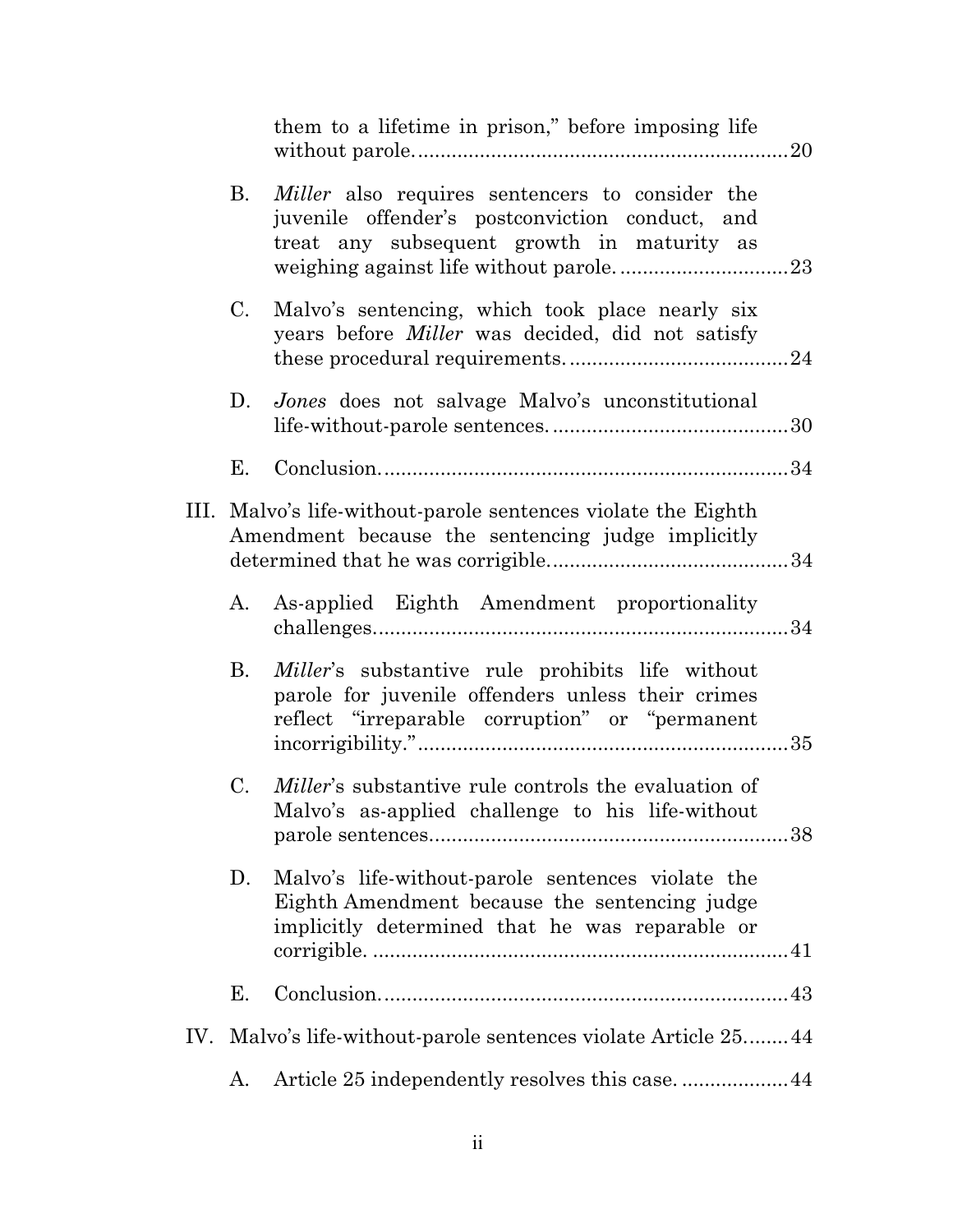them to a lifetime in prison," before imposing life without parole. 20

- B. *Miller* also requires sentencers to consider the juvenile offender's postconviction conduct, and treat any subsequent growth in maturity as weighing against life without parole. 23
- C. Malvo's sentencing, which took place nearly six years before *Miller* was decided, did not satisfy these procedural requirements. 24
- D. *Jones* does not salvage Malvo's unconstitutional life-without-parole sentences. 30
- E. Conclusion. 34

III. Malvo's life-without-parole sentences violate the Eighth Amendment because the sentencing judge implicitly determined that he was corrigible. 34

- A. As-applied Eighth Amendment proportionality challenges. 34
- B. *Miller*'s substantive rule prohibits life without parole for juvenile offenders unless their crimes reflect "irreparable corruption" or "permanent incorrigibility." 35
- C. *Miller*'s substantive rule controls the evaluation of Malvo's as-applied challenge to his life-without parole sentences. 38
- D. Malvo's life-without-parole sentences violate the Eighth Amendment because the sentencing judge implicitly determined that he was reparable or corrigible. 41
- E. Conclusion. 43

IV. Malvo's life-without-parole sentences violate Article 25. 44

- A. Article 25 independently resolves this case. 44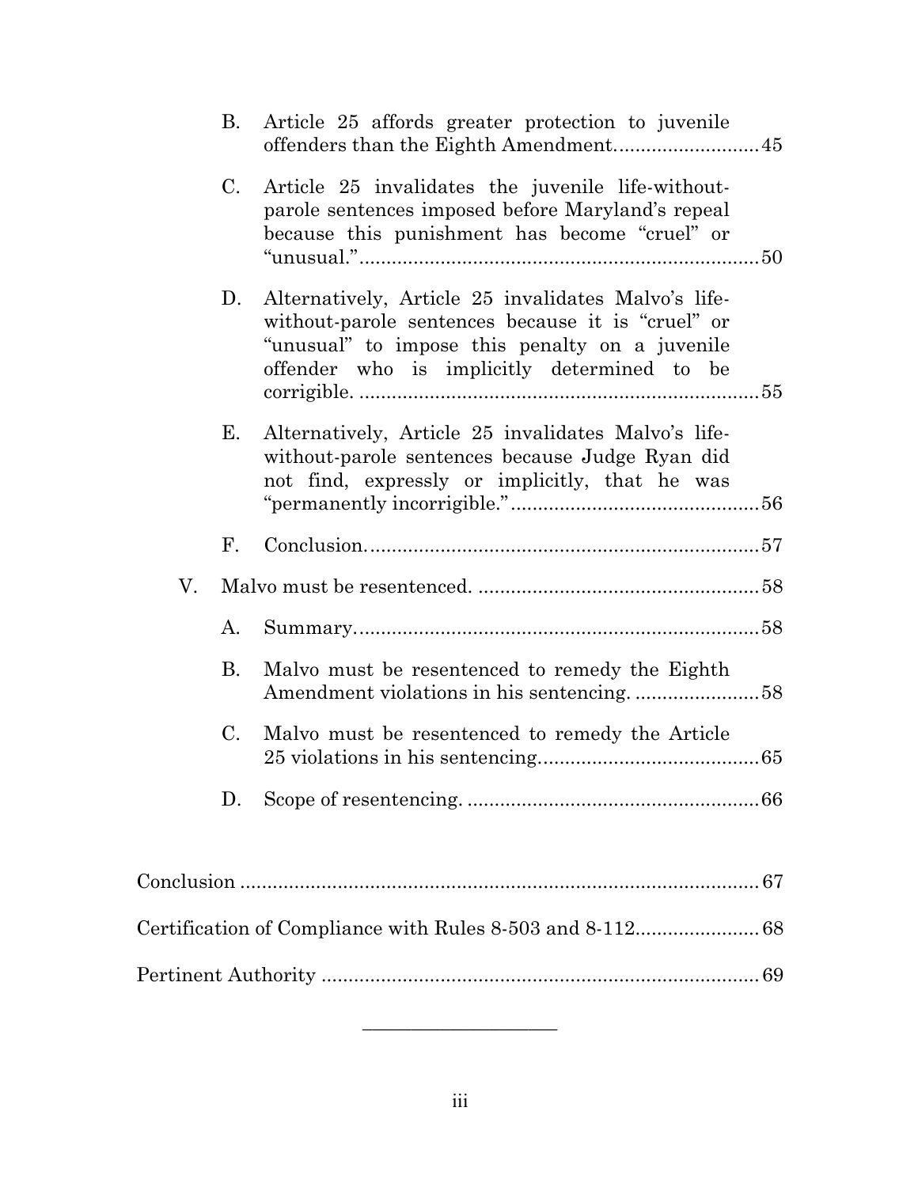- B. Article 25 affords greater protection to juvenile offenders than the Eighth Amendment .......... 45
- C. Article 25 invalidates the juvenile life-without-parole sentences imposed before Maryland's repeal because this punishment has become "cruel" or "unusual." .......... 50
- D. Alternatively, Article 25 invalidates Malvo's life-without-parole sentences because it is "cruel" or "unusual" to impose this penalty on a juvenile offender who is implicitly determined to be corrigible. .......... 55
- E. Alternatively, Article 25 invalidates Malvo's life-without-parole sentences because Judge Ryan did not find, expressly or implicitly, that he was "permanently incorrigible." .......... 56
- F. Conclusion. .......... 57

V. Malvo must be resentenced. .......... 58

- A. Summary. .......... 58
- B. Malvo must be resentenced to remedy the Eighth Amendment violations in his sentencing. .......... 58
- C. Malvo must be resentenced to remedy the Article 25 violations in his sentencing. .......... 65
- D. Scope of resentencing. .......... 66

Conclusion .......... 67

Certification of Compliance with Rules 8-503 and 8-112 .......... 68

Pertinent Authority .......... 69

---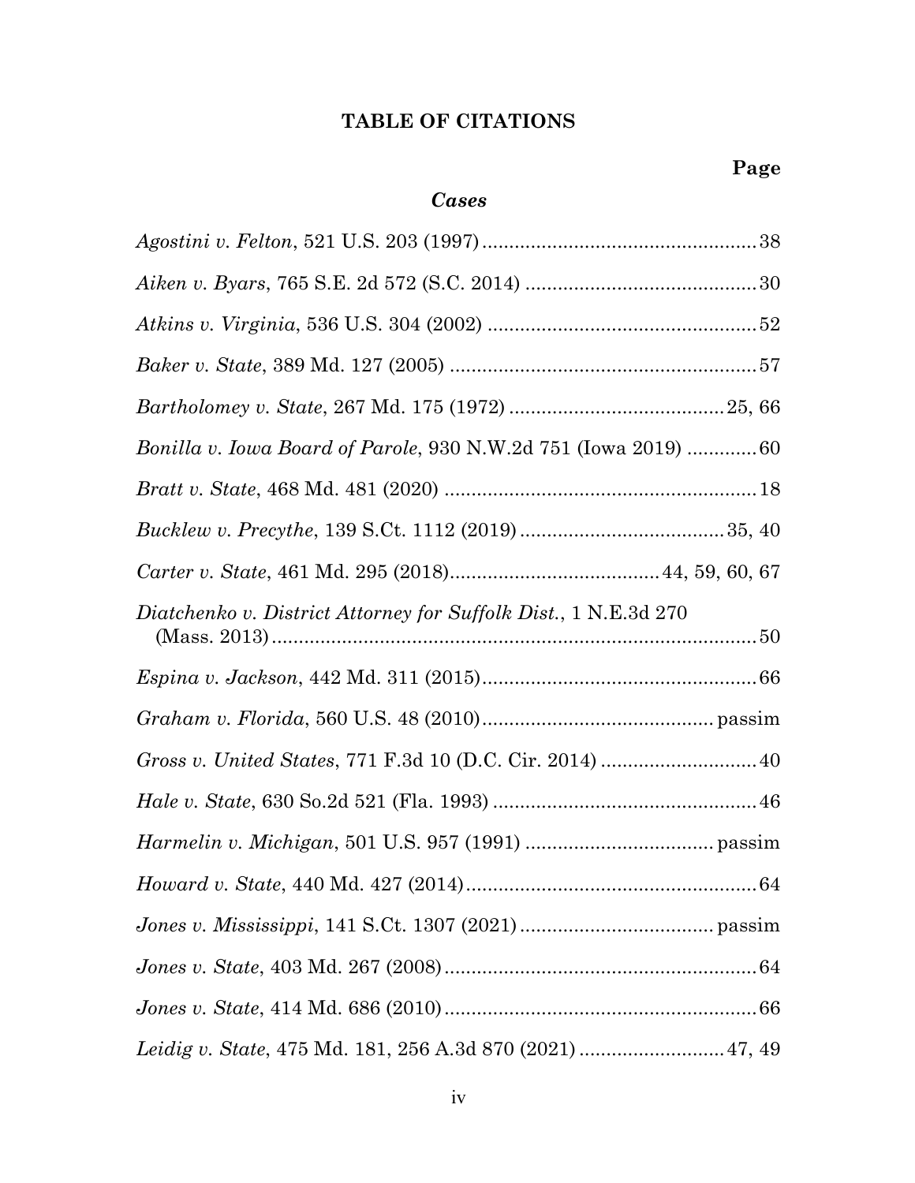## TABLE OF CITATIONS

**Page**

### *Cases*

*Agostini v. Felton*, 521 U.S. 203 (1997) .................................................. 38

*Aiken v. Byars*, 765 S.E. 2d 572 (S.C. 2014) .......................................... 30

*Atkins v. Virginia*, 536 U.S. 304 (2002) ................................................. 52

*Baker v. State*, 389 Md. 127 (2005) ........................................................ 57

*Bartholomey v. State*, 267 Md. 175 (1972) ...................................... 25, 66

*Bonilla v. Iowa Board of Parole*, 930 N.W.2d 751 (Iowa 2019) ............ 60

*Bratt v. State*, 468 Md. 481 (2020) .......................................................... 18

*Bucklew v. Precythe*, 139 S.Ct. 1112 (2019) ..................................... 35, 40

*Carter v. State*, 461 Md. 295 (2018) ...................................... 44, 59, 60, 67

*Diatchenko v. District Attorney for Suffolk Dist.*, 1 N.E.3d 270 (Mass. 2013) ........................................................................................... 50

*Espina v. Jackson*, 442 Md. 311 (2015) .................................................. 66

*Graham v. Florida*, 560 U.S. 48 (2010) .......................................... passim

*Gross v. United States*, 771 F.3d 10 (D.C. Cir. 2014) ............................ 40

*Hale v. State*, 630 So.2d 521 (Fla. 1993) ................................................ 46

*Harmelin v. Michigan*, 501 U.S. 957 (1991) .................................. passim

*Howard v. State*, 440 Md. 427 (2014) ..................................................... 64

*Jones v. Mississippi*, 141 S.Ct. 1307 (2021) ................................... passim

*Jones v. State*, 403 Md. 267 (2008) .......................................................... 64

*Jones v. State*, 414 Md. 686 (2010) .......................................................... 66

*Leidig v. State*, 475 Md. 181, 256 A.3d 870 (2021) .......................... 47, 49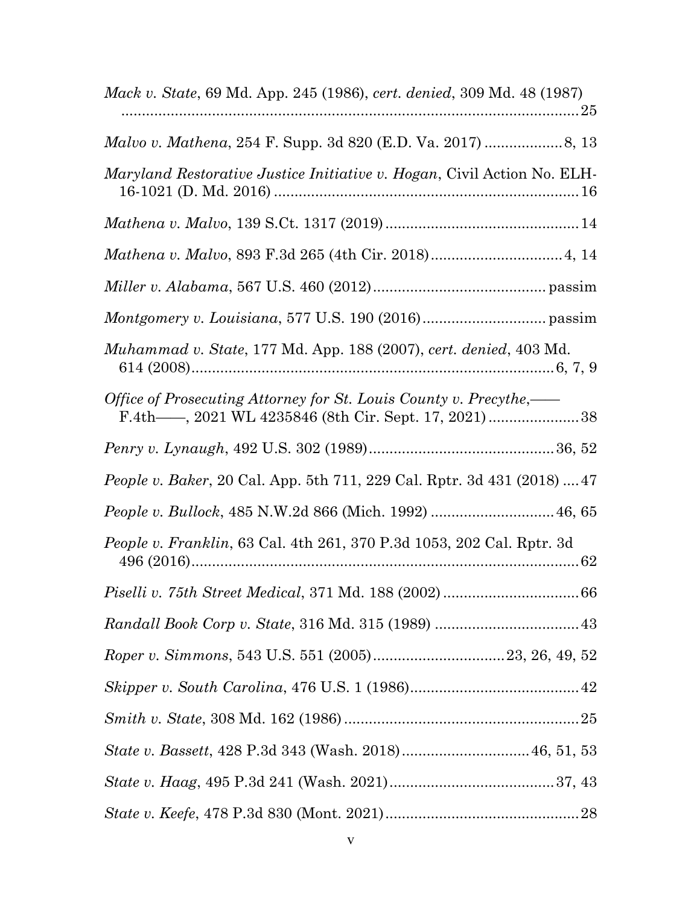*Mack v. State*, 69 Md. App. 245 (1986), *cert. denied*, 309 Md. 48 (1987) ....................................................................................................25

*Malvo v. Mathena*, 254 F. Supp. 3d 820 (E.D. Va. 2017) ..................8, 13

*Maryland Restorative Justice Initiative v. Hogan*, Civil Action No. ELH-16-1021 (D. Md. 2016) ........................................................................16

*Mathena v. Malvo*, 139 S.Ct. 1317 (2019) ..............................................14

*Mathena v. Malvo*, 893 F.3d 265 (4th Cir. 2018)...............................4, 14

*Miller v. Alabama*, 567 U.S. 460 (2012).......................................... passim

*Montgomery v. Louisiana*, 577 U.S. 190 (2016)............................. passim

*Muhammad v. State*, 177 Md. App. 188 (2007), *cert. denied*, 403 Md. 614 (2008)......................................................................................6, 7, 9

*Office of Prosecuting Attorney for St. Louis County v. Precythe*,—— F.4th——, 2021 WL 4235846 (8th Cir. Sept. 17, 2021) ......................38

*Penry v. Lynaugh*, 492 U.S. 302 (1989)............................................36, 52

*People v. Baker*, 20 Cal. App. 5th 711, 229 Cal. Rptr. 3d 431 (2018) ....47

*People v. Bullock*, 485 N.W.2d 866 (Mich. 1992) .............................46, 65

*People v. Franklin*, 63 Cal. 4th 261, 370 P.3d 1053, 202 Cal. Rptr. 3d 496 (2016).............................................................................................62

*Piselli v. 75th Street Medical*, 371 Md. 188 (2002) .................................66

*Randall Book Corp v. State*, 316 Md. 315 (1989) ...................................43

*Roper v. Simmons*, 543 U.S. 551 (2005)...............................23, 26, 49, 52

*Skipper v. South Carolina*, 476 U.S. 1 (1986)........................................42

*Smith v. State*, 308 Md. 162 (1986) ........................................................25

*State v. Bassett*, 428 P.3d 343 (Wash. 2018)..............................46, 51, 53

*State v. Haag*, 495 P.3d 241 (Wash. 2021).......................................37, 43

*State v. Keefe*, 478 P.3d 830 (Mont. 2021)..............................................28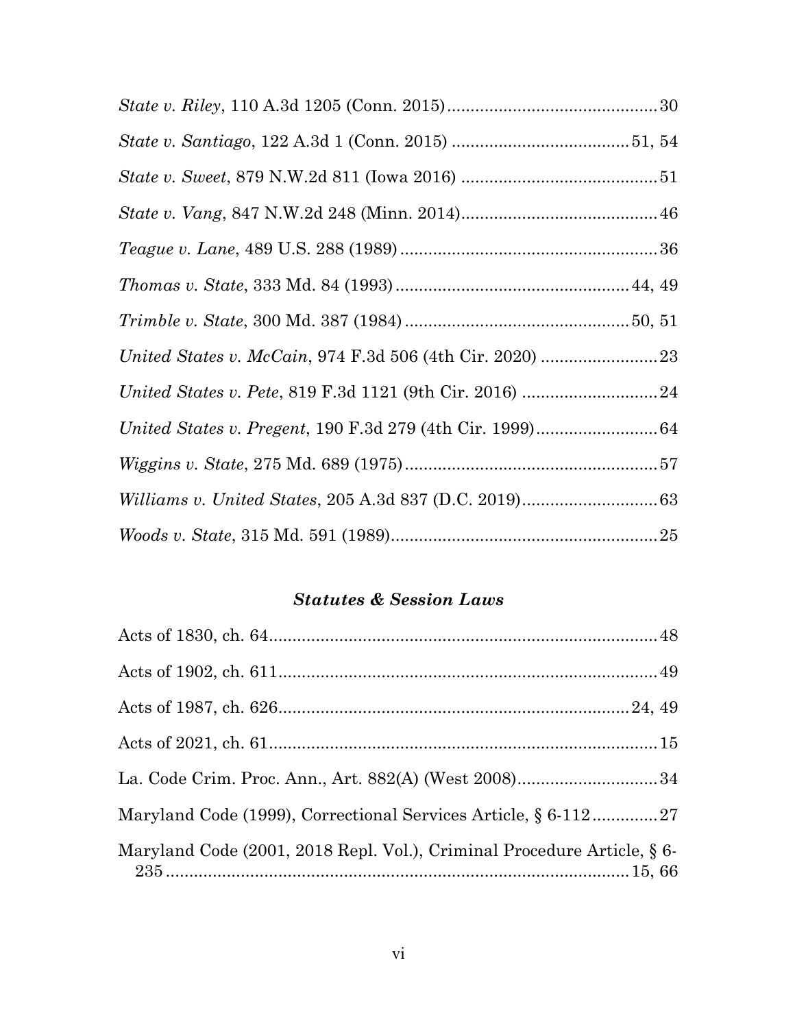*State v. Riley*, 110 A.3d 1205 (Conn. 2015).............................................30

*State v. Santiago*, 122 A.3d 1 (Conn. 2015) .....................................51, 54

*State v. Sweet*, 879 N.W.2d 811 (Iowa 2016) ..........................................51

*State v. Vang*, 847 N.W.2d 248 (Minn. 2014)..........................................46

*Teague v. Lane*, 489 U.S. 288 (1989) .......................................................36

*Thomas v. State*, 333 Md. 84 (1993) ..................................................44, 49

*Trimble v. State*, 300 Md. 387 (1984) ................................................50, 51

*United States v. McCain*, 974 F.3d 506 (4th Cir. 2020) .........................23

*United States v. Pete*, 819 F.3d 1121 (9th Cir. 2016) .............................24

*United States v. Pregent*, 190 F.3d 279 (4th Cir. 1999)..........................64

*Wiggins v. State*, 275 Md. 689 (1975) ......................................................57

*Williams v. United States*, 205 A.3d 837 (D.C. 2019).............................63

*Woods v. State*, 315 Md. 591 (1989).........................................................25

### ***Statutes & Session Laws***

Acts of 1830, ch. 64...................................................................................48

Acts of 1902, ch. 611.................................................................................49

Acts of 1987, ch. 626............................................................................24, 49

Acts of 2021, ch. 61...................................................................................15

La. Code Crim. Proc. Ann., Art. 882(A) (West 2008)..............................34

Maryland Code (1999), Correctional Services Article, § 6-112..............27

Maryland Code (2001, 2018 Repl. Vol.), Criminal Procedure Article, § 6-235 ..................................................................................................15, 66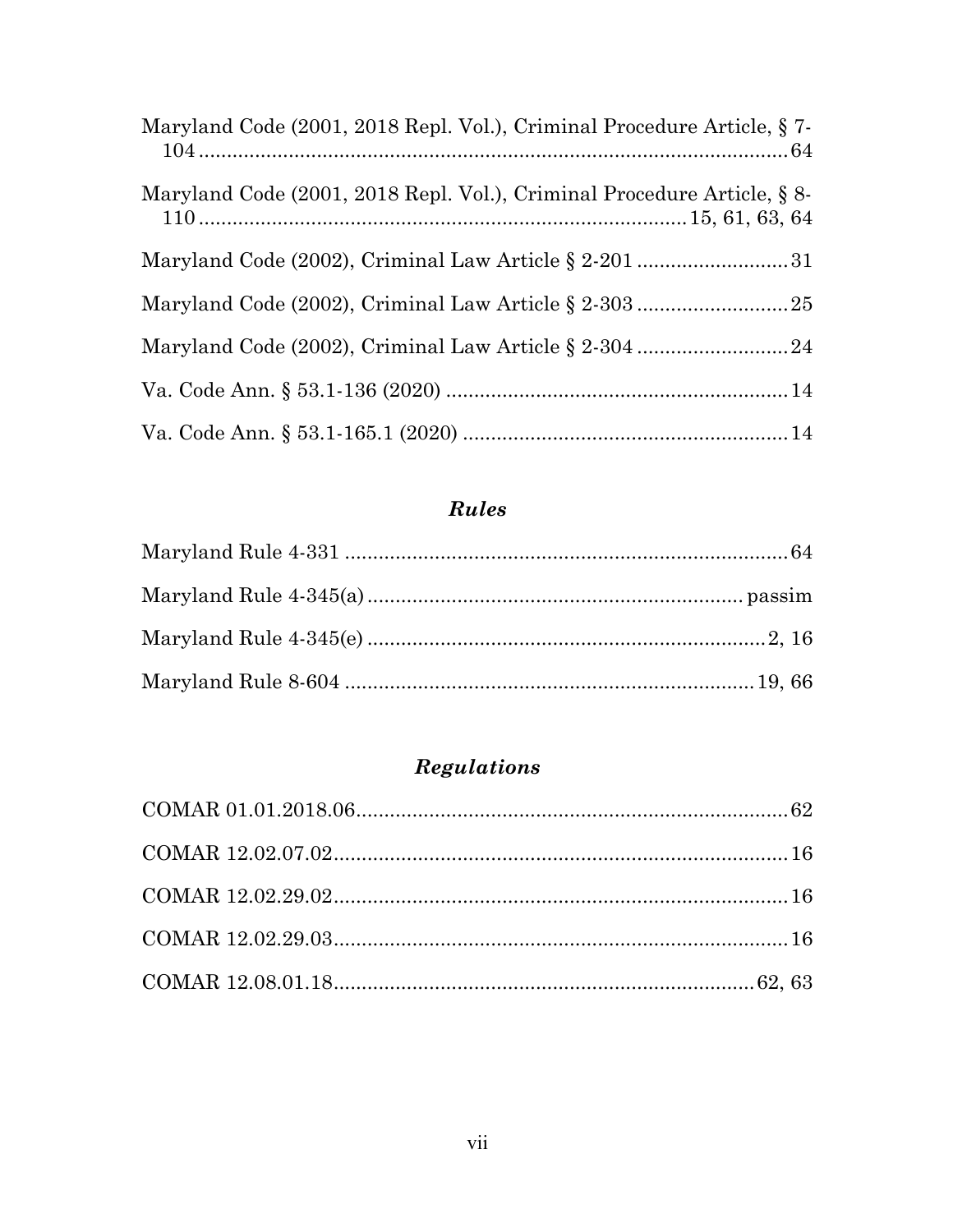Maryland Code (2001, 2018 Repl. Vol.), Criminal Procedure Article, § 7-104 ........................................................................................... 64

Maryland Code (2001, 2018 Repl. Vol.), Criminal Procedure Article, § 8-110 ..................................................................... 15, 61, 63, 64

Maryland Code (2002), Criminal Law Article § 2-201 ........................... 31

Maryland Code (2002), Criminal Law Article § 2-303 ........................... 25

Maryland Code (2002), Criminal Law Article § 2-304 ........................... 24

Va. Code Ann. § 53.1-136 (2020) ............................................................ 14

Va. Code Ann. § 53.1-165.1 (2020) ......................................................... 14

## *Rules*

Maryland Rule 4-331 ............................................................................... 64

Maryland Rule 4-345(a) .................................................................... passim

Maryland Rule 4-345(e) ......................................................................... 2, 16

Maryland Rule 8-604 ......................................................................... 19, 66

## *Regulations*

COMAR 01.01.2018.06............................................................................. 62

COMAR 12.02.07.02................................................................................. 16

COMAR 12.02.29.02................................................................................. 16

COMAR 12.02.29.03................................................................................. 16

COMAR 12.08.01.18........................................................................... 62, 63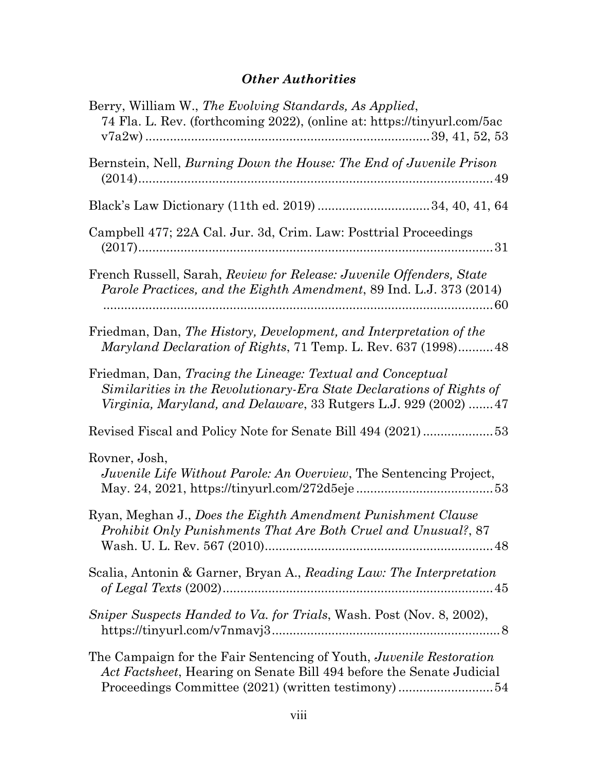## ***Other Authorities***

Berry, William W., *The Evolving Standards, As Applied*, 74 Fla. L. Rev. (forthcoming 2022), (online at: https://tinyurl.com/5acv7a2w) .................................................................................39, 41, 52, 53

Bernstein, Nell, *Burning Down the House: The End of Juvenile Prison* (2014)...............................................................................................49

Black's Law Dictionary (11th ed. 2019) ...............................34, 40, 41, 64

Campbell 477; 22A Cal. Jur. 3d, Crim. Law: Posttrial Proceedings (2017).................................................................................................31

French Russell, Sarah, *Review for Release: Juvenile Offenders, State Parole Practices, and the Eighth Amendment*, 89 Ind. L.J. 373 (2014) ..........................................................................................................60

Friedman, Dan, *The History, Development, and Interpretation of the Maryland Declaration of Rights*, 71 Temp. L. Rev. 637 (1998)..........48

Friedman, Dan, *Tracing the Lineage: Textual and Conceptual Similarities in the Revolutionary-Era State Declarations of Rights of Virginia, Maryland, and Delaware*, 33 Rutgers L.J. 929 (2002) .......47

Revised Fiscal and Policy Note for Senate Bill 494 (2021) ....................53

Rovner, Josh, *Juvenile Life Without Parole: An Overview*, The Sentencing Project, May. 24, 2021, https://tinyurl.com/272d5eje .......................................53

Ryan, Meghan J., *Does the Eighth Amendment Punishment Clause Prohibit Only Punishments That Are Both Cruel and Unusual?*, 87 Wash. U. L. Rev. 567 (2010)..................................................................48

Scalia, Antonin & Garner, Bryan A., *Reading Law: The Interpretation of Legal Texts* (2002)..............................................................................45

*Sniper Suspects Handed to Va. for Trials*, Wash. Post (Nov. 8, 2002), https://tinyurl.com/v7nmavj3.................................................................8

The Campaign for the Fair Sentencing of Youth, *Juvenile Restoration Act Factsheet*, Hearing on Senate Bill 494 before the Senate Judicial Proceedings Committee (2021) (written testimony) ...........................54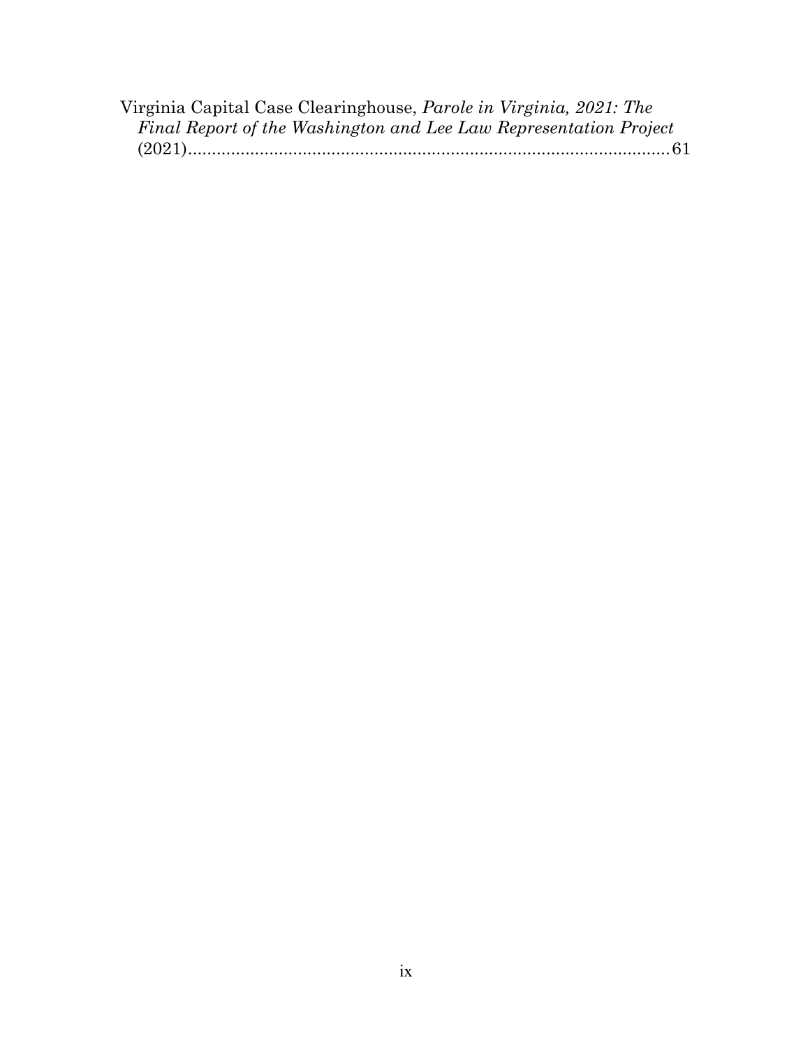Virginia Capital Case Clearinghouse, *Parole in Virginia, 2021: The Final Report of the Washington and Lee Law Representation Project* (2021).......................................................................................... 61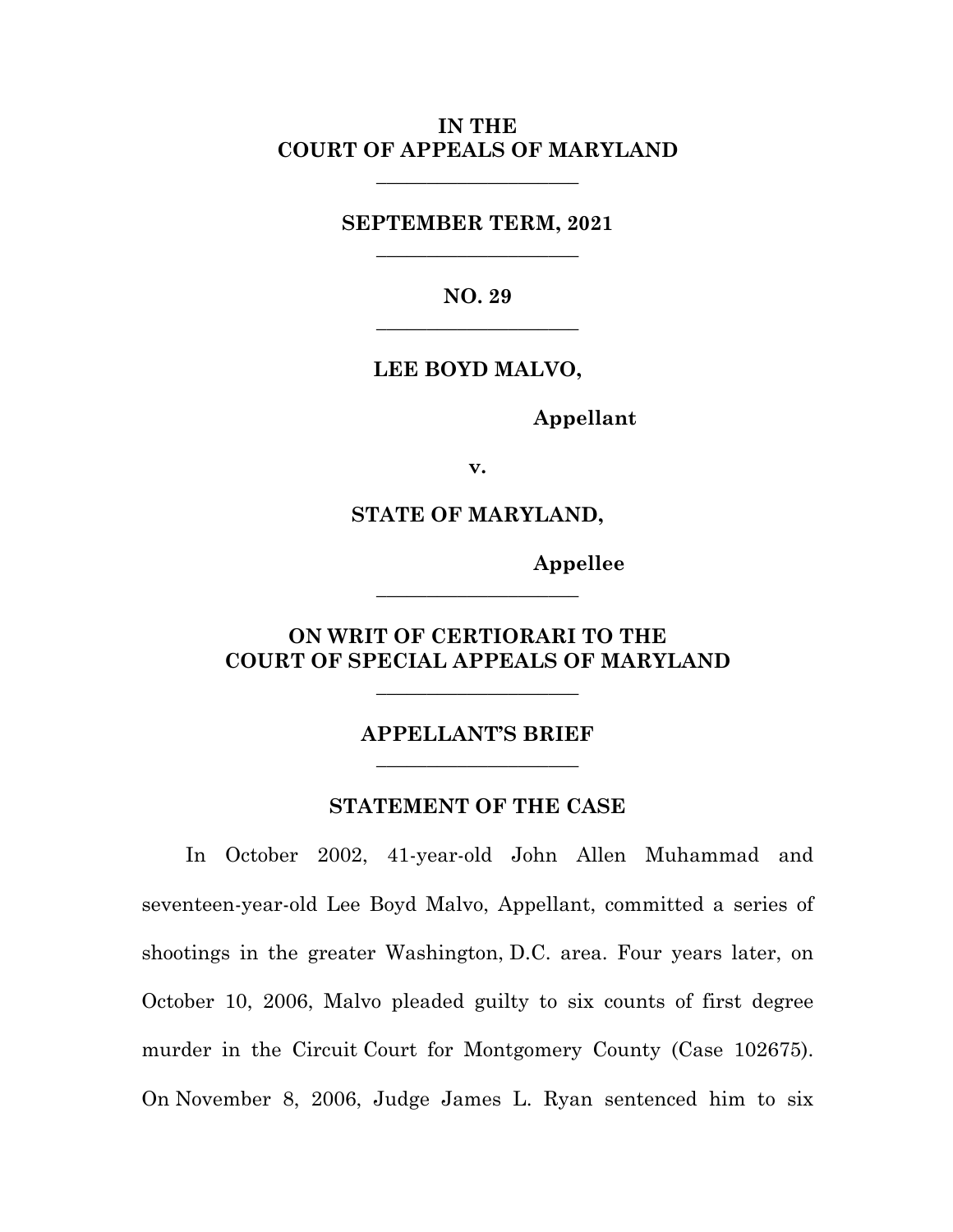**IN THE**
**COURT OF APPEALS OF MARYLAND**

---

**SEPTEMBER TERM, 2021**

---

**NO. 29**

---

**LEE BOYD MALVO,**

**Appellant**

**v.**

**STATE OF MARYLAND,**

**Appellee**

---

**ON WRIT OF CERTIORARI TO THE**
**COURT OF SPECIAL APPEALS OF MARYLAND**

---

**APPELLANT'S BRIEF**

---

## STATEMENT OF THE CASE

In October 2002, 41-year-old John Allen Muhammad and seventeen-year-old Lee Boyd Malvo, Appellant, committed a series of shootings in the greater Washington, D.C. area. Four years later, on October 10, 2006, Malvo pleaded guilty to six counts of first degree murder in the Circuit Court for Montgomery County (Case 102675). On November 8, 2006, Judge James L. Ryan sentenced him to six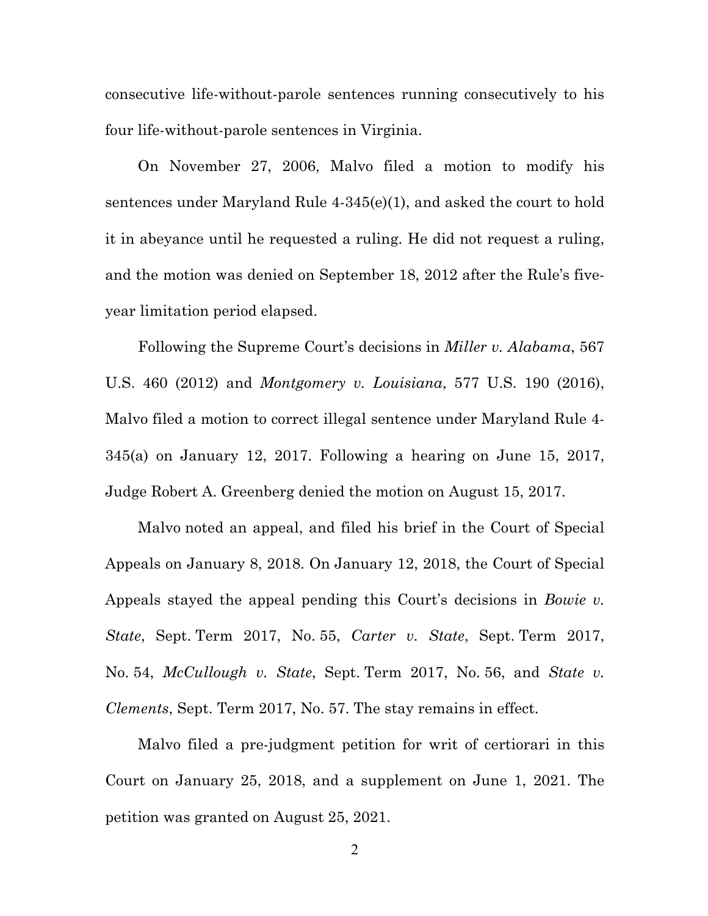consecutive life-without-parole sentences running consecutively to his four life-without-parole sentences in Virginia.

On November 27, 2006, Malvo filed a motion to modify his sentences under Maryland Rule 4-345(e)(1), and asked the court to hold it in abeyance until he requested a ruling. He did not request a ruling, and the motion was denied on September 18, 2012 after the Rule's five-year limitation period elapsed.

Following the Supreme Court's decisions in *Miller v. Alabama*, 567 U.S. 460 (2012) and *Montgomery v. Louisiana*, 577 U.S. 190 (2016), Malvo filed a motion to correct illegal sentence under Maryland Rule 4-345(a) on January 12, 2017. Following a hearing on June 15, 2017, Judge Robert A. Greenberg denied the motion on August 15, 2017.

Malvo noted an appeal, and filed his brief in the Court of Special Appeals on January 8, 2018. On January 12, 2018, the Court of Special Appeals stayed the appeal pending this Court's decisions in *Bowie v. State*, Sept. Term 2017, No. 55, *Carter v. State*, Sept. Term 2017, No. 54, *McCullough v. State*, Sept. Term 2017, No. 56, and *State v. Clements*, Sept. Term 2017, No. 57. The stay remains in effect.

Malvo filed a pre-judgment petition for writ of certiorari in this Court on January 25, 2018, and a supplement on June 1, 2021. The petition was granted on August 25, 2021.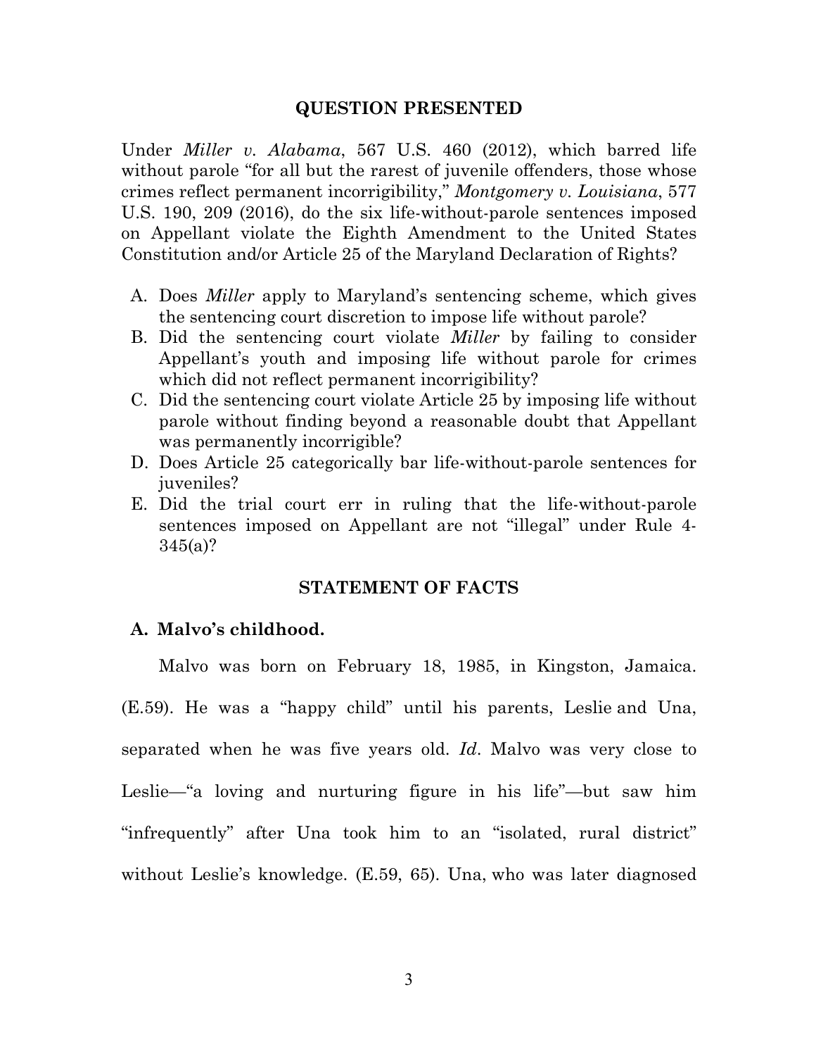## QUESTION PRESENTED

Under *Miller v. Alabama*, 567 U.S. 460 (2012), which barred life without parole "for all but the rarest of juvenile offenders, those whose crimes reflect permanent incorrigibility," *Montgomery v. Louisiana*, 577 U.S. 190, 209 (2016), do the six life-without-parole sentences imposed on Appellant violate the Eighth Amendment to the United States Constitution and/or Article 25 of the Maryland Declaration of Rights?

A. Does *Miller* apply to Maryland's sentencing scheme, which gives the sentencing court discretion to impose life without parole?
B. Did the sentencing court violate *Miller* by failing to consider Appellant's youth and imposing life without parole for crimes which did not reflect permanent incorrigibility?
C. Did the sentencing court violate Article 25 by imposing life without parole without finding beyond a reasonable doubt that Appellant was permanently incorrigible?
D. Does Article 25 categorically bar life-without-parole sentences for juveniles?
E. Did the trial court err in ruling that the life-without-parole sentences imposed on Appellant are not "illegal" under Rule 4-345(a)?

## STATEMENT OF FACTS

### A. Malvo's childhood.

Malvo was born on February 18, 1985, in Kingston, Jamaica. (E.59). He was a "happy child" until his parents, Leslie and Una, separated when he was five years old. *Id*. Malvo was very close to Leslie—"a loving and nurturing figure in his life"—but saw him "infrequently" after Una took him to an "isolated, rural district" without Leslie's knowledge. (E.59, 65). Una, who was later diagnosed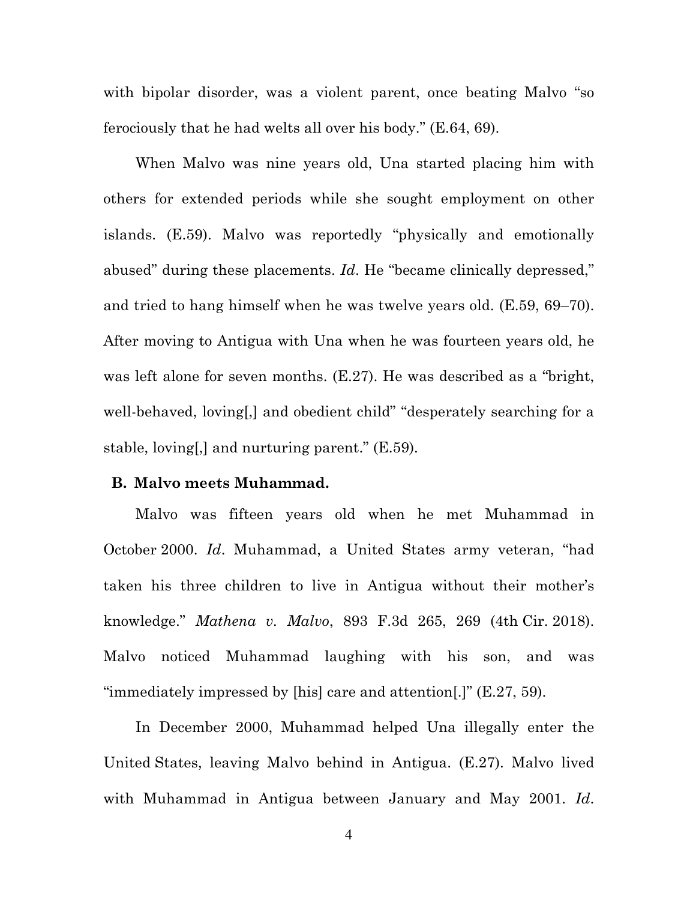with bipolar disorder, was a violent parent, once beating Malvo "so ferociously that he had welts all over his body." (E.64, 69).

When Malvo was nine years old, Una started placing him with others for extended periods while she sought employment on other islands. (E.59). Malvo was reportedly "physically and emotionally abused" during these placements. *Id*. He "became clinically depressed," and tried to hang himself when he was twelve years old. (E.59, 69–70). After moving to Antigua with Una when he was fourteen years old, he was left alone for seven months. (E.27). He was described as a "bright, well-behaved, loving[,] and obedient child" "desperately searching for a stable, loving[,] and nurturing parent." (E.59).

### B. Malvo meets Muhammad.

Malvo was fifteen years old when he met Muhammad in October 2000. *Id*. Muhammad, a United States army veteran, "had taken his three children to live in Antigua without their mother's knowledge." *Mathena v. Malvo*, 893 F.3d 265, 269 (4th Cir. 2018). Malvo noticed Muhammad laughing with his son, and was "immediately impressed by [his] care and attention[.]" (E.27, 59).

In December 2000, Muhammad helped Una illegally enter the United States, leaving Malvo behind in Antigua. (E.27). Malvo lived with Muhammad in Antigua between January and May 2001. *Id*.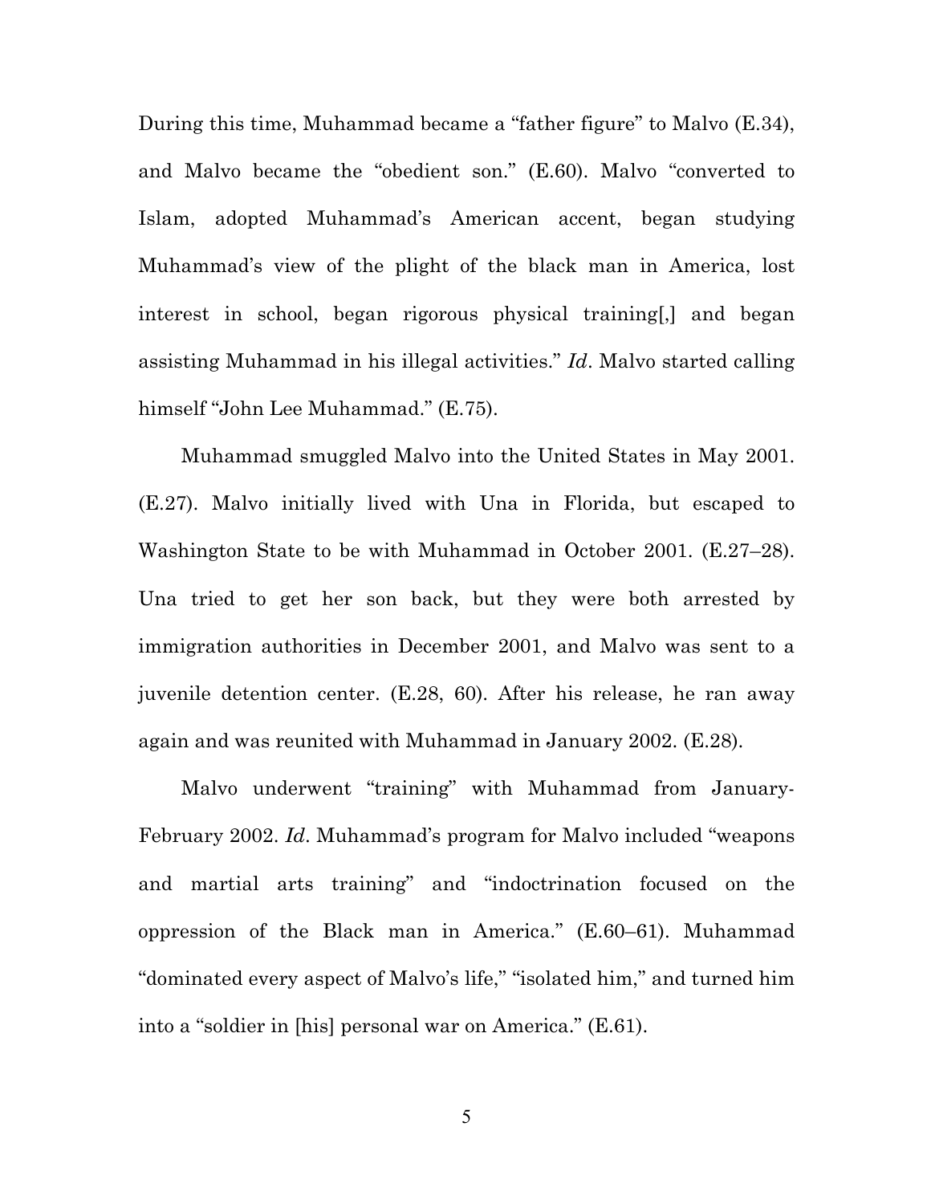During this time, Muhammad became a "father figure" to Malvo (E.34), and Malvo became the "obedient son." (E.60). Malvo "converted to Islam, adopted Muhammad's American accent, began studying Muhammad's view of the plight of the black man in America, lost interest in school, began rigorous physical training[,] and began assisting Muhammad in his illegal activities." *Id*. Malvo started calling himself "John Lee Muhammad." (E.75).

Muhammad smuggled Malvo into the United States in May 2001. (E.27). Malvo initially lived with Una in Florida, but escaped to Washington State to be with Muhammad in October 2001. (E.27–28). Una tried to get her son back, but they were both arrested by immigration authorities in December 2001, and Malvo was sent to a juvenile detention center. (E.28, 60). After his release, he ran away again and was reunited with Muhammad in January 2002. (E.28).

Malvo underwent "training" with Muhammad from January-February 2002. *Id*. Muhammad's program for Malvo included "weapons and martial arts training" and "indoctrination focused on the oppression of the Black man in America." (E.60–61). Muhammad "dominated every aspect of Malvo's life," "isolated him," and turned him into a "soldier in [his] personal war on America." (E.61).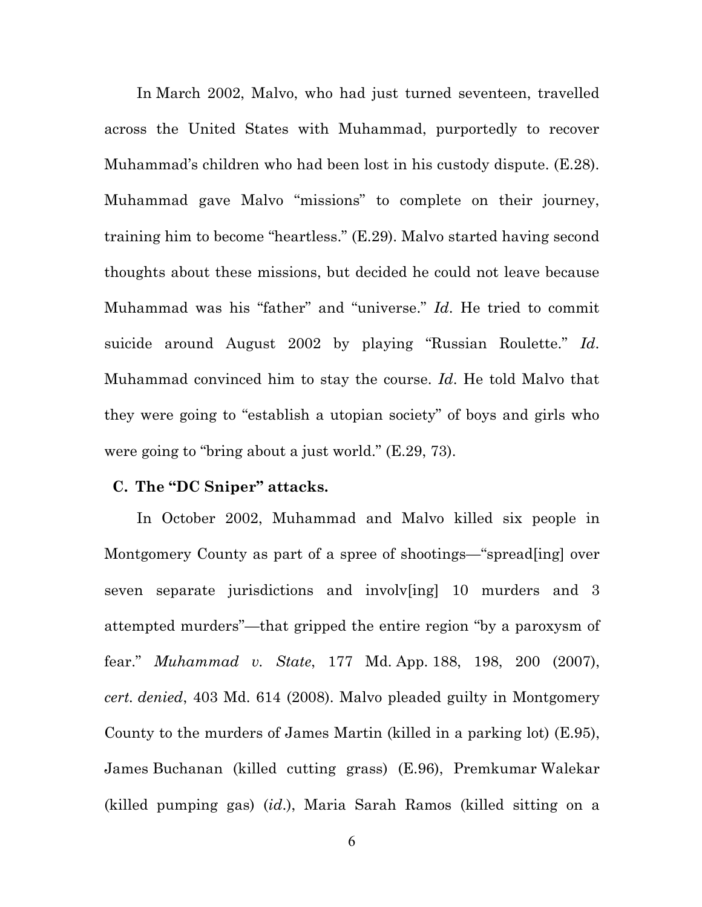In March 2002, Malvo, who had just turned seventeen, travelled across the United States with Muhammad, purportedly to recover Muhammad's children who had been lost in his custody dispute. (E.28). Muhammad gave Malvo "missions" to complete on their journey, training him to become "heartless." (E.29). Malvo started having second thoughts about these missions, but decided he could not leave because Muhammad was his "father" and "universe." *Id*. He tried to commit suicide around August 2002 by playing "Russian Roulette." *Id*. Muhammad convinced him to stay the course. *Id*. He told Malvo that they were going to "establish a utopian society" of boys and girls who were going to "bring about a just world." (E.29, 73).

### C. The "DC Sniper" attacks.

In October 2002, Muhammad and Malvo killed six people in Montgomery County as part of a spree of shootings—"spread[ing] over seven separate jurisdictions and involv[ing] 10 murders and 3 attempted murders"—that gripped the entire region "by a paroxysm of fear." *Muhammad v. State*, 177 Md. App. 188, 198, 200 (2007), *cert. denied*, 403 Md. 614 (2008). Malvo pleaded guilty in Montgomery County to the murders of James Martin (killed in a parking lot) (E.95), James Buchanan (killed cutting grass) (E.96), Premkumar Walekar (killed pumping gas) (*id*.), Maria Sarah Ramos (killed sitting on a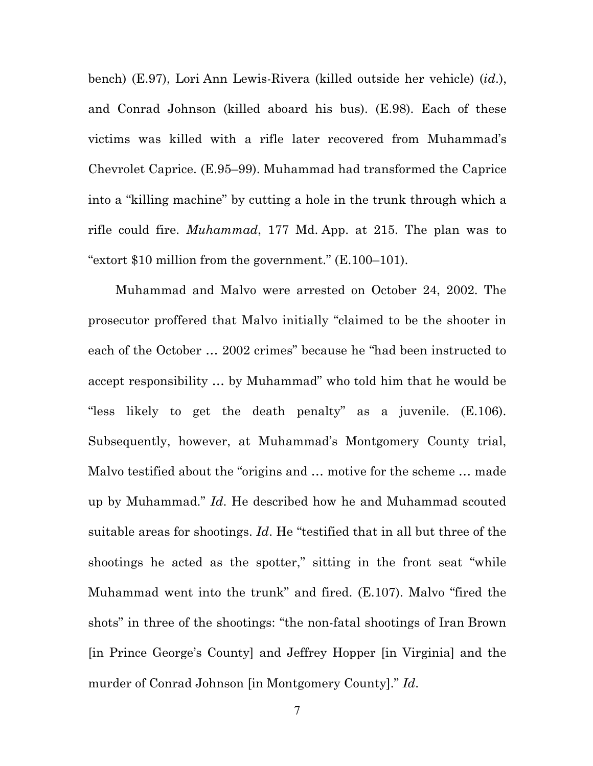bench) (E.97), Lori Ann Lewis-Rivera (killed outside her vehicle) (*id.*), and Conrad Johnson (killed aboard his bus). (E.98). Each of these victims was killed with a rifle later recovered from Muhammad's Chevrolet Caprice. (E.95–99). Muhammad had transformed the Caprice into a "killing machine" by cutting a hole in the trunk through which a rifle could fire. *Muhammad*, 177 Md. App. at 215. The plan was to "extort $10 million from the government." (E.100–101).

Muhammad and Malvo were arrested on October 24, 2002. The prosecutor proffered that Malvo initially "claimed to be the shooter in each of the October … 2002 crimes" because he "had been instructed to accept responsibility … by Muhammad" who told him that he would be "less likely to get the death penalty" as a juvenile. (E.106). Subsequently, however, at Muhammad's Montgomery County trial, Malvo testified about the "origins and … motive for the scheme … made up by Muhammad." *Id*. He described how he and Muhammad scouted suitable areas for shootings. *Id*. He "testified that in all but three of the shootings he acted as the spotter," sitting in the front seat "while Muhammad went into the trunk" and fired. (E.107). Malvo "fired the shots" in three of the shootings: "the non-fatal shootings of Iran Brown [in Prince George's County] and Jeffrey Hopper [in Virginia] and the murder of Conrad Johnson [in Montgomery County]." *Id*.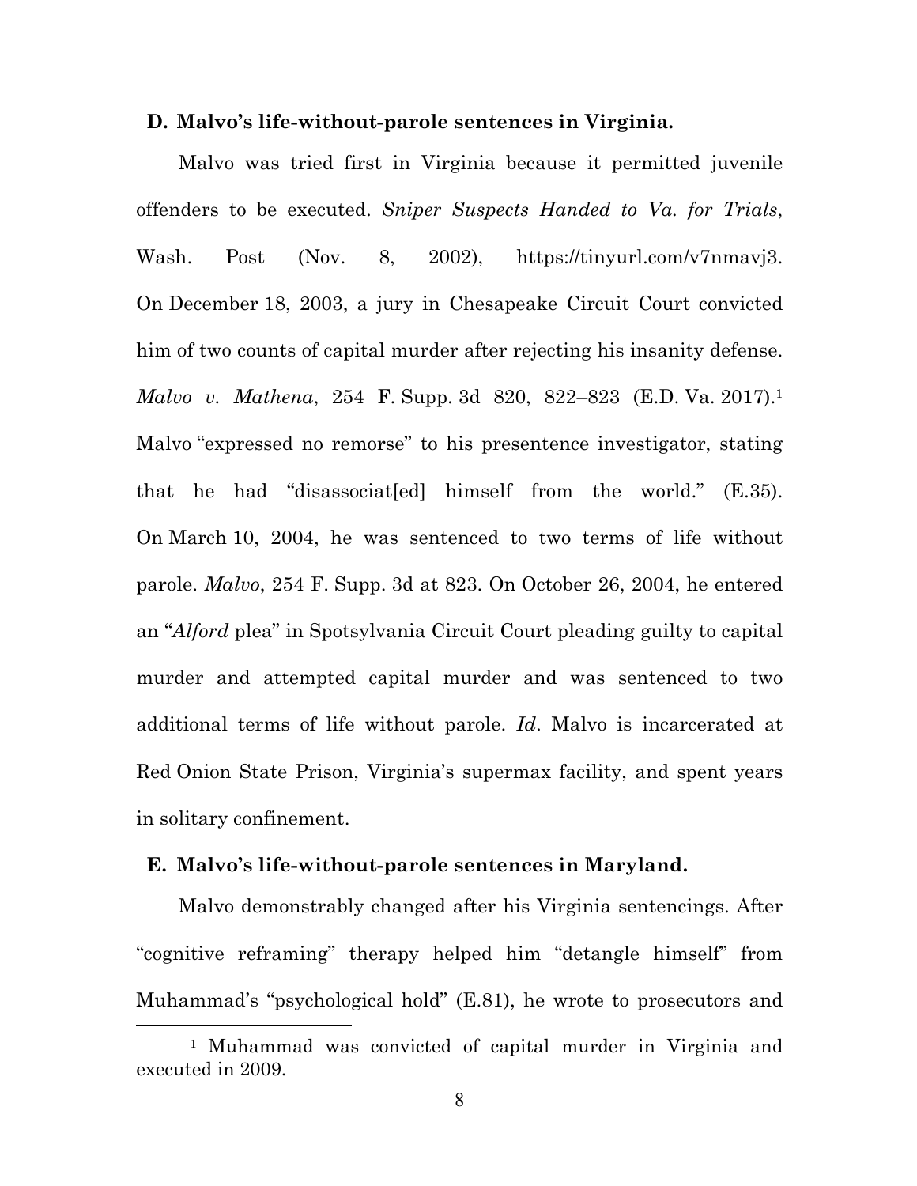### D. Malvo's life-without-parole sentences in Virginia.

Malvo was tried first in Virginia because it permitted juvenile offenders to be executed. *Sniper Suspects Handed to Va. for Trials*, Wash. Post (Nov. 8, 2002), https://tinyurl.com/v7nmavj3. On December 18, 2003, a jury in Chesapeake Circuit Court convicted him of two counts of capital murder after rejecting his insanity defense. *Malvo v. Mathena*, 254 F. Supp. 3d 820, 822–823 (E.D. Va. 2017).[1] Malvo "expressed no remorse" to his presentence investigator, stating that he had "disassociat[ed] himself from the world." (E.35). On March 10, 2004, he was sentenced to two terms of life without parole. *Malvo*, 254 F. Supp. 3d at 823. On October 26, 2004, he entered an "*Alford* plea" in Spotsylvania Circuit Court pleading guilty to capital murder and attempted capital murder and was sentenced to two additional terms of life without parole. *Id*. Malvo is incarcerated at Red Onion State Prison, Virginia's supermax facility, and spent years in solitary confinement.

### E. Malvo's life-without-parole sentences in Maryland.

Malvo demonstrably changed after his Virginia sentencings. After "cognitive reframing" therapy helped him "detangle himself" from Muhammad's "psychological hold" (E.81), he wrote to prosecutors and

---

[1] Muhammad was convicted of capital murder in Virginia and executed in 2009.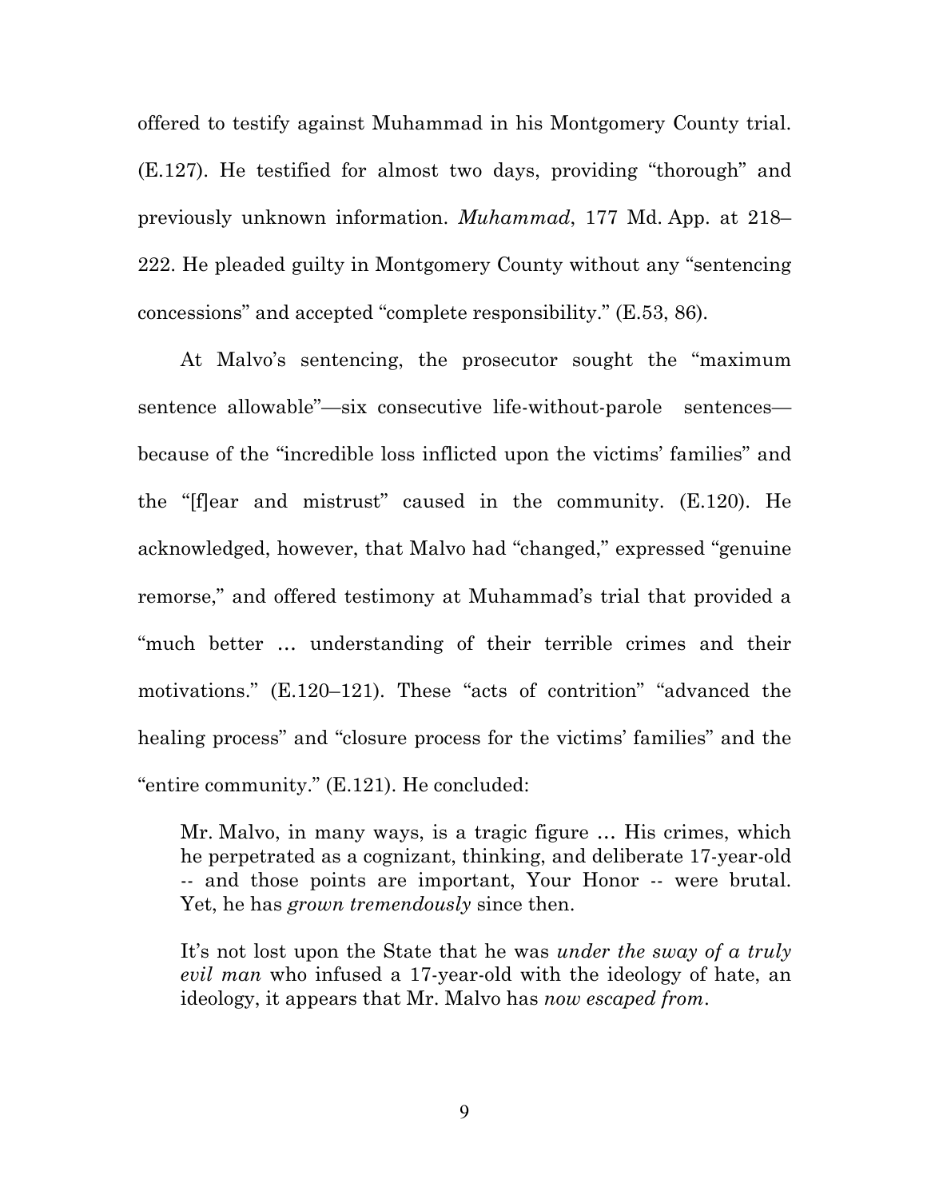offered to testify against Muhammad in his Montgomery County trial. (E.127). He testified for almost two days, providing "thorough" and previously unknown information. *Muhammad*, 177 Md. App. at 218–222. He pleaded guilty in Montgomery County without any "sentencing concessions" and accepted "complete responsibility." (E.53, 86).

At Malvo's sentencing, the prosecutor sought the "maximum sentence allowable"—six consecutive life-without-parole sentences—because of the "incredible loss inflicted upon the victims' families" and the "[f]ear and mistrust" caused in the community. (E.120). He acknowledged, however, that Malvo had "changed," expressed "genuine remorse," and offered testimony at Muhammad's trial that provided a "much better … understanding of their terrible crimes and their motivations." (E.120–121). These "acts of contrition" "advanced the healing process" and "closure process for the victims' families" and the "entire community." (E.121). He concluded:

> Mr. Malvo, in many ways, is a tragic figure … His crimes, which he perpetrated as a cognizant, thinking, and deliberate 17-year-old -- and those points are important, Your Honor -- were brutal. Yet, he has *grown tremendously* since then.
>
> It's not lost upon the State that he was *under the sway of a truly evil man* who infused a 17-year-old with the ideology of hate, an ideology, it appears that Mr. Malvo has *now escaped from*.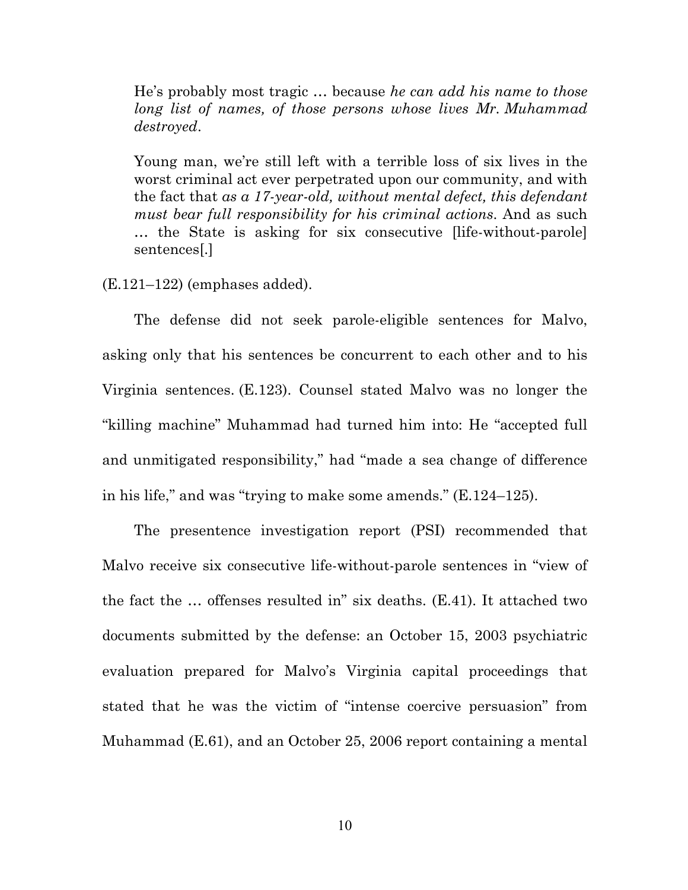> He's probably most tragic … because *he can add his name to those long list of names, of those persons whose lives Mr. Muhammad destroyed*.
>
> Young man, we're still left with a terrible loss of six lives in the worst criminal act ever perpetrated upon our community, and with the fact that *as a 17-year-old, without mental defect, this defendant must bear full responsibility for his criminal actions*. And as such … the State is asking for six consecutive [life-without-parole] sentences[.]

(E.121–122) (emphases added).

The defense did not seek parole-eligible sentences for Malvo, asking only that his sentences be concurrent to each other and to his Virginia sentences. (E.123). Counsel stated Malvo was no longer the "killing machine" Muhammad had turned him into: He "accepted full and unmitigated responsibility," had "made a sea change of difference in his life," and was "trying to make some amends." (E.124–125).

The presentence investigation report (PSI) recommended that Malvo receive six consecutive life-without-parole sentences in "view of the fact the … offenses resulted in" six deaths. (E.41). It attached two documents submitted by the defense: an October 15, 2003 psychiatric evaluation prepared for Malvo's Virginia capital proceedings that stated that he was the victim of "intense coercive persuasion" from Muhammad (E.61), and an October 25, 2006 report containing a mental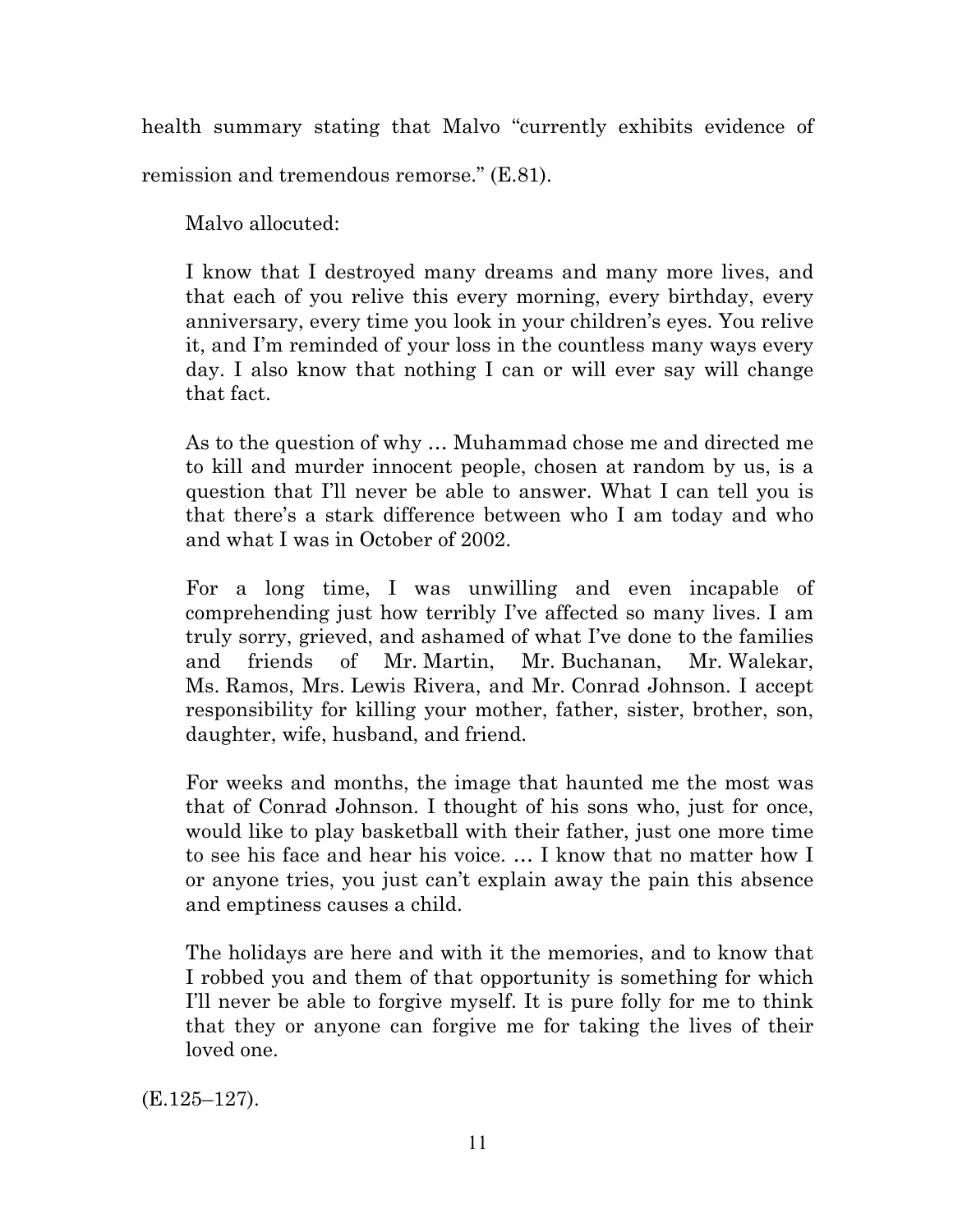health summary stating that Malvo "currently exhibits evidence of remission and tremendous remorse." (E.81).

Malvo allocuted:

> I know that I destroyed many dreams and many more lives, and that each of you relive this every morning, every birthday, every anniversary, every time you look in your children's eyes. You relive it, and I'm reminded of your loss in the countless many ways every day. I also know that nothing I can or will ever say will change that fact.
>
> As to the question of why … Muhammad chose me and directed me to kill and murder innocent people, chosen at random by us, is a question that I'll never be able to answer. What I can tell you is that there's a stark difference between who I am today and who and what I was in October of 2002.
>
> For a long time, I was unwilling and even incapable of comprehending just how terribly I've affected so many lives. I am truly sorry, grieved, and ashamed of what I've done to the families and friends of Mr. Martin, Mr. Buchanan, Mr. Walekar, Ms. Ramos, Mrs. Lewis Rivera, and Mr. Conrad Johnson. I accept responsibility for killing your mother, father, sister, brother, son, daughter, wife, husband, and friend.
>
> For weeks and months, the image that haunted me the most was that of Conrad Johnson. I thought of his sons who, just for once, would like to play basketball with their father, just one more time to see his face and hear his voice. … I know that no matter how I or anyone tries, you just can't explain away the pain this absence and emptiness causes a child.
>
> The holidays are here and with it the memories, and to know that I robbed you and them of that opportunity is something for which I'll never be able to forgive myself. It is pure folly for me to think that they or anyone can forgive me for taking the lives of their loved one.

(E.125–127).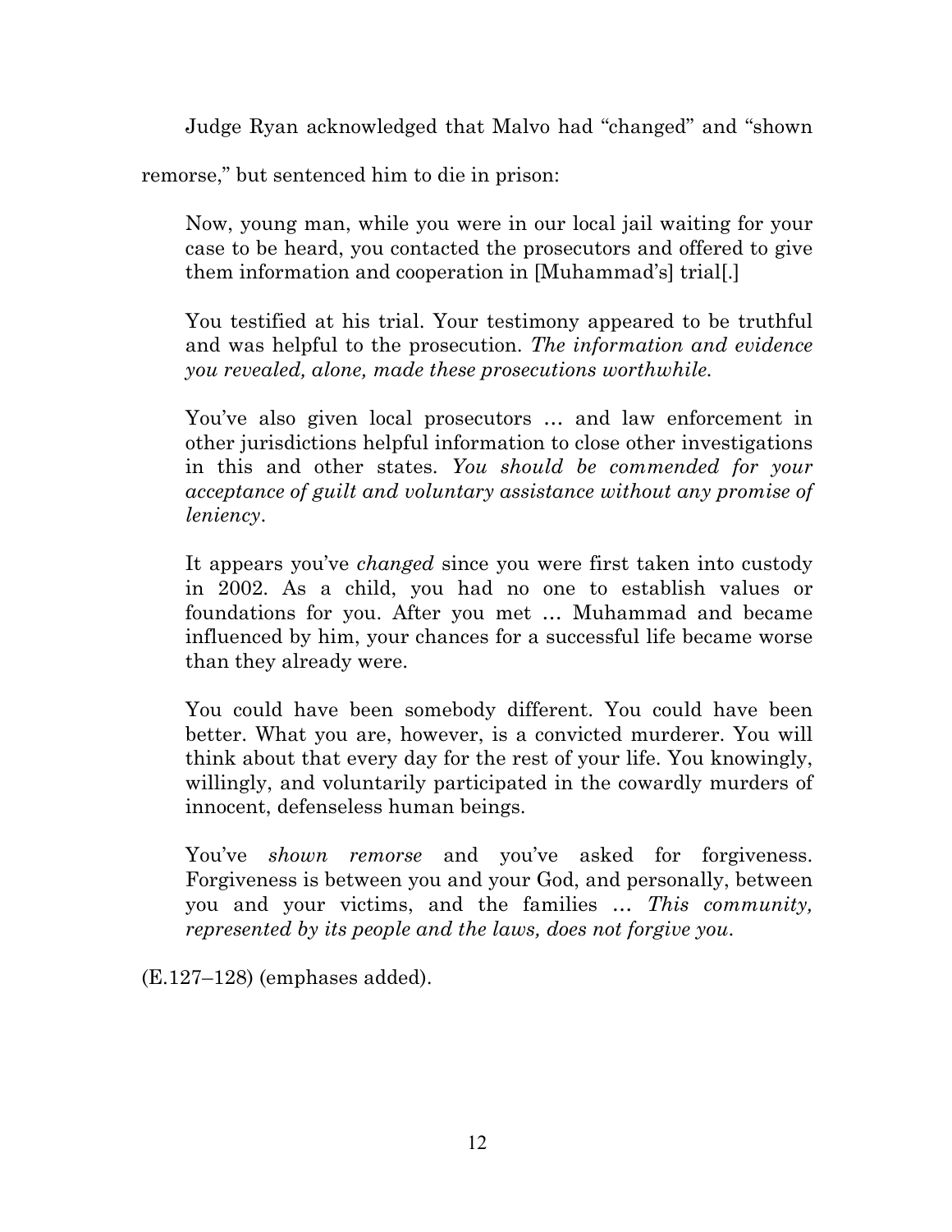Judge Ryan acknowledged that Malvo had "changed" and "shown remorse," but sentenced him to die in prison:

> Now, young man, while you were in our local jail waiting for your case to be heard, you contacted the prosecutors and offered to give them information and cooperation in [Muhammad's] trial[.]
>
> You testified at his trial. Your testimony appeared to be truthful and was helpful to the prosecution. *The information and evidence you revealed, alone, made these prosecutions worthwhile.*
>
> You've also given local prosecutors … and law enforcement in other jurisdictions helpful information to close other investigations in this and other states. *You should be commended for your acceptance of guilt and voluntary assistance without any promise of leniency*.
>
> It appears you've *changed* since you were first taken into custody in 2002. As a child, you had no one to establish values or foundations for you. After you met … Muhammad and became influenced by him, your chances for a successful life became worse than they already were.
>
> You could have been somebody different. You could have been better. What you are, however, is a convicted murderer. You will think about that every day for the rest of your life. You knowingly, willingly, and voluntarily participated in the cowardly murders of innocent, defenseless human beings.
>
> You've *shown remorse* and you've asked for forgiveness. Forgiveness is between you and your God, and personally, between you and your victims, and the families … *This community, represented by its people and the laws, does not forgive you*.

(E.127–128) (emphases added).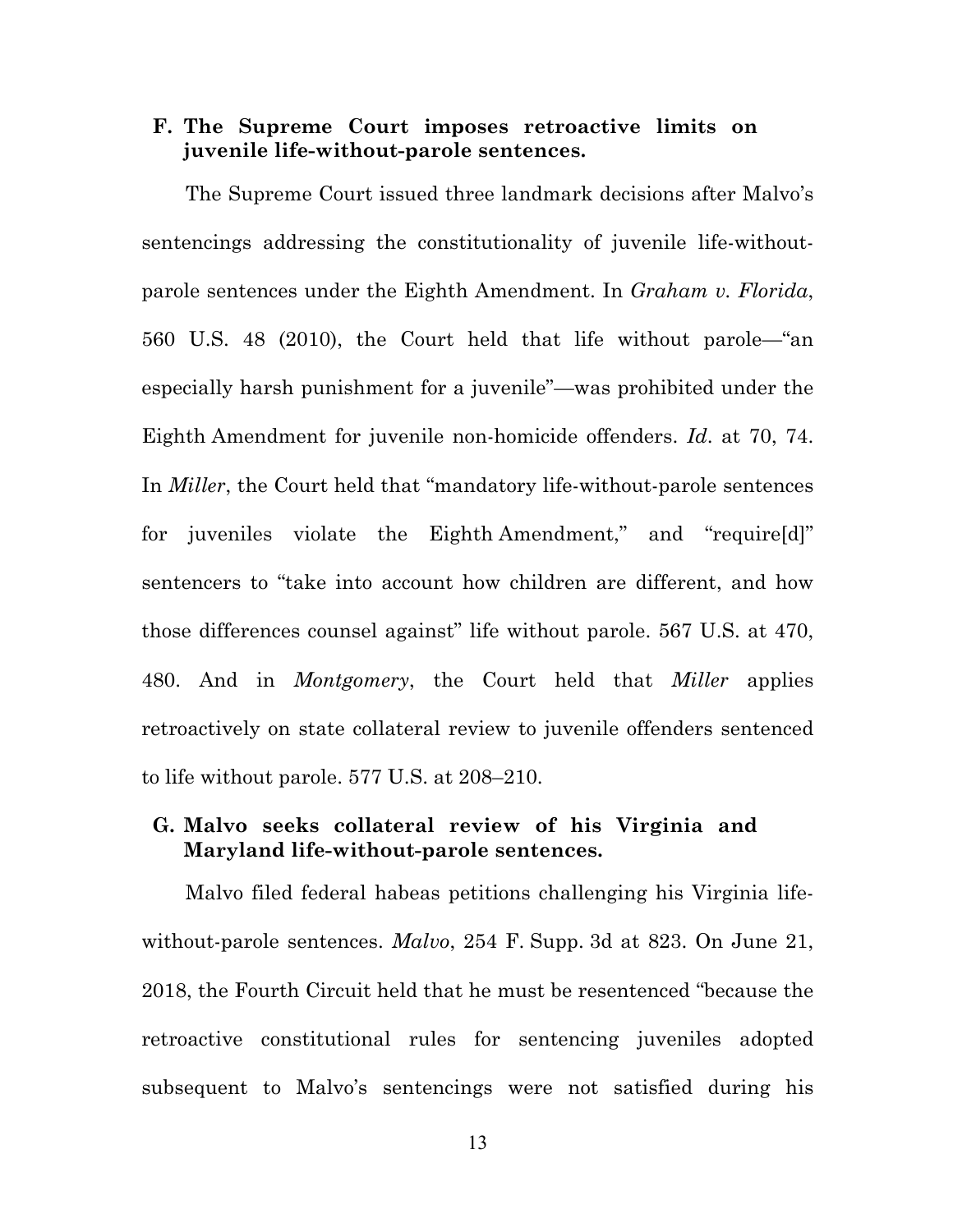### F. The Supreme Court imposes retroactive limits on juvenile life-without-parole sentences.

The Supreme Court issued three landmark decisions after Malvo's sentencings addressing the constitutionality of juvenile life-without-parole sentences under the Eighth Amendment. In *Graham v. Florida*, 560 U.S. 48 (2010), the Court held that life without parole—"an especially harsh punishment for a juvenile"—was prohibited under the Eighth Amendment for juvenile non-homicide offenders. *Id*. at 70, 74. In *Miller*, the Court held that "mandatory life-without-parole sentences for juveniles violate the Eighth Amendment," and "require[d]" sentencers to "take into account how children are different, and how those differences counsel against" life without parole. 567 U.S. at 470, 480. And in *Montgomery*, the Court held that *Miller* applies retroactively on state collateral review to juvenile offenders sentenced to life without parole. 577 U.S. at 208–210.

### G. Malvo seeks collateral review of his Virginia and Maryland life-without-parole sentences.

Malvo filed federal habeas petitions challenging his Virginia life-without-parole sentences. *Malvo*, 254 F. Supp. 3d at 823. On June 21, 2018, the Fourth Circuit held that he must be resentenced "because the retroactive constitutional rules for sentencing juveniles adopted subsequent to Malvo's sentencings were not satisfied during his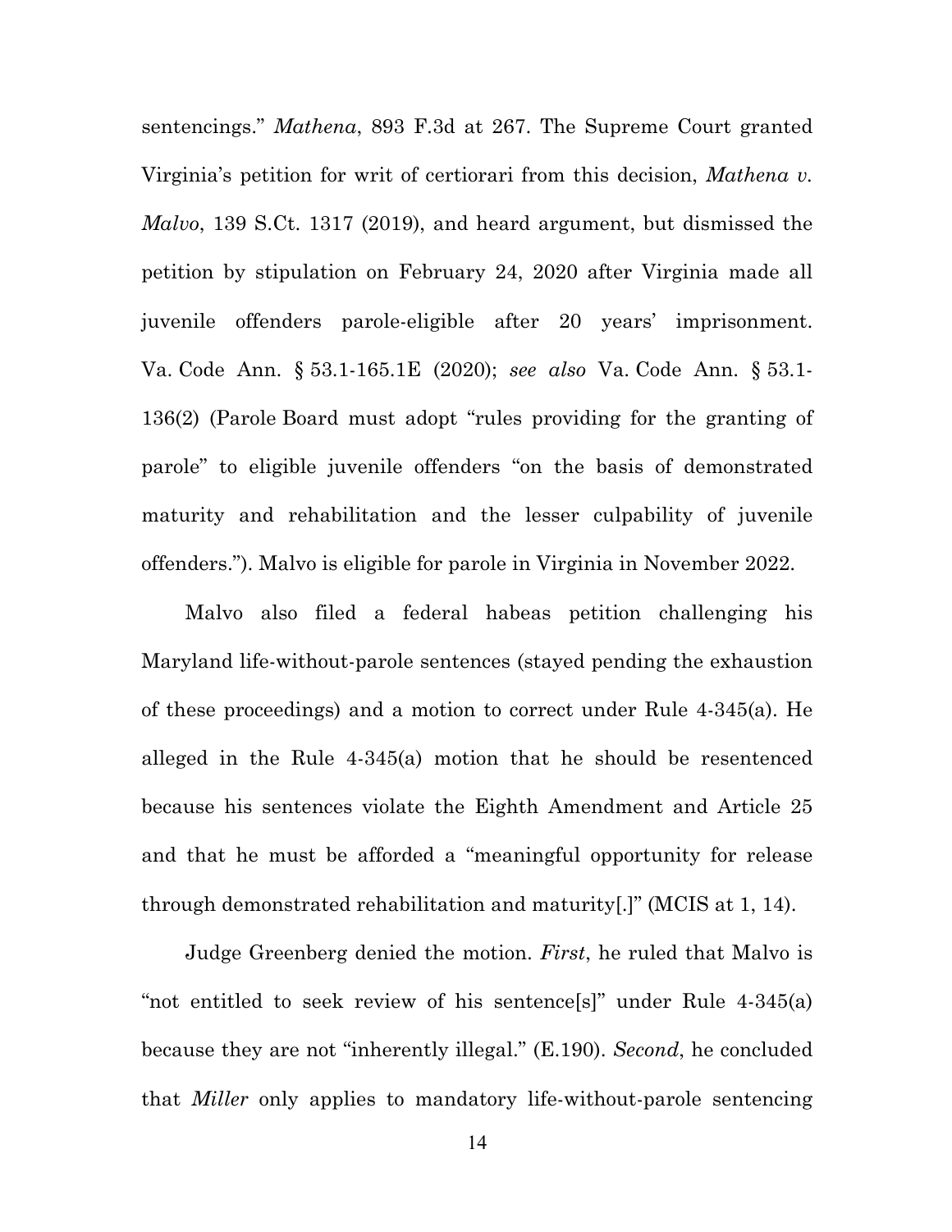sentencings." *Mathena*, 893 F.3d at 267. The Supreme Court granted Virginia's petition for writ of certiorari from this decision, *Mathena v. Malvo*, 139 S.Ct. 1317 (2019), and heard argument, but dismissed the petition by stipulation on February 24, 2020 after Virginia made all juvenile offenders parole-eligible after 20 years' imprisonment. Va. Code Ann. § 53.1-165.1E (2020); *see also* Va. Code Ann. § 53.1-136(2) (Parole Board must adopt "rules providing for the granting of parole" to eligible juvenile offenders "on the basis of demonstrated maturity and rehabilitation and the lesser culpability of juvenile offenders."). Malvo is eligible for parole in Virginia in November 2022.

Malvo also filed a federal habeas petition challenging his Maryland life-without-parole sentences (stayed pending the exhaustion of these proceedings) and a motion to correct under Rule 4-345(a). He alleged in the Rule 4-345(a) motion that he should be resentenced because his sentences violate the Eighth Amendment and Article 25 and that he must be afforded a "meaningful opportunity for release through demonstrated rehabilitation and maturity[.]" (MCIS at 1, 14).

Judge Greenberg denied the motion. *First*, he ruled that Malvo is "not entitled to seek review of his sentence[s]" under Rule 4-345(a) because they are not "inherently illegal." (E.190). *Second*, he concluded that *Miller* only applies to mandatory life-without-parole sentencing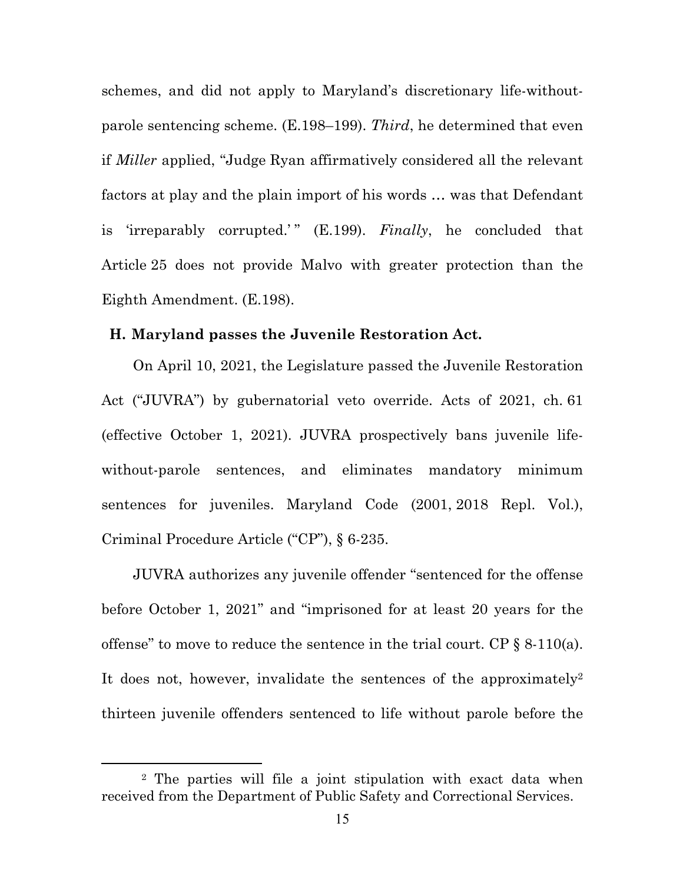schemes, and did not apply to Maryland's discretionary life-without-parole sentencing scheme. (E.198–199). *Third*, he determined that even if *Miller* applied, "Judge Ryan affirmatively considered all the relevant factors at play and the plain import of his words … was that Defendant is 'irreparably corrupted.'" (E.199). *Finally*, he concluded that Article 25 does not provide Malvo with greater protection than the Eighth Amendment. (E.198).

### H. Maryland passes the Juvenile Restoration Act.

On April 10, 2021, the Legislature passed the Juvenile Restoration Act ("JUVRA") by gubernatorial veto override. Acts of 2021, ch. 61 (effective October 1, 2021). JUVRA prospectively bans juvenile life-without-parole sentences, and eliminates mandatory minimum sentences for juveniles. Maryland Code (2001, 2018 Repl. Vol.), Criminal Procedure Article ("CP"), § 6-235.

JUVRA authorizes any juvenile offender "sentenced for the offense before October 1, 2021" and "imprisoned for at least 20 years for the offense" to move to reduce the sentence in the trial court. CP § 8-110(a). It does not, however, invalidate the sentences of the approximately[2] thirteen juvenile offenders sentenced to life without parole before the

---

[2] The parties will file a joint stipulation with exact data when received from the Department of Public Safety and Correctional Services.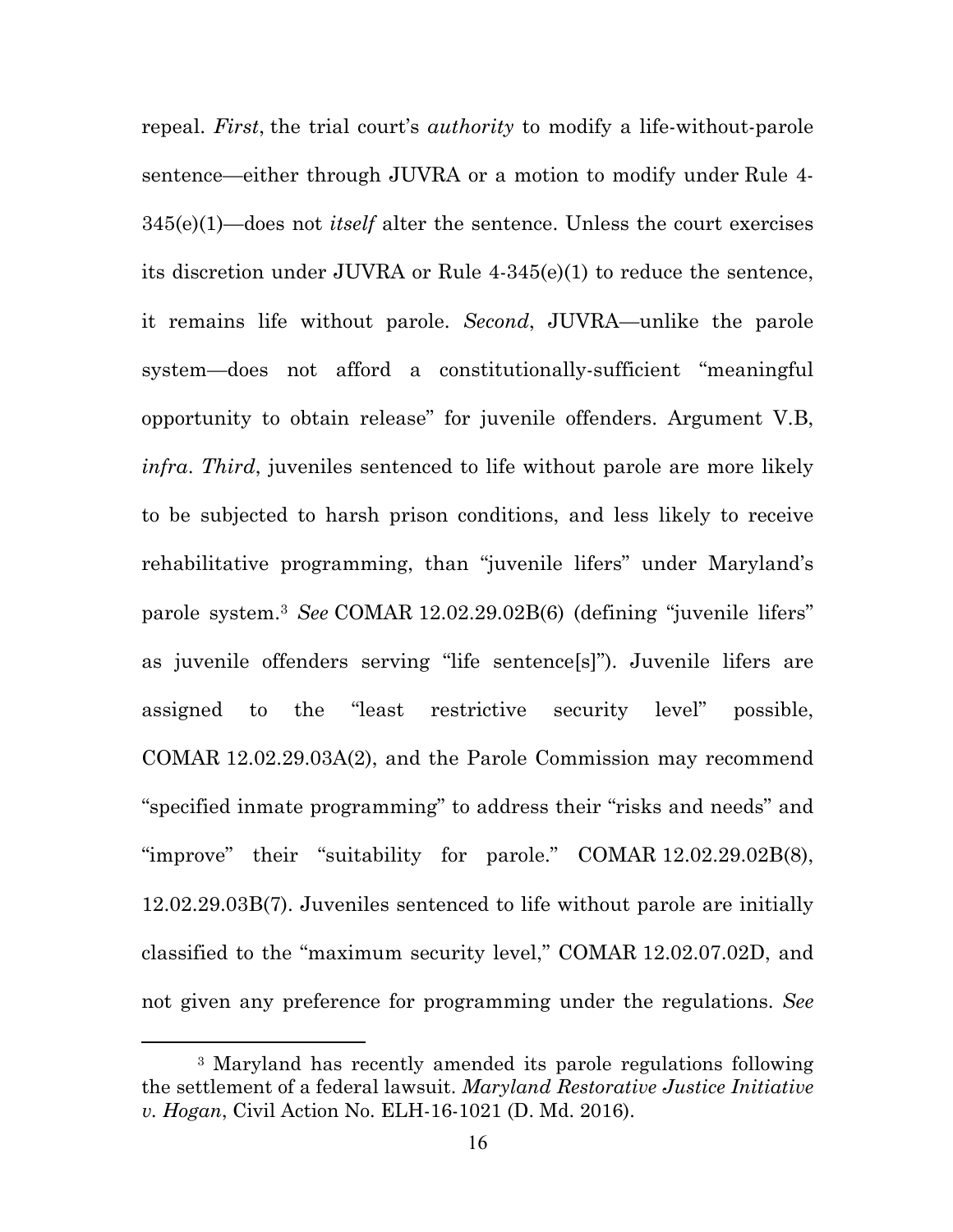repeal. *First*, the trial court's *authority* to modify a life-without-parole sentence—either through JUVRA or a motion to modify under Rule 4-345(e)(1)—does not *itself* alter the sentence. Unless the court exercises its discretion under JUVRA or Rule 4-345(e)(1) to reduce the sentence, it remains life without parole. *Second*, JUVRA—unlike the parole system—does not afford a constitutionally-sufficient "meaningful opportunity to obtain release" for juvenile offenders. Argument V.B, *infra*. *Third*, juveniles sentenced to life without parole are more likely to be subjected to harsh prison conditions, and less likely to receive rehabilitative programming, than "juvenile lifers" under Maryland's parole system.[3] *See* COMAR 12.02.29.02B(6) (defining "juvenile lifers" as juvenile offenders serving "life sentence[s]"). Juvenile lifers are assigned to the "least restrictive security level" possible, COMAR 12.02.29.03A(2), and the Parole Commission may recommend "specified inmate programming" to address their "risks and needs" and "improve" their "suitability for parole." COMAR 12.02.29.02B(8), 12.02.29.03B(7). Juveniles sentenced to life without parole are initially classified to the "maximum security level," COMAR 12.02.07.02D, and not given any preference for programming under the regulations. *See*

---

[3] Maryland has recently amended its parole regulations following the settlement of a federal lawsuit. *Maryland Restorative Justice Initiative v. Hogan*, Civil Action No. ELH-16-1021 (D. Md. 2016).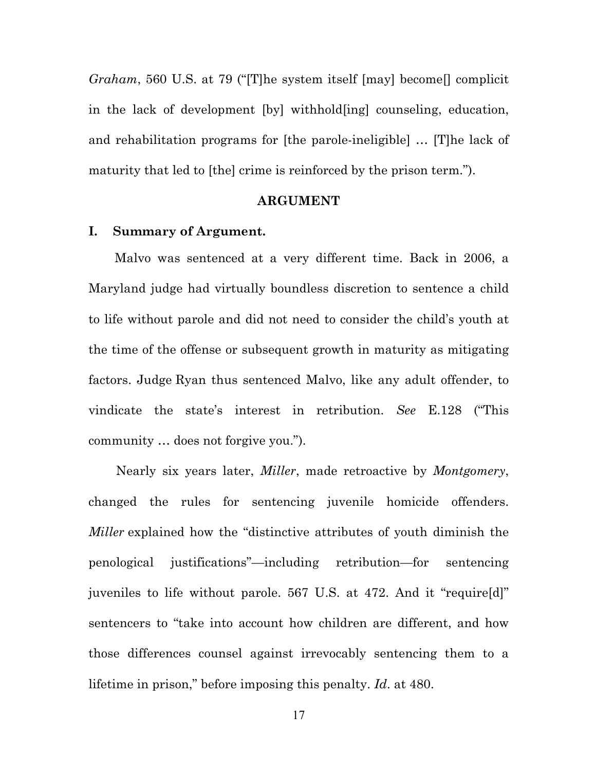*Graham*, 560 U.S. at 79 ("[T]he system itself [may] become[] complicit in the lack of development [by] withhold[ing] counseling, education, and rehabilitation programs for [the parole-ineligible] … [T]he lack of maturity that led to [the] crime is reinforced by the prison term.").

## ARGUMENT

### I. Summary of Argument.

Malvo was sentenced at a very different time. Back in 2006, a Maryland judge had virtually boundless discretion to sentence a child to life without parole and did not need to consider the child's youth at the time of the offense or subsequent growth in maturity as mitigating factors. Judge Ryan thus sentenced Malvo, like any adult offender, to vindicate the state's interest in retribution. *See* E.128 ("This community … does not forgive you.").

Nearly six years later, *Miller*, made retroactive by *Montgomery*, changed the rules for sentencing juvenile homicide offenders. *Miller* explained how the "distinctive attributes of youth diminish the penological justifications"—including retribution—for sentencing juveniles to life without parole. 567 U.S. at 472. And it "require[d]" sentencers to "take into account how children are different, and how those differences counsel against irrevocably sentencing them to a lifetime in prison," before imposing this penalty. *Id*. at 480.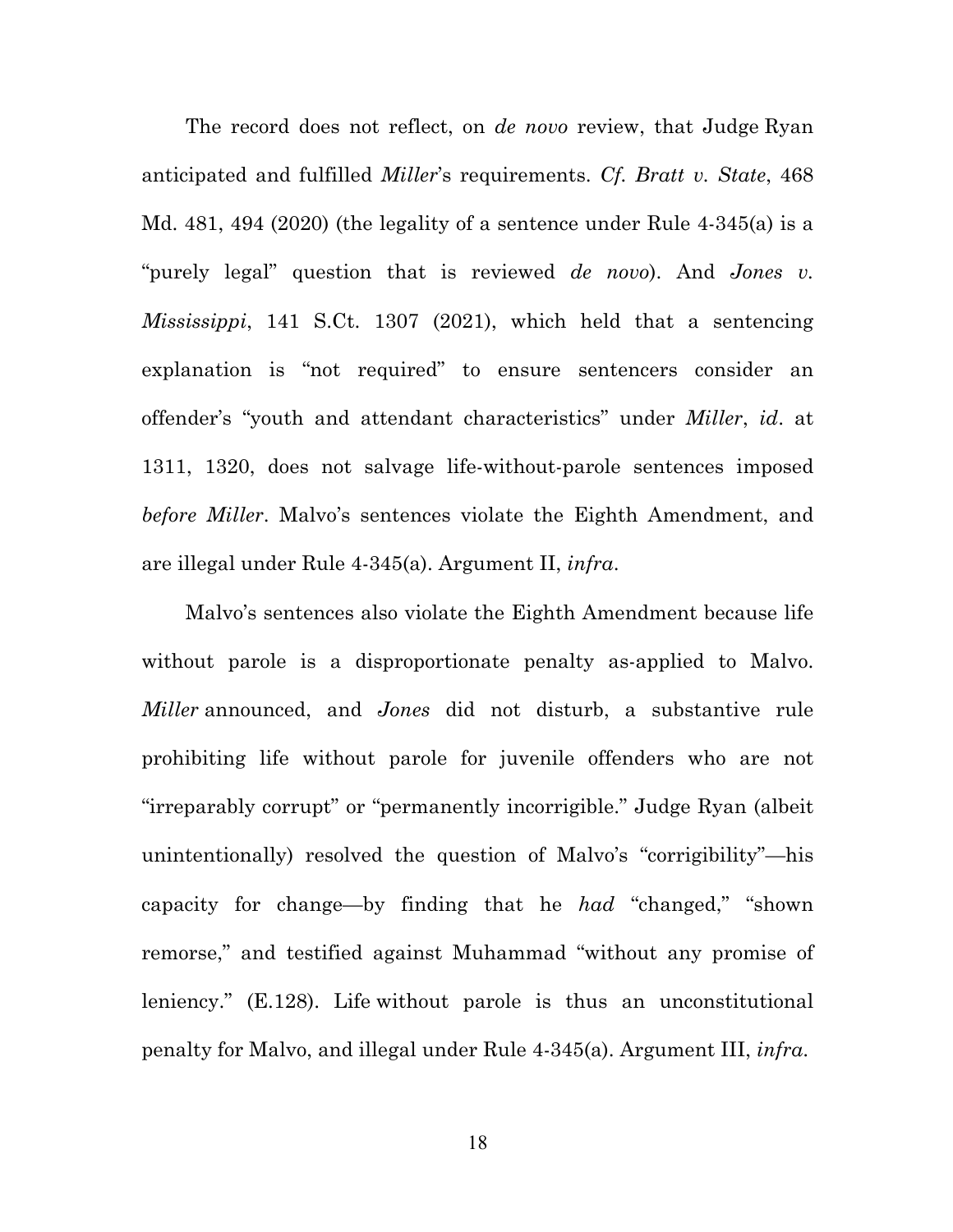The record does not reflect, on *de novo* review, that Judge Ryan anticipated and fulfilled *Miller*'s requirements. *Cf. Bratt v. State*, 468 Md. 481, 494 (2020) (the legality of a sentence under Rule 4-345(a) is a "purely legal" question that is reviewed *de novo*). And *Jones v. Mississippi*, 141 S.Ct. 1307 (2021), which held that a sentencing explanation is "not required" to ensure sentencers consider an offender's "youth and attendant characteristics" under *Miller*, *id*. at 1311, 1320, does not salvage life-without-parole sentences imposed *before Miller*. Malvo's sentences violate the Eighth Amendment, and are illegal under Rule 4-345(a). Argument II, *infra*.

Malvo's sentences also violate the Eighth Amendment because life without parole is a disproportionate penalty as-applied to Malvo. *Miller* announced, and *Jones* did not disturb, a substantive rule prohibiting life without parole for juvenile offenders who are not "irreparably corrupt" or "permanently incorrigible." Judge Ryan (albeit unintentionally) resolved the question of Malvo's "corrigibility"—his capacity for change—by finding that he *had* "changed," "shown remorse," and testified against Muhammad "without any promise of leniency." (E.128). Life without parole is thus an unconstitutional penalty for Malvo, and illegal under Rule 4-345(a). Argument III, *infra*.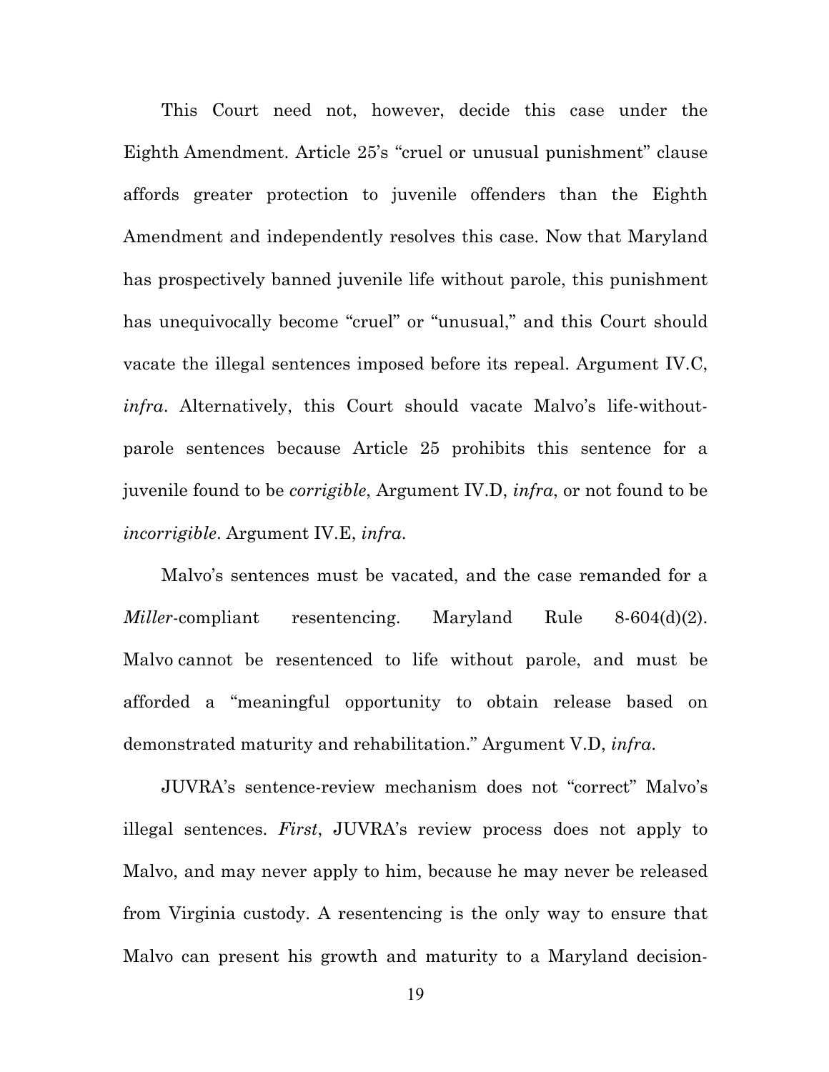This Court need not, however, decide this case under the Eighth Amendment. Article 25's "cruel or unusual punishment" clause affords greater protection to juvenile offenders than the Eighth Amendment and independently resolves this case. Now that Maryland has prospectively banned juvenile life without parole, this punishment has unequivocally become "cruel" or "unusual," and this Court should vacate the illegal sentences imposed before its repeal. Argument IV.C, *infra*. Alternatively, this Court should vacate Malvo's life-without-parole sentences because Article 25 prohibits this sentence for a juvenile found to be *corrigible*, Argument IV.D, *infra*, or not found to be *incorrigible*. Argument IV.E, *infra*.

Malvo's sentences must be vacated, and the case remanded for a *Miller*-compliant resentencing. Maryland Rule 8-604(d)(2). Malvo cannot be resentenced to life without parole, and must be afforded a "meaningful opportunity to obtain release based on demonstrated maturity and rehabilitation." Argument V.D, *infra*.

JUVRA's sentence-review mechanism does not "correct" Malvo's illegal sentences. *First*, JUVRA's review process does not apply to Malvo, and may never apply to him, because he may never be released from Virginia custody. A resentencing is the only way to ensure that Malvo can present his growth and maturity to a Maryland decision-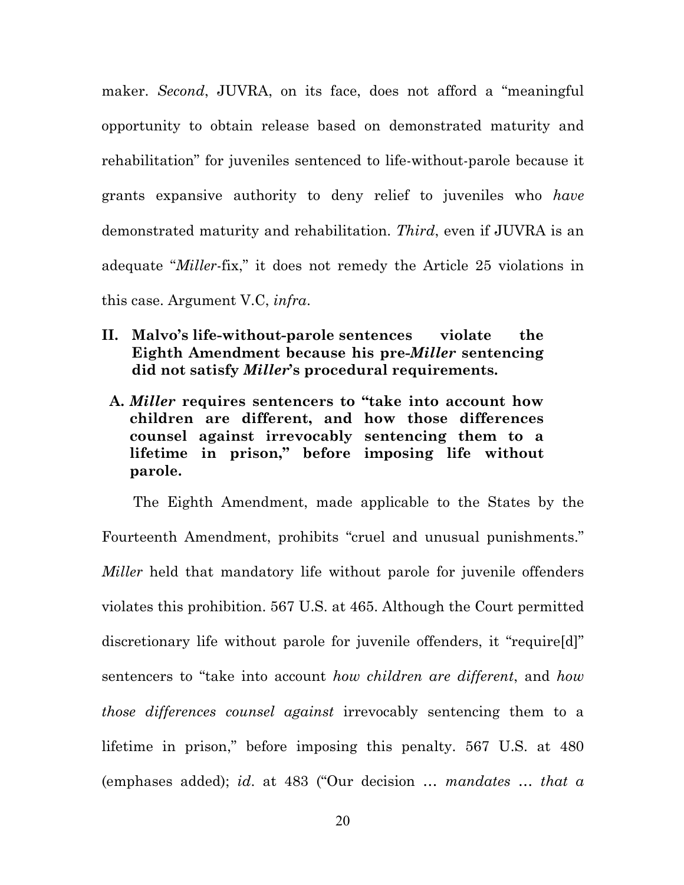maker. *Second*, JUVRA, on its face, does not afford a "meaningful opportunity to obtain release based on demonstrated maturity and rehabilitation" for juveniles sentenced to life-without-parole because it grants expansive authority to deny relief to juveniles who *have* demonstrated maturity and rehabilitation. *Third*, even if JUVRA is an adequate "*Miller*-fix," it does not remedy the Article 25 violations in this case. Argument V.C, *infra*.

## II. Malvo's life-without-parole sentences violate the Eighth Amendment because his pre-*Miller* sentencing did not satisfy *Miller*'s procedural requirements.

### A. *Miller* requires sentencers to "take into account how children are different, and how those differences counsel against irrevocably sentencing them to a lifetime in prison," before imposing life without parole.

The Eighth Amendment, made applicable to the States by the Fourteenth Amendment, prohibits "cruel and unusual punishments." *Miller* held that mandatory life without parole for juvenile offenders violates this prohibition. 567 U.S. at 465. Although the Court permitted discretionary life without parole for juvenile offenders, it "require[d]" sentencers to "take into account *how children are different*, and *how those differences counsel against* irrevocably sentencing them to a lifetime in prison," before imposing this penalty. 567 U.S. at 480 (emphases added); *id.* at 483 ("Our decision … *mandates* … *that a*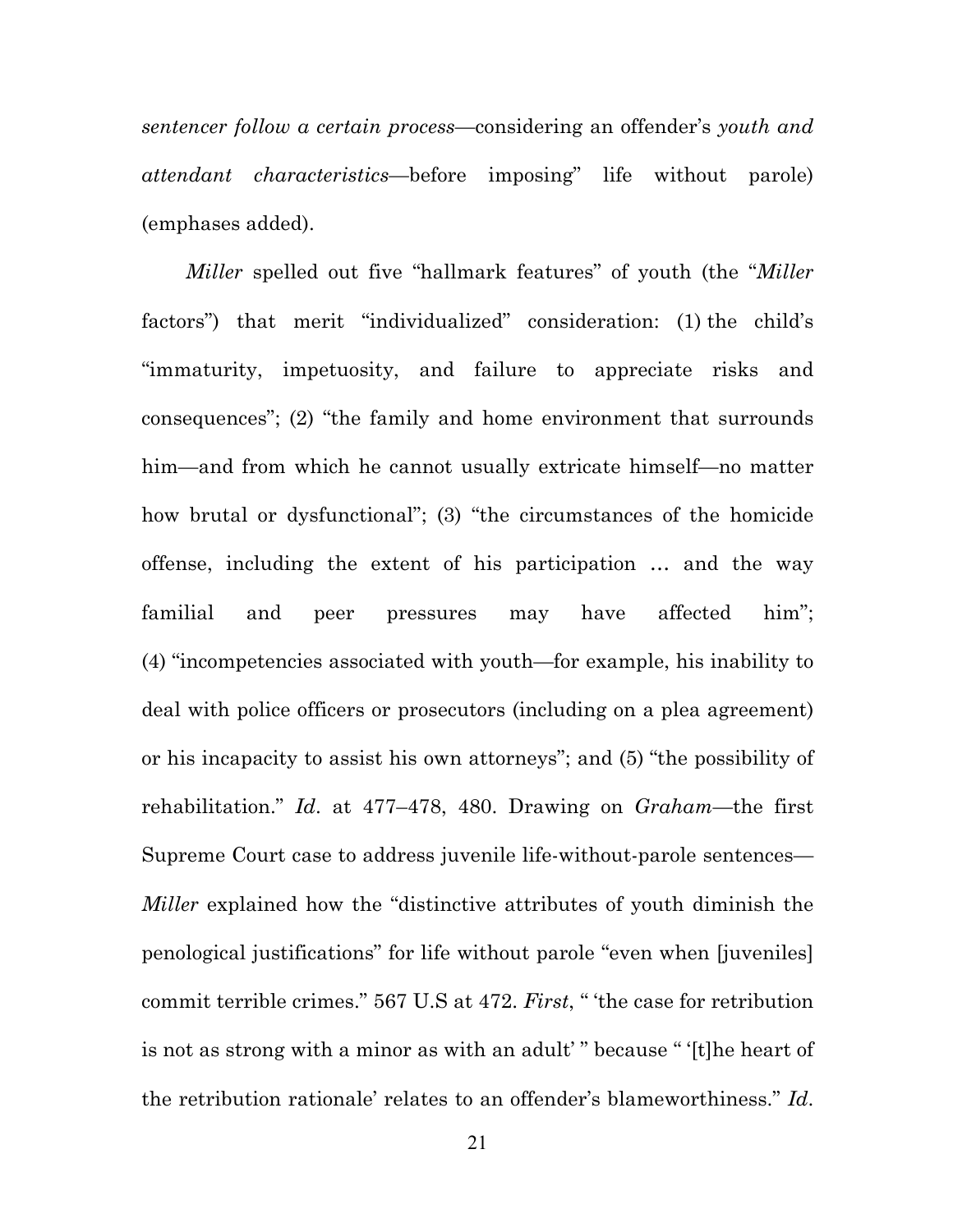*sentencer follow a certain process*—considering an offender's *youth and attendant characteristics*—before imposing" life without parole) (emphases added).

*Miller* spelled out five "hallmark features" of youth (the "*Miller* factors") that merit "individualized" consideration: (1) the child's "immaturity, impetuosity, and failure to appreciate risks and consequences"; (2) "the family and home environment that surrounds him—and from which he cannot usually extricate himself—no matter how brutal or dysfunctional"; (3) "the circumstances of the homicide offense, including the extent of his participation … and the way familial and peer pressures may have affected him"; (4) "incompetencies associated with youth—for example, his inability to deal with police officers or prosecutors (including on a plea agreement) or his incapacity to assist his own attorneys"; and (5) "the possibility of rehabilitation." *Id*. at 477–478, 480. Drawing on *Graham*—the first Supreme Court case to address juvenile life-without-parole sentences—*Miller* explained how the "distinctive attributes of youth diminish the penological justifications" for life without parole "even when [juveniles] commit terrible crimes." 567 U.S at 472. *First*, " 'the case for retribution is not as strong with a minor as with an adult' " because " '[t]he heart of the retribution rationale' relates to an offender's blameworthiness." *Id*.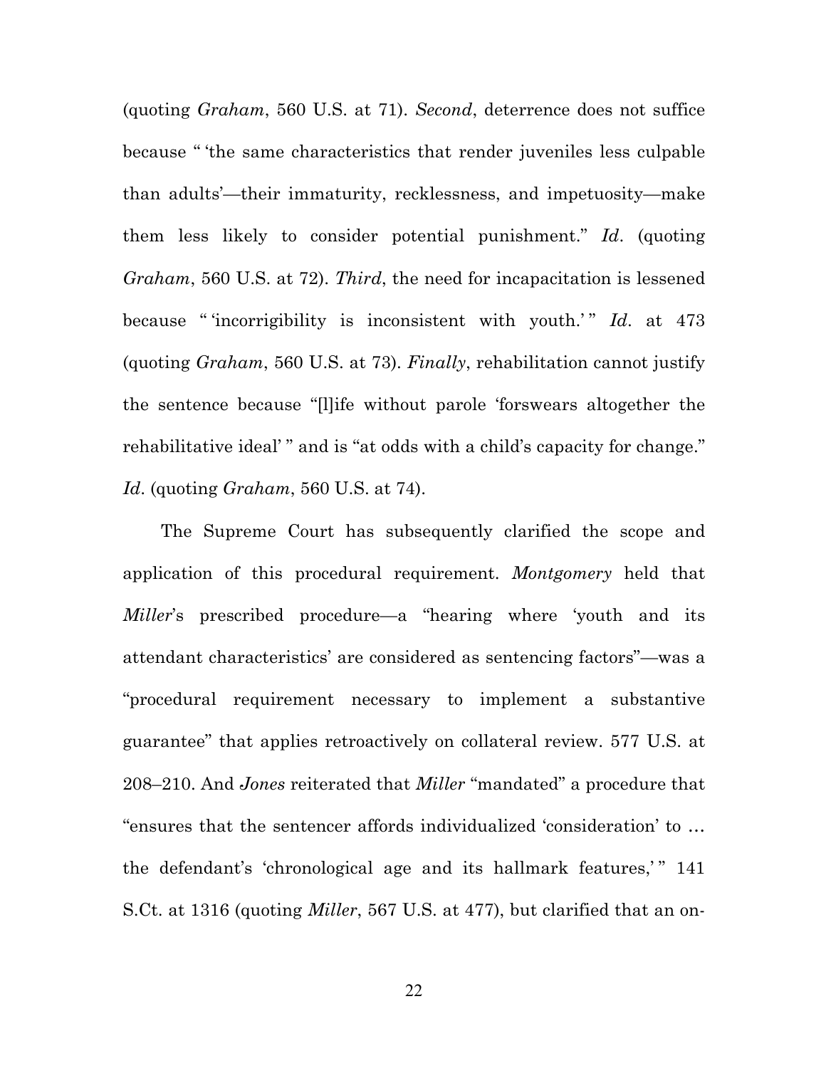(quoting *Graham*, 560 U.S. at 71). *Second*, deterrence does not suffice because " 'the same characteristics that render juveniles less culpable than adults'—their immaturity, recklessness, and impetuosity—make them less likely to consider potential punishment." *Id*. (quoting *Graham*, 560 U.S. at 72). *Third*, the need for incapacitation is lessened because " 'incorrigibility is inconsistent with youth.' " *Id*. at 473 (quoting *Graham*, 560 U.S. at 73). *Finally*, rehabilitation cannot justify the sentence because "[l]ife without parole 'forswears altogether the rehabilitative ideal' " and is "at odds with a child's capacity for change." *Id*. (quoting *Graham*, 560 U.S. at 74).

The Supreme Court has subsequently clarified the scope and application of this procedural requirement. *Montgomery* held that *Miller*'s prescribed procedure—a "hearing where 'youth and its attendant characteristics' are considered as sentencing factors"—was a "procedural requirement necessary to implement a substantive guarantee" that applies retroactively on collateral review. 577 U.S. at 208–210. And *Jones* reiterated that *Miller* "mandated" a procedure that "ensures that the sentencer affords individualized 'consideration' to … the defendant's 'chronological age and its hallmark features,' " 141 S.Ct. at 1316 (quoting *Miller*, 567 U.S. at 477), but clarified that an on-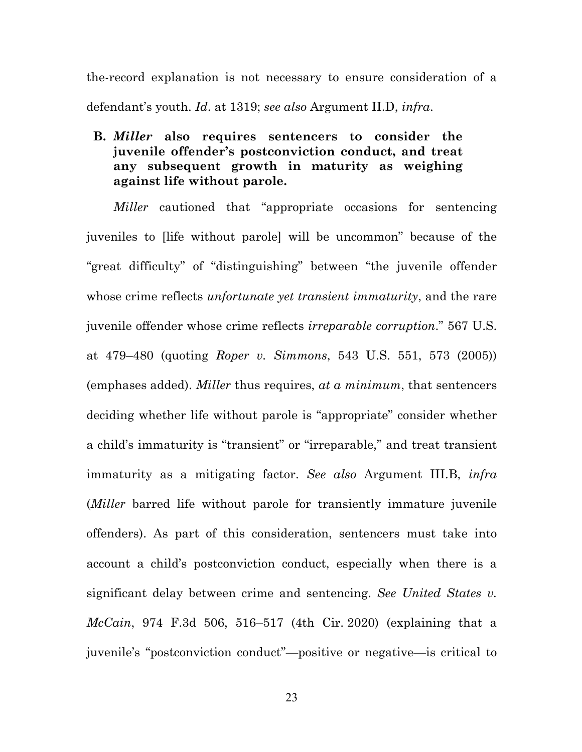the-record explanation is not necessary to ensure consideration of a defendant's youth. *Id*. at 1319; *see also* Argument II.D, *infra*.

### B. *Miller* also requires sentencers to consider the juvenile offender's postconviction conduct, and treat any subsequent growth in maturity as weighing against life without parole.

*Miller* cautioned that "appropriate occasions for sentencing juveniles to [life without parole] will be uncommon" because of the "great difficulty" of "distinguishing" between "the juvenile offender whose crime reflects *unfortunate yet transient immaturity*, and the rare juvenile offender whose crime reflects *irreparable corruption*." 567 U.S. at 479–480 (quoting *Roper v. Simmons*, 543 U.S. 551, 573 (2005)) (emphases added). *Miller* thus requires, *at a minimum*, that sentencers deciding whether life without parole is "appropriate" consider whether a child's immaturity is "transient" or "irreparable," and treat transient immaturity as a mitigating factor. *See also* Argument III.B, *infra* (*Miller* barred life without parole for transiently immature juvenile offenders). As part of this consideration, sentencers must take into account a child's postconviction conduct, especially when there is a significant delay between crime and sentencing. *See United States v. McCain*, 974 F.3d 506, 516–517 (4th Cir. 2020) (explaining that a juvenile's "postconviction conduct"—positive or negative—is critical to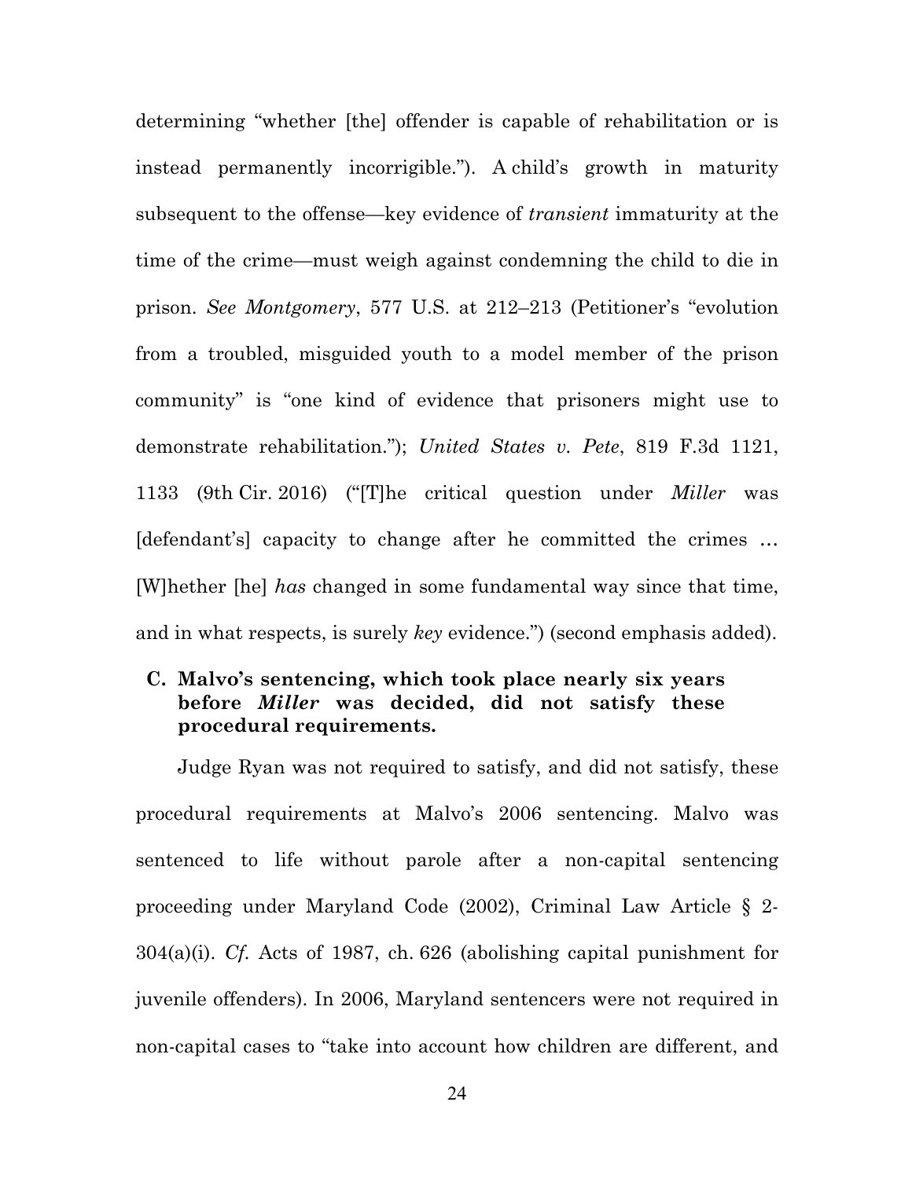determining "whether [the] offender is capable of rehabilitation or is instead permanently incorrigible."). A child's growth in maturity subsequent to the offense—key evidence of *transient* immaturity at the time of the crime—must weigh against condemning the child to die in prison. *See Montgomery*, 577 U.S. at 212–213 (Petitioner's "evolution from a troubled, misguided youth to a model member of the prison community" is "one kind of evidence that prisoners might use to demonstrate rehabilitation."); *United States v. Pete*, 819 F.3d 1121, 1133 (9th Cir. 2016) ("[T]he critical question under *Miller* was [defendant's] capacity to change after he committed the crimes … [W]hether [he] *has* changed in some fundamental way since that time, and in what respects, is surely *key* evidence.") (second emphasis added).

### C. Malvo's sentencing, which took place nearly six years before *Miller* was decided, did not satisfy these procedural requirements.

Judge Ryan was not required to satisfy, and did not satisfy, these procedural requirements at Malvo's 2006 sentencing. Malvo was sentenced to life without parole after a non-capital sentencing proceeding under Maryland Code (2002), Criminal Law Article § 2-304(a)(i). *Cf.* Acts of 1987, ch. 626 (abolishing capital punishment for juvenile offenders). In 2006, Maryland sentencers were not required in non-capital cases to "take into account how children are different, and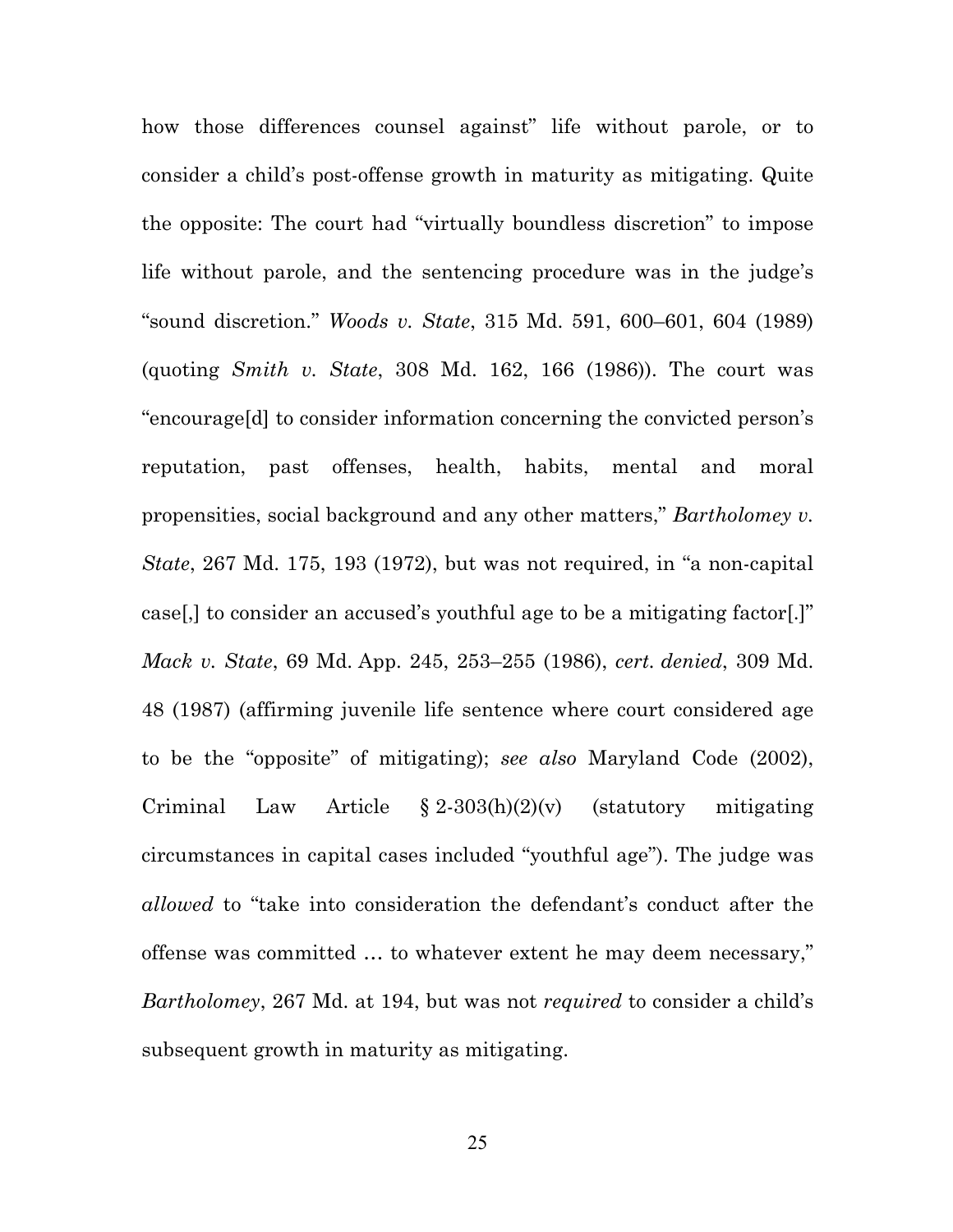how those differences counsel against" life without parole, or to consider a child's post-offense growth in maturity as mitigating. Quite the opposite: The court had "virtually boundless discretion" to impose life without parole, and the sentencing procedure was in the judge's "sound discretion." *Woods v. State*, 315 Md. 591, 600–601, 604 (1989) (quoting *Smith v. State*, 308 Md. 162, 166 (1986)). The court was "encourage[d] to consider information concerning the convicted person's reputation, past offenses, health, habits, mental and moral propensities, social background and any other matters," *Bartholomey v. State*, 267 Md. 175, 193 (1972), but was not required, in "a non-capital case[,] to consider an accused's youthful age to be a mitigating factor[.]" *Mack v. State*, 69 Md. App. 245, 253–255 (1986), *cert. denied*, 309 Md. 48 (1987) (affirming juvenile life sentence where court considered age to be the "opposite" of mitigating); *see also* Maryland Code (2002), Criminal Law Article § 2-303(h)(2)(v) (statutory mitigating circumstances in capital cases included "youthful age"). The judge was *allowed* to "take into consideration the defendant's conduct after the offense was committed … to whatever extent he may deem necessary," *Bartholomey*, 267 Md. at 194, but was not *required* to consider a child's subsequent growth in maturity as mitigating.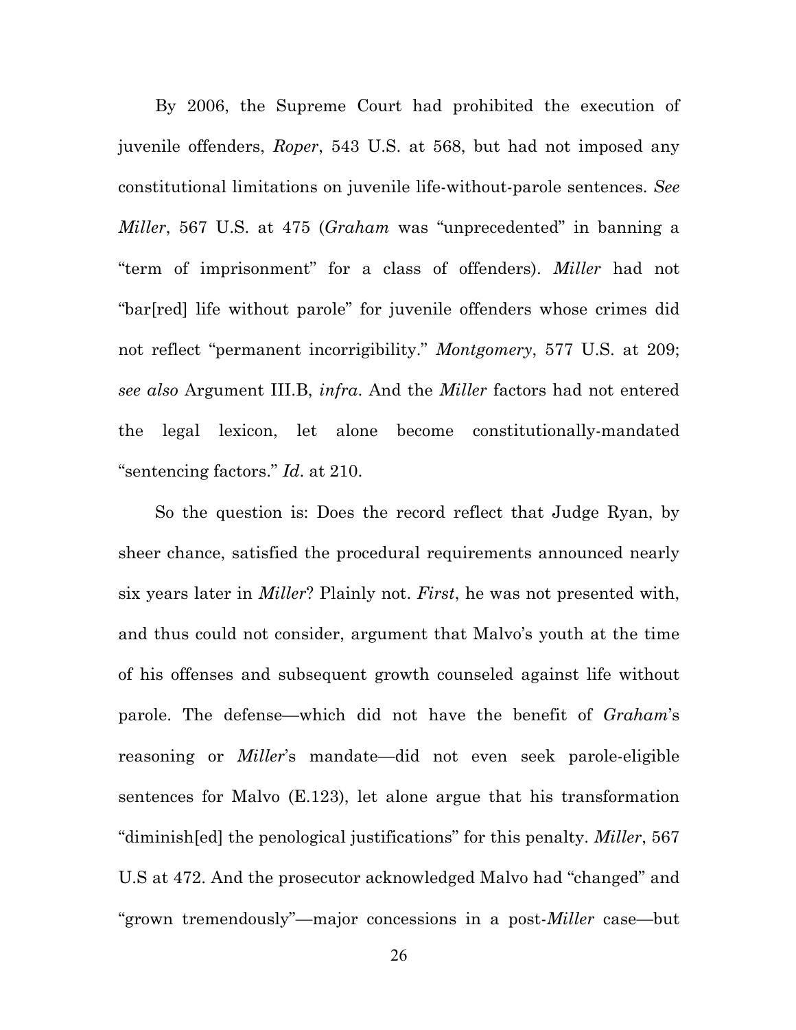By 2006, the Supreme Court had prohibited the execution of juvenile offenders, *Roper*, 543 U.S. at 568, but had not imposed any constitutional limitations on juvenile life-without-parole sentences. *See Miller*, 567 U.S. at 475 (*Graham* was "unprecedented" in banning a "term of imprisonment" for a class of offenders). *Miller* had not "bar[red] life without parole" for juvenile offenders whose crimes did not reflect "permanent incorrigibility." *Montgomery*, 577 U.S. at 209; *see also* Argument III.B, *infra*. And the *Miller* factors had not entered the legal lexicon, let alone become constitutionally-mandated "sentencing factors." *Id*. at 210.

So the question is: Does the record reflect that Judge Ryan, by sheer chance, satisfied the procedural requirements announced nearly six years later in *Miller*? Plainly not. *First*, he was not presented with, and thus could not consider, argument that Malvo's youth at the time of his offenses and subsequent growth counseled against life without parole. The defense—which did not have the benefit of *Graham*'s reasoning or *Miller*'s mandate—did not even seek parole-eligible sentences for Malvo (E.123), let alone argue that his transformation "diminish[ed] the penological justifications" for this penalty. *Miller*, 567 U.S at 472. And the prosecutor acknowledged Malvo had "changed" and "grown tremendously"—major concessions in a post-*Miller* case—but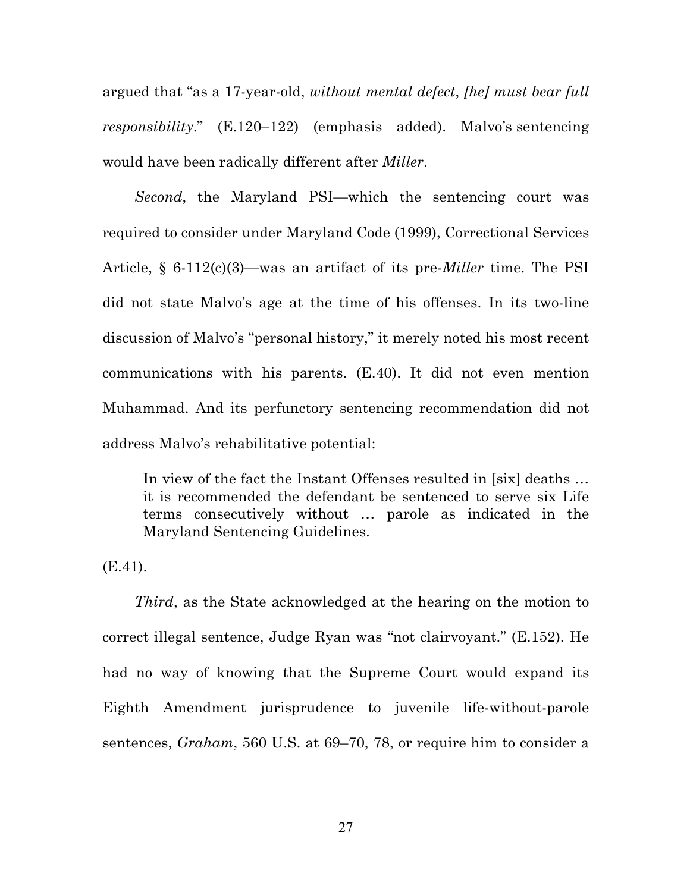argued that "as a 17-year-old, *without mental defect*, *[he] must bear full responsibility*." (E.120–122) (emphasis added). Malvo's sentencing would have been radically different after *Miller*.

*Second*, the Maryland PSI—which the sentencing court was required to consider under Maryland Code (1999), Correctional Services Article, § 6-112(c)(3)—was an artifact of its pre-*Miller* time. The PSI did not state Malvo's age at the time of his offenses. In its two-line discussion of Malvo's "personal history," it merely noted his most recent communications with his parents. (E.40). It did not even mention Muhammad. And its perfunctory sentencing recommendation did not address Malvo's rehabilitative potential:

> In view of the fact the Instant Offenses resulted in [six] deaths … it is recommended the defendant be sentenced to serve six Life terms consecutively without … parole as indicated in the Maryland Sentencing Guidelines.

(E.41).

*Third*, as the State acknowledged at the hearing on the motion to correct illegal sentence, Judge Ryan was "not clairvoyant." (E.152). He had no way of knowing that the Supreme Court would expand its Eighth Amendment jurisprudence to juvenile life-without-parole sentences, *Graham*, 560 U.S. at 69–70, 78, or require him to consider a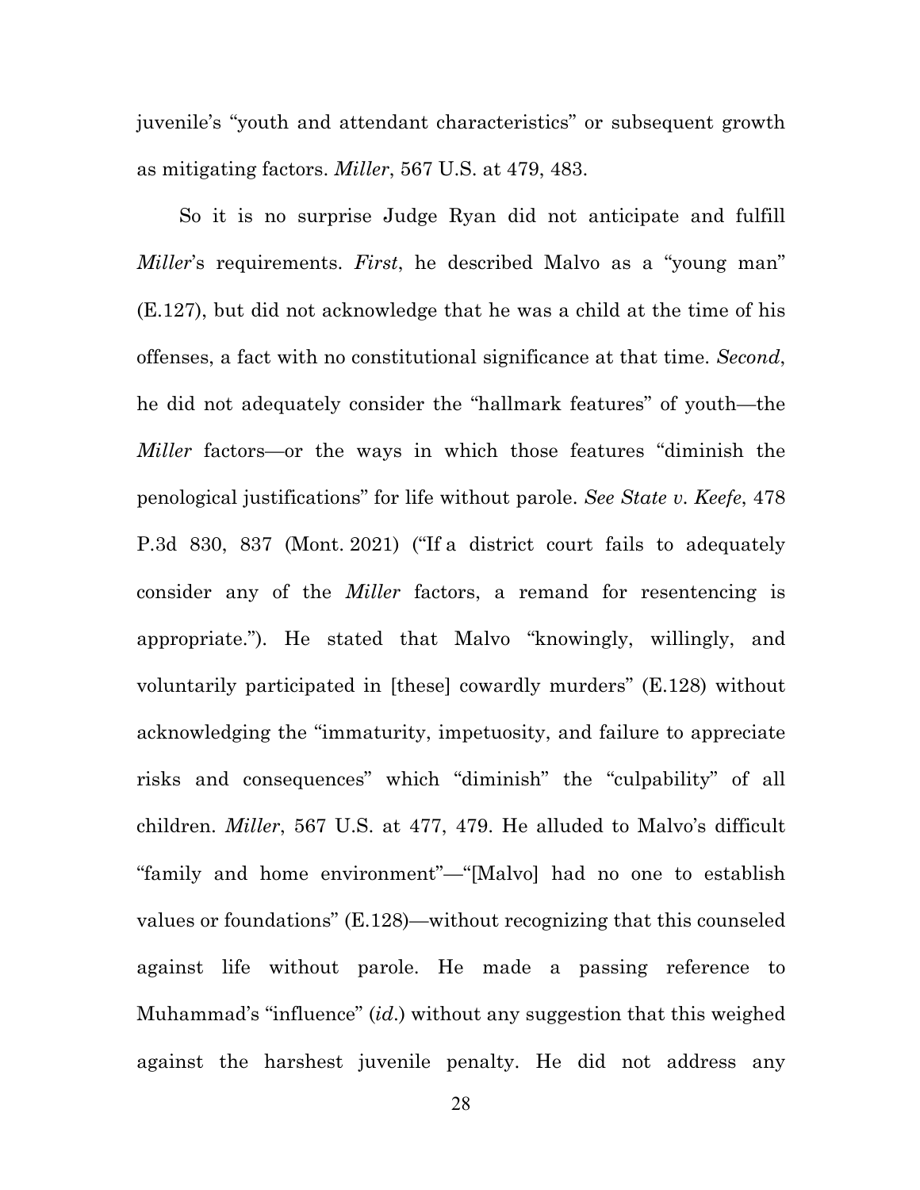juvenile's "youth and attendant characteristics" or subsequent growth as mitigating factors. *Miller*, 567 U.S. at 479, 483.

So it is no surprise Judge Ryan did not anticipate and fulfill *Miller*'s requirements. *First*, he described Malvo as a "young man" (E.127), but did not acknowledge that he was a child at the time of his offenses, a fact with no constitutional significance at that time. *Second*, he did not adequately consider the "hallmark features" of youth—the *Miller* factors—or the ways in which those features "diminish the penological justifications" for life without parole. *See State v. Keefe*, 478 P.3d 830, 837 (Mont. 2021) ("If a district court fails to adequately consider any of the *Miller* factors, a remand for resentencing is appropriate."). He stated that Malvo "knowingly, willingly, and voluntarily participated in [these] cowardly murders" (E.128) without acknowledging the "immaturity, impetuosity, and failure to appreciate risks and consequences" which "diminish" the "culpability" of all children. *Miller*, 567 U.S. at 477, 479. He alluded to Malvo's difficult "family and home environment"—"[Malvo] had no one to establish values or foundations" (E.128)—without recognizing that this counseled against life without parole. He made a passing reference to Muhammad's "influence" (*id.*) without any suggestion that this weighed against the harshest juvenile penalty. He did not address any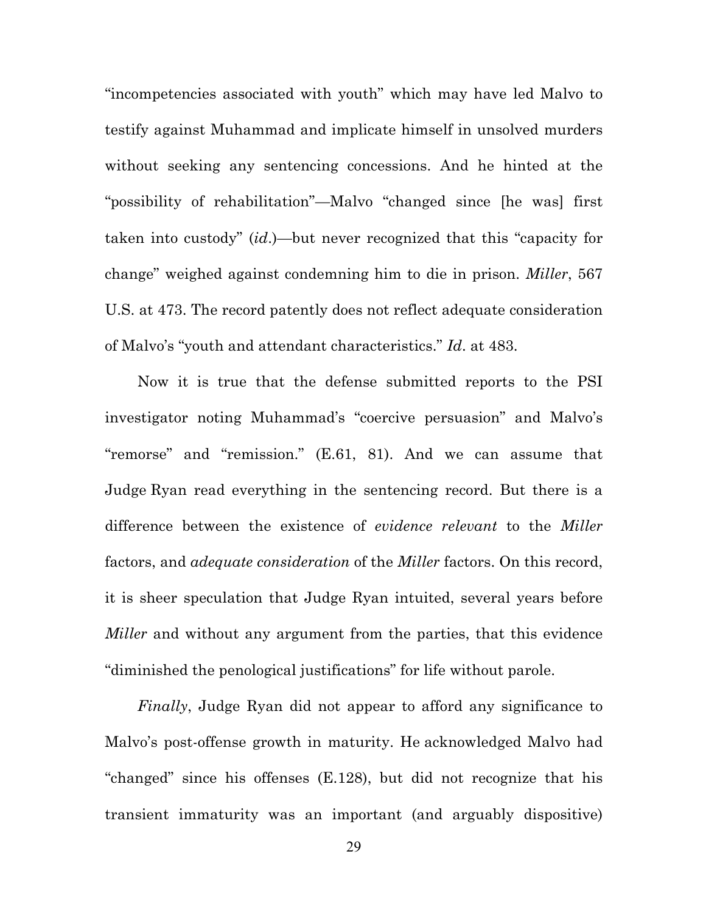"incompetencies associated with youth" which may have led Malvo to testify against Muhammad and implicate himself in unsolved murders without seeking any sentencing concessions. And he hinted at the "possibility of rehabilitation"—Malvo "changed since [he was] first taken into custody" (*id*.)—but never recognized that this "capacity for change" weighed against condemning him to die in prison. *Miller*, 567 U.S. at 473. The record patently does not reflect adequate consideration of Malvo's "youth and attendant characteristics." *Id*. at 483.

Now it is true that the defense submitted reports to the PSI investigator noting Muhammad's "coercive persuasion" and Malvo's "remorse" and "remission." (E.61, 81). And we can assume that Judge Ryan read everything in the sentencing record. But there is a difference between the existence of *evidence relevant* to the *Miller* factors, and *adequate consideration* of the *Miller* factors. On this record, it is sheer speculation that Judge Ryan intuited, several years before *Miller* and without any argument from the parties, that this evidence "diminished the penological justifications" for life without parole.

*Finally*, Judge Ryan did not appear to afford any significance to Malvo's post-offense growth in maturity. He acknowledged Malvo had "changed" since his offenses (E.128), but did not recognize that his transient immaturity was an important (and arguably dispositive)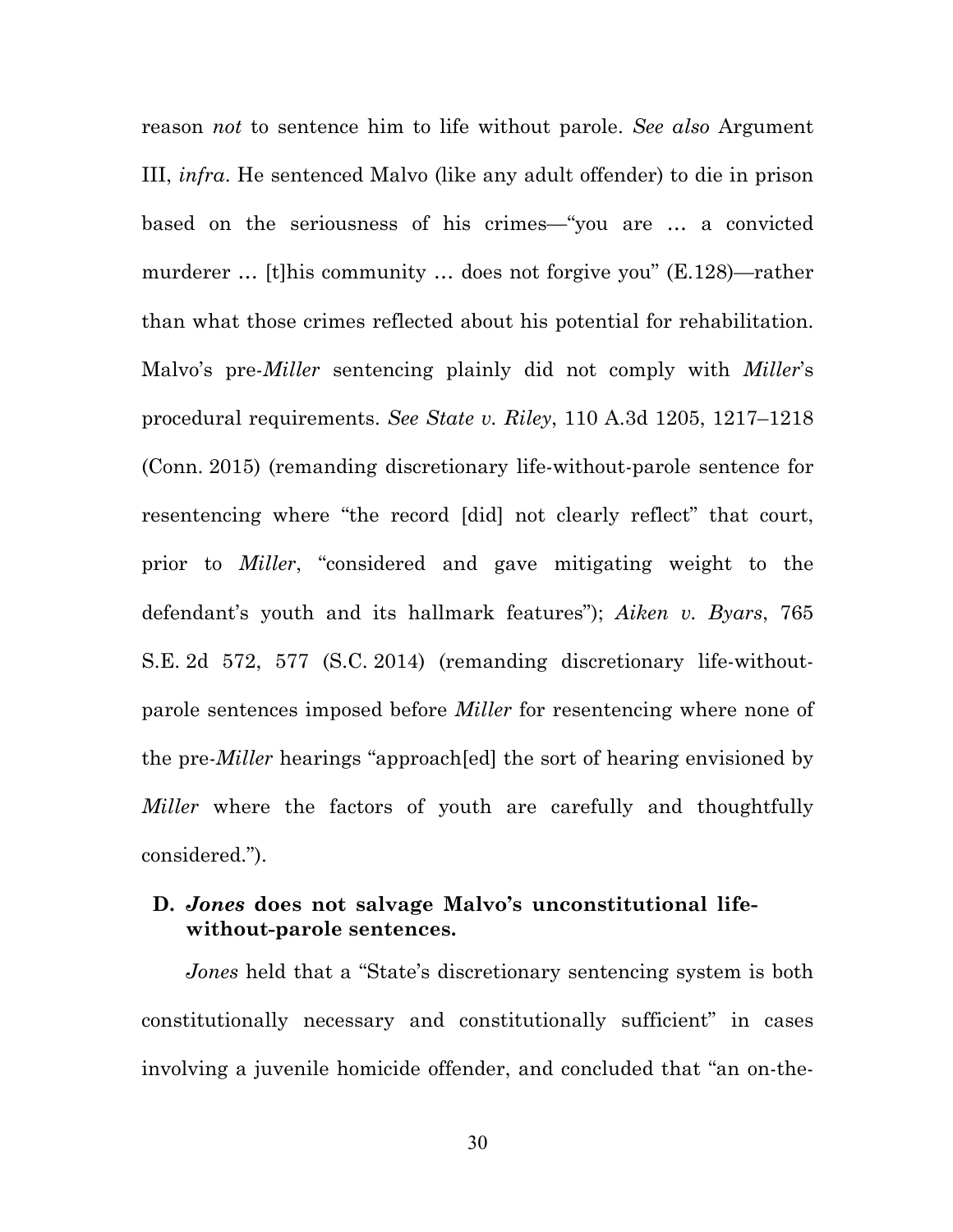reason *not* to sentence him to life without parole. *See also* Argument III, *infra*. He sentenced Malvo (like any adult offender) to die in prison based on the seriousness of his crimes—"you are … a convicted murderer … [t]his community … does not forgive you" (E.128)—rather than what those crimes reflected about his potential for rehabilitation. Malvo's pre-*Miller* sentencing plainly did not comply with *Miller*'s procedural requirements. *See State v. Riley*, 110 A.3d 1205, 1217–1218 (Conn. 2015) (remanding discretionary life-without-parole sentence for resentencing where "the record [did] not clearly reflect" that court, prior to *Miller*, "considered and gave mitigating weight to the defendant's youth and its hallmark features"); *Aiken v. Byars*, 765 S.E. 2d 572, 577 (S.C. 2014) (remanding discretionary life-without-parole sentences imposed before *Miller* for resentencing where none of the pre-*Miller* hearings "approach[ed] the sort of hearing envisioned by *Miller* where the factors of youth are carefully and thoughtfully considered.").

### D. *Jones* does not salvage Malvo's unconstitutional life-without-parole sentences.

*Jones* held that a "State's discretionary sentencing system is both constitutionally necessary and constitutionally sufficient" in cases involving a juvenile homicide offender, and concluded that "an on-the-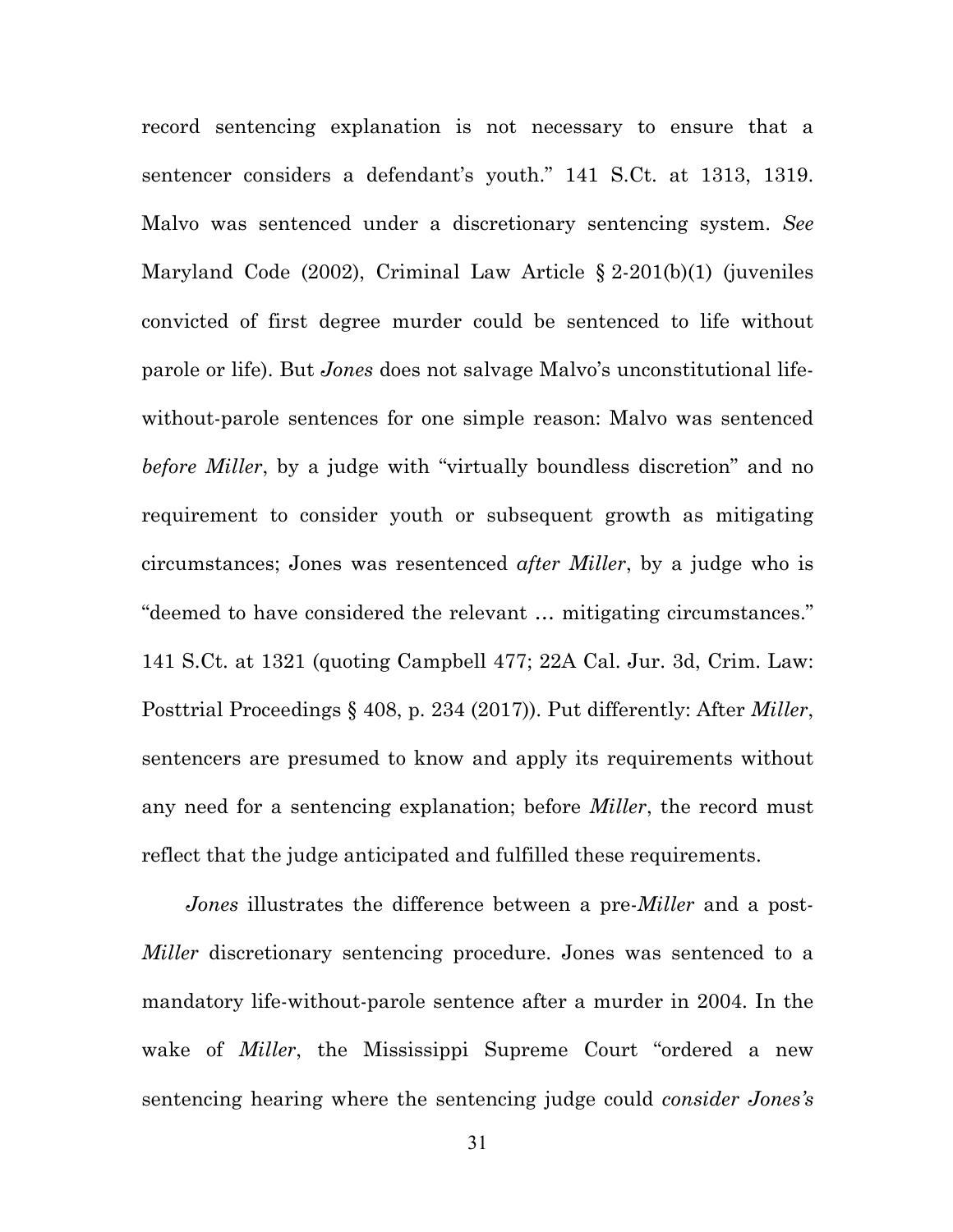record sentencing explanation is not necessary to ensure that a sentencer considers a defendant's youth." 141 S.Ct. at 1313, 1319. Malvo was sentenced under a discretionary sentencing system. *See* Maryland Code (2002), Criminal Law Article § 2-201(b)(1) (juveniles convicted of first degree murder could be sentenced to life without parole or life). But *Jones* does not salvage Malvo's unconstitutional life-without-parole sentences for one simple reason: Malvo was sentenced *before Miller*, by a judge with "virtually boundless discretion" and no requirement to consider youth or subsequent growth as mitigating circumstances; Jones was resentenced *after Miller*, by a judge who is "deemed to have considered the relevant … mitigating circumstances." 141 S.Ct. at 1321 (quoting Campbell 477; 22A Cal. Jur. 3d, Crim. Law: Posttrial Proceedings § 408, p. 234 (2017)). Put differently: After *Miller*, sentencers are presumed to know and apply its requirements without any need for a sentencing explanation; before *Miller*, the record must reflect that the judge anticipated and fulfilled these requirements.

*Jones* illustrates the difference between a pre-*Miller* and a post-*Miller* discretionary sentencing procedure. Jones was sentenced to a mandatory life-without-parole sentence after a murder in 2004. In the wake of *Miller*, the Mississippi Supreme Court "ordered a new sentencing hearing where the sentencing judge could *consider Jones's*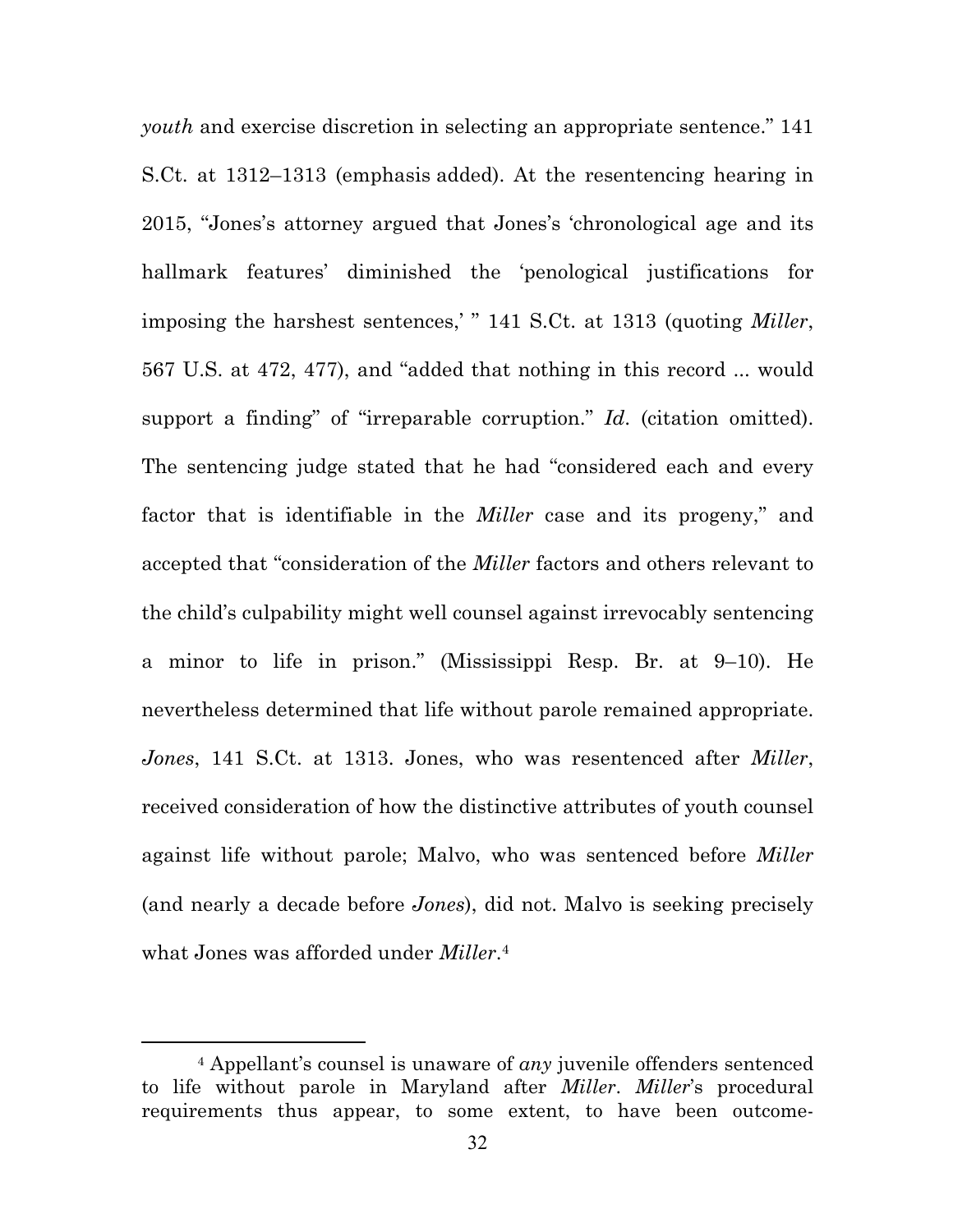*youth* and exercise discretion in selecting an appropriate sentence." 141 S.Ct. at 1312–1313 (emphasis added). At the resentencing hearing in 2015, "Jones's attorney argued that Jones's 'chronological age and its hallmark features' diminished the 'penological justifications for imposing the harshest sentences,' " 141 S.Ct. at 1313 (quoting *Miller*, 567 U.S. at 472, 477), and "added that nothing in this record ... would support a finding" of "irreparable corruption." *Id*. (citation omitted). The sentencing judge stated that he had "considered each and every factor that is identifiable in the *Miller* case and its progeny," and accepted that "consideration of the *Miller* factors and others relevant to the child's culpability might well counsel against irrevocably sentencing a minor to life in prison." (Mississippi Resp. Br. at 9–10). He nevertheless determined that life without parole remained appropriate. *Jones*, 141 S.Ct. at 1313. Jones, who was resentenced after *Miller*, received consideration of how the distinctive attributes of youth counsel against life without parole; Malvo, who was sentenced before *Miller* (and nearly a decade before *Jones*), did not. Malvo is seeking precisely what Jones was afforded under *Miller*.[4]

---

[4] Appellant's counsel is unaware of *any* juvenile offenders sentenced to life without parole in Maryland after *Miller*. *Miller*'s procedural requirements thus appear, to some extent, to have been outcome-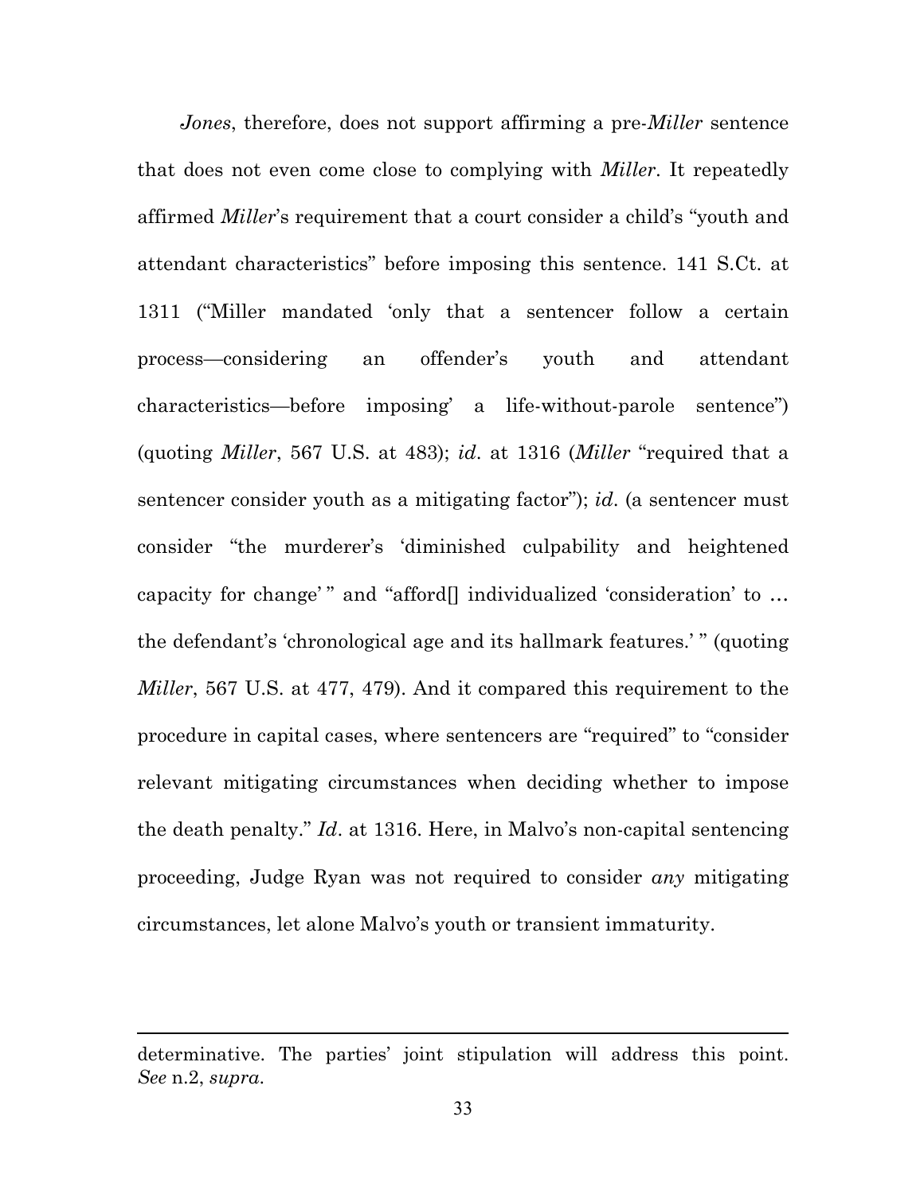*Jones*, therefore, does not support affirming a pre-*Miller* sentence that does not even come close to complying with *Miller*. It repeatedly affirmed *Miller*'s requirement that a court consider a child's "youth and attendant characteristics" before imposing this sentence. 141 S.Ct. at 1311 ("Miller mandated 'only that a sentencer follow a certain process—considering an offender's youth and attendant characteristics—before imposing' a life-without-parole sentence") (quoting *Miller*, 567 U.S. at 483); *id*. at 1316 (*Miller* "required that a sentencer consider youth as a mitigating factor"); *id*. (a sentencer must consider "the murderer's 'diminished culpability and heightened capacity for change' " and "afford[] individualized 'consideration' to … the defendant's 'chronological age and its hallmark features.' " (quoting *Miller*, 567 U.S. at 477, 479). And it compared this requirement to the procedure in capital cases, where sentencers are "required" to "consider relevant mitigating circumstances when deciding whether to impose the death penalty." *Id*. at 1316. Here, in Malvo's non-capital sentencing proceeding, Judge Ryan was not required to consider *any* mitigating circumstances, let alone Malvo's youth or transient immaturity.

---

determinative. The parties' joint stipulation will address this point. *See* n.2, *supra*.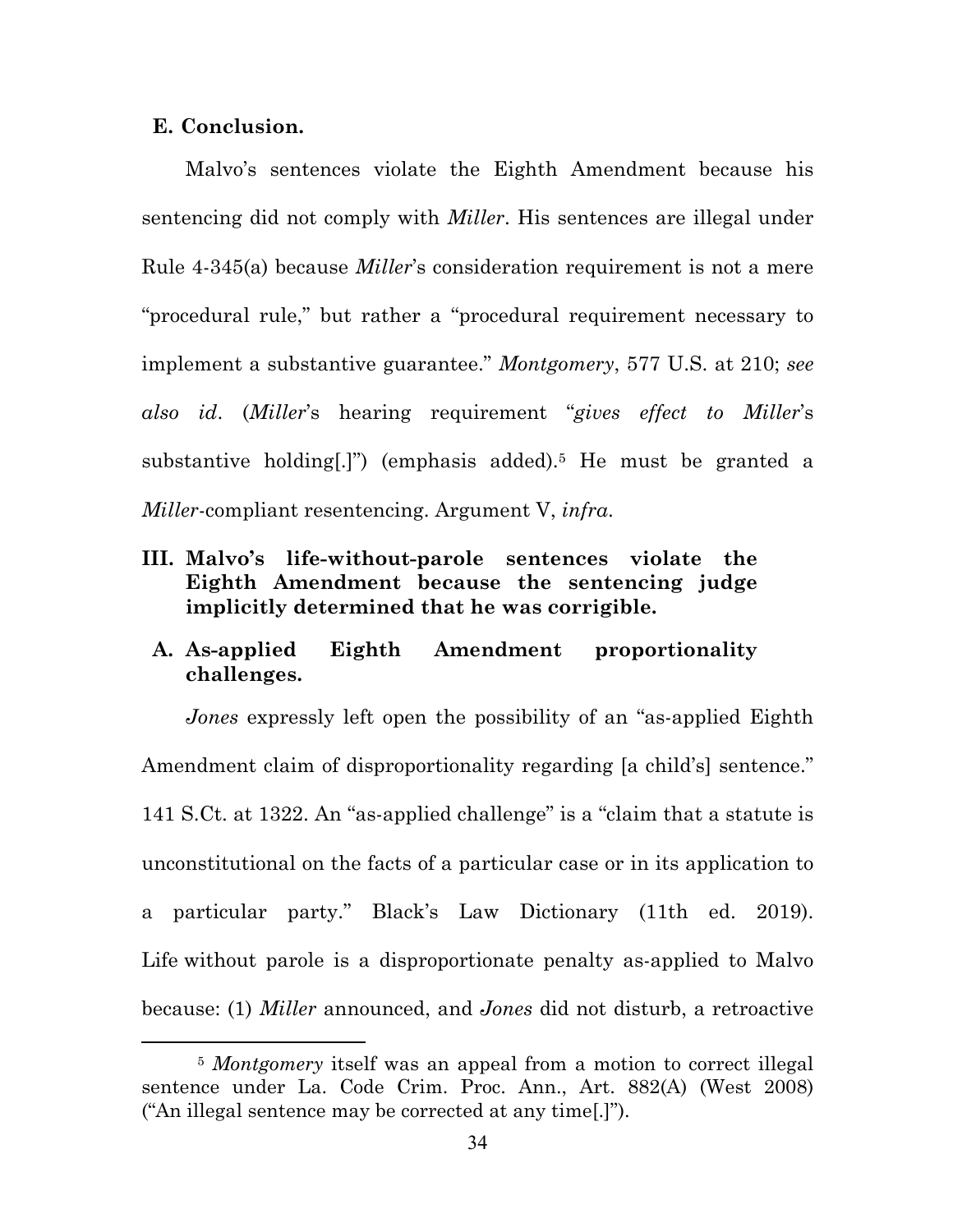### E. Conclusion.

Malvo's sentences violate the Eighth Amendment because his sentencing did not comply with *Miller*. His sentences are illegal under Rule 4-345(a) because *Miller*'s consideration requirement is not a mere "procedural rule," but rather a "procedural requirement necessary to implement a substantive guarantee." *Montgomery*, 577 U.S. at 210; *see also id*. (*Miller*'s hearing requirement "*gives effect to Miller*'s substantive holding[.]") (emphasis added).[5] He must be granted a *Miller*-compliant resentencing. Argument V, *infra*.

## III. Malvo's life-without-parole sentences violate the Eighth Amendment because the sentencing judge implicitly determined that he was corrigible.

### A. As-applied Eighth Amendment proportionality challenges.

*Jones* expressly left open the possibility of an "as-applied Eighth Amendment claim of disproportionality regarding [a child's] sentence." 141 S.Ct. at 1322. An "as-applied challenge" is a "claim that a statute is unconstitutional on the facts of a particular case or in its application to a particular party." Black's Law Dictionary (11th ed. 2019). Life without parole is a disproportionate penalty as-applied to Malvo because: (1) *Miller* announced, and *Jones* did not disturb, a retroactive

---

[5] *Montgomery* itself was an appeal from a motion to correct illegal sentence under La. Code Crim. Proc. Ann., Art. 882(A) (West 2008) ("An illegal sentence may be corrected at any time[.]").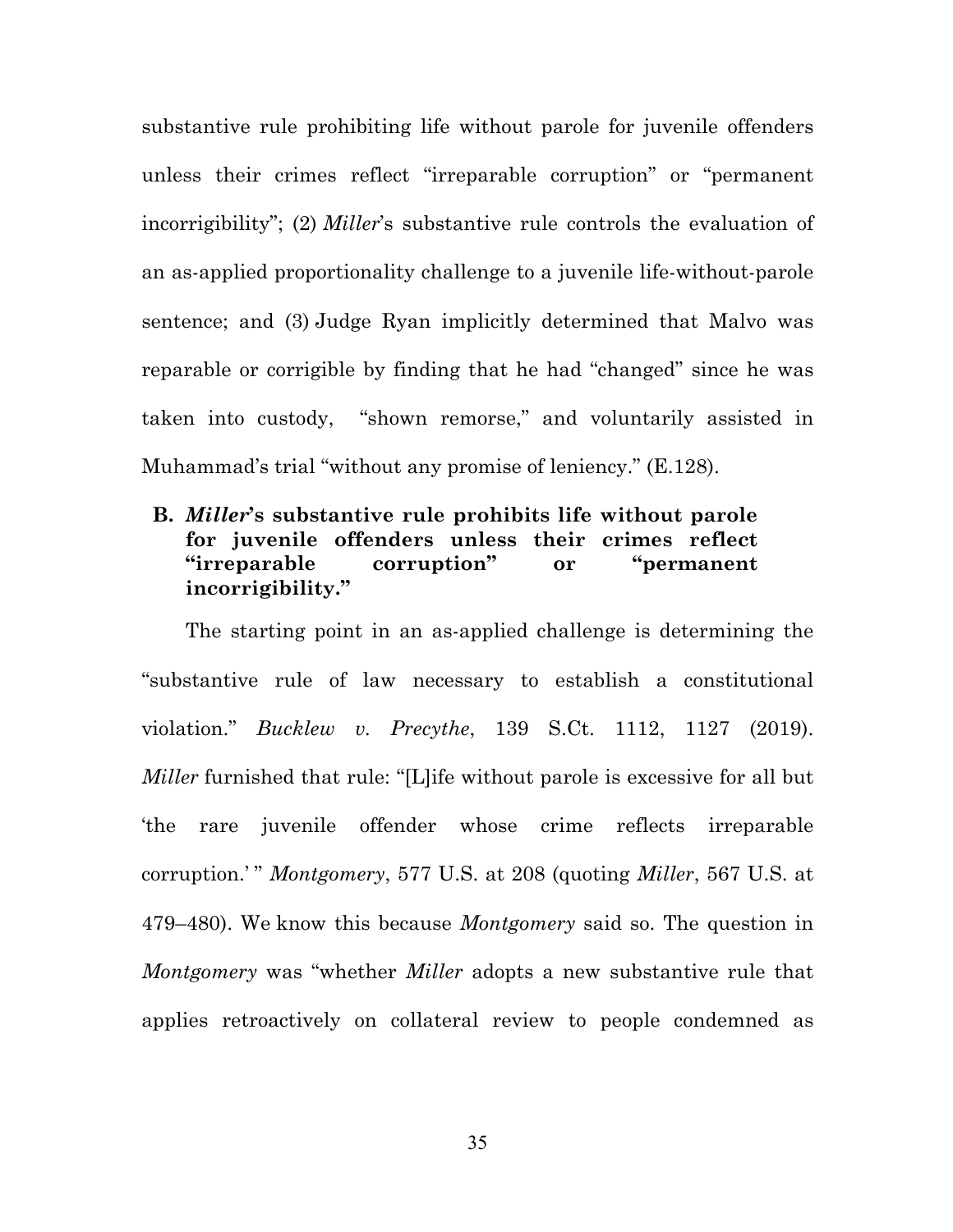substantive rule prohibiting life without parole for juvenile offenders unless their crimes reflect "irreparable corruption" or "permanent incorrigibility"; (2) *Miller*'s substantive rule controls the evaluation of an as-applied proportionality challenge to a juvenile life-without-parole sentence; and (3) Judge Ryan implicitly determined that Malvo was reparable or corrigible by finding that he had "changed" since he was taken into custody, "shown remorse," and voluntarily assisted in Muhammad's trial "without any promise of leniency." (E.128).

### B. *Miller*'s substantive rule prohibits life without parole for juvenile offenders unless their crimes reflect "irreparable corruption" or "permanent incorrigibility."

The starting point in an as-applied challenge is determining the "substantive rule of law necessary to establish a constitutional violation." *Bucklew v. Precythe*, 139 S.Ct. 1112, 1127 (2019). *Miller* furnished that rule: "[L]ife without parole is excessive for all but 'the rare juvenile offender whose crime reflects irreparable corruption.' " *Montgomery*, 577 U.S. at 208 (quoting *Miller*, 567 U.S. at 479–480). We know this because *Montgomery* said so. The question in *Montgomery* was "whether *Miller* adopts a new substantive rule that applies retroactively on collateral review to people condemned as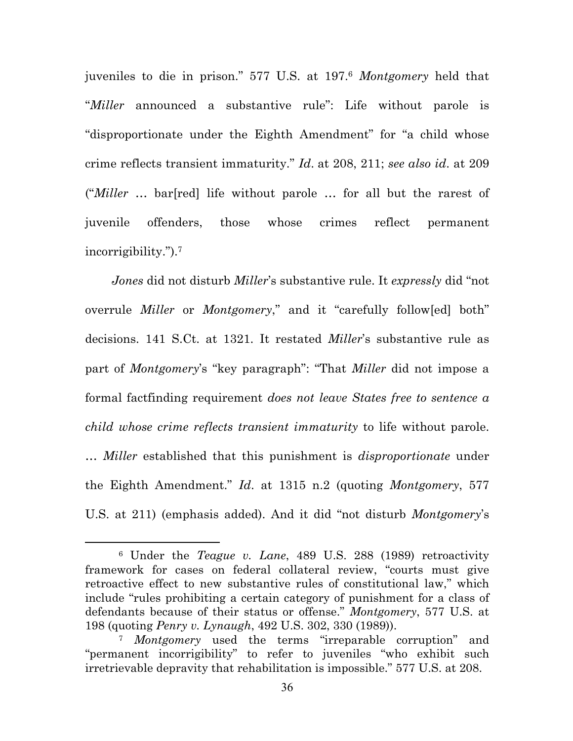juveniles to die in prison." 577 U.S. at 197.[6] *Montgomery* held that "*Miller* announced a substantive rule": Life without parole is "disproportionate under the Eighth Amendment" for "a child whose crime reflects transient immaturity." *Id*. at 208, 211; *see also id*. at 209 ("*Miller* … bar[red] life without parole … for all but the rarest of juvenile offenders, those whose crimes reflect permanent incorrigibility.").[7]

*Jones* did not disturb *Miller*'s substantive rule. It *expressly* did "not overrule *Miller* or *Montgomery*," and it "carefully follow[ed] both" decisions. 141 S.Ct. at 1321. It restated *Miller*'s substantive rule as part of *Montgomery*'s "key paragraph": "That *Miller* did not impose a formal factfinding requirement *does not leave States free to sentence a child whose crime reflects transient immaturity* to life without parole. … *Miller* established that this punishment is *disproportionate* under the Eighth Amendment." *Id*. at 1315 n.2 (quoting *Montgomery*, 577 U.S. at 211) (emphasis added). And it did "not disturb *Montgomery*'s

---

[6] Under the *Teague v. Lane*, 489 U.S. 288 (1989) retroactivity framework for cases on federal collateral review, "courts must give retroactive effect to new substantive rules of constitutional law," which include "rules prohibiting a certain category of punishment for a class of defendants because of their status or offense." *Montgomery*, 577 U.S. at 198 (quoting *Penry v. Lynaugh*, 492 U.S. 302, 330 (1989)).

[7] *Montgomery* used the terms "irreparable corruption" and "permanent incorrigibility" to refer to juveniles "who exhibit such irretrievable depravity that rehabilitation is impossible." 577 U.S. at 208.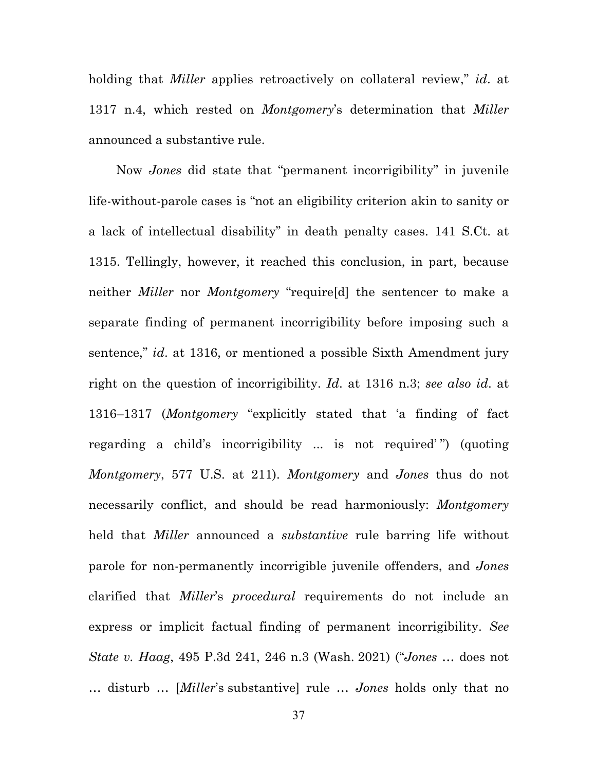holding that *Miller* applies retroactively on collateral review," *id*. at 1317 n.4, which rested on *Montgomery*'s determination that *Miller* announced a substantive rule.

Now *Jones* did state that "permanent incorrigibility" in juvenile life-without-parole cases is "not an eligibility criterion akin to sanity or a lack of intellectual disability" in death penalty cases. 141 S.Ct. at 1315. Tellingly, however, it reached this conclusion, in part, because neither *Miller* nor *Montgomery* "require[d] the sentencer to make a separate finding of permanent incorrigibility before imposing such a sentence," *id*. at 1316, or mentioned a possible Sixth Amendment jury right on the question of incorrigibility. *Id*. at 1316 n.3; *see also id*. at 1316–1317 (*Montgomery* "explicitly stated that 'a finding of fact regarding a child's incorrigibility ... is not required' ") (quoting *Montgomery*, 577 U.S. at 211). *Montgomery* and *Jones* thus do not necessarily conflict, and should be read harmoniously: *Montgomery* held that *Miller* announced a *substantive* rule barring life without parole for non-permanently incorrigible juvenile offenders, and *Jones* clarified that *Miller*'s *procedural* requirements do not include an express or implicit factual finding of permanent incorrigibility. *See State v. Haag*, 495 P.3d 241, 246 n.3 (Wash. 2021) ("*Jones* … does not … disturb … [*Miller*'s substantive] rule … *Jones* holds only that no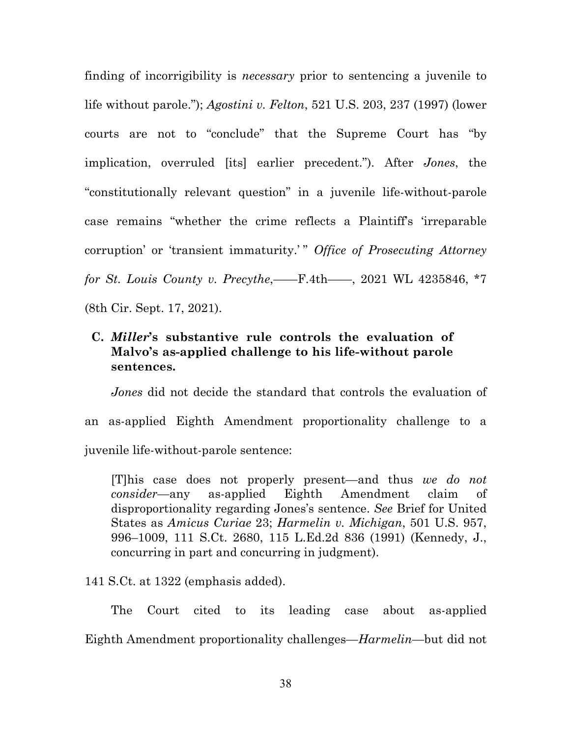finding of incorrigibility is *necessary* prior to sentencing a juvenile to life without parole."); *Agostini v. Felton*, 521 U.S. 203, 237 (1997) (lower courts are not to "conclude" that the Supreme Court has "by implication, overruled [its] earlier precedent."). After *Jones*, the "constitutionally relevant question" in a juvenile life-without-parole case remains "whether the crime reflects a Plaintiff's 'irreparable corruption' or 'transient immaturity.' " *Office of Prosecuting Attorney for St. Louis County v. Precythe*,——F.4th——, 2021 WL 4235846, *7 (8th Cir. Sept. 17, 2021).

### C. *Miller*'s substantive rule controls the evaluation of Malvo's as-applied challenge to his life-without parole sentences.

*Jones* did not decide the standard that controls the evaluation of an as-applied Eighth Amendment proportionality challenge to a juvenile life-without-parole sentence:

> [T]his case does not properly present—and thus *we do not consider*—any as-applied Eighth Amendment claim of disproportionality regarding Jones's sentence. *See* Brief for United States as *Amicus Curiae* 23; *Harmelin v. Michigan*, 501 U.S. 957, 996–1009, 111 S.Ct. 2680, 115 L.Ed.2d 836 (1991) (Kennedy, J., concurring in part and concurring in judgment).

141 S.Ct. at 1322 (emphasis added).

The Court cited to its leading case about as-applied Eighth Amendment proportionality challenges—*Harmelin*—but did not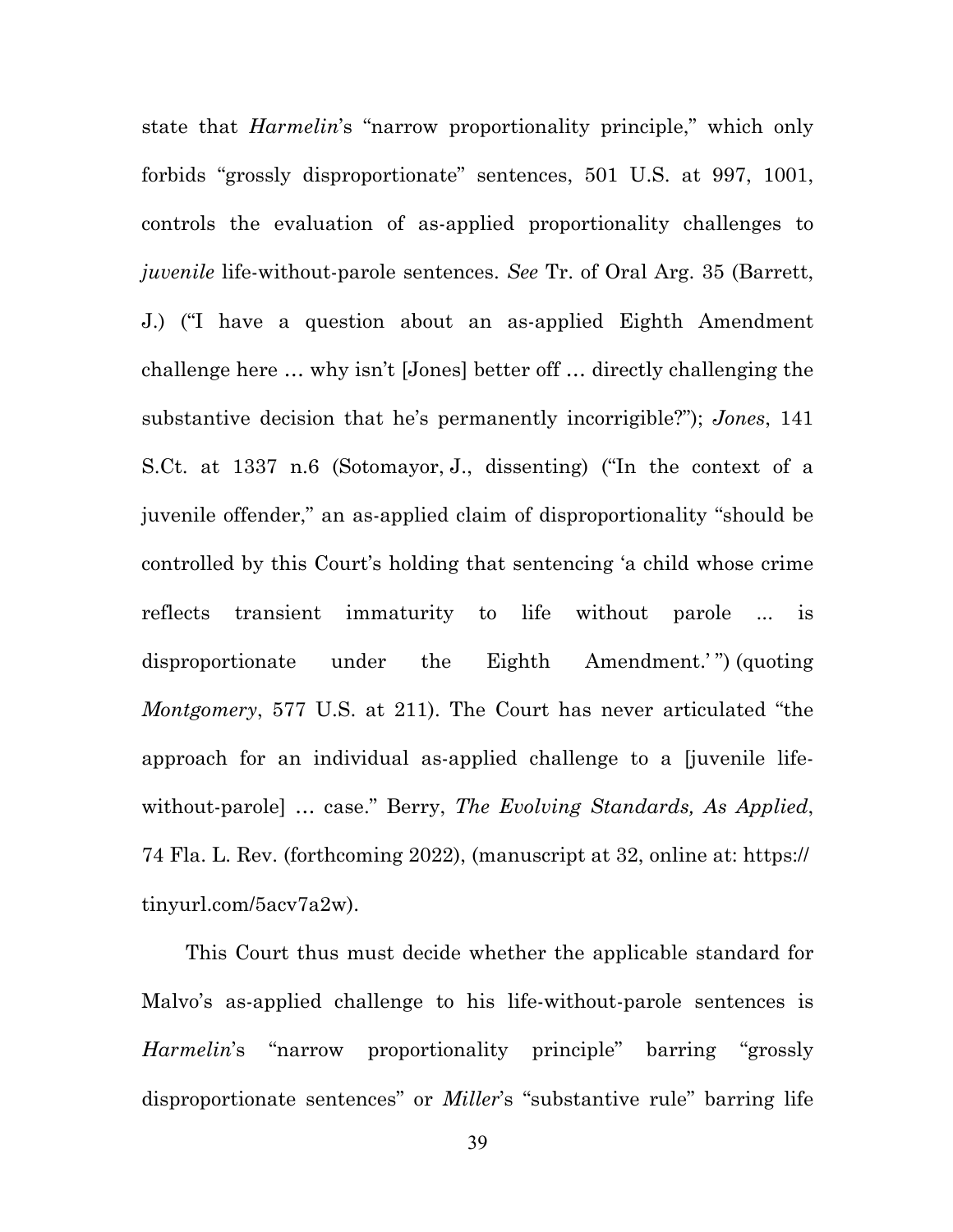state that *Harmelin*'s "narrow proportionality principle," which only forbids "grossly disproportionate" sentences, 501 U.S. at 997, 1001, controls the evaluation of as-applied proportionality challenges to *juvenile* life-without-parole sentences. *See* Tr. of Oral Arg. 35 (Barrett, J.) ("I have a question about an as-applied Eighth Amendment challenge here … why isn't [Jones] better off … directly challenging the substantive decision that he's permanently incorrigible?"); *Jones*, 141 S.Ct. at 1337 n.6 (Sotomayor, J., dissenting) ("In the context of a juvenile offender," an as-applied claim of disproportionality "should be controlled by this Court's holding that sentencing 'a child whose crime reflects transient immaturity to life without parole ... is disproportionate under the Eighth Amendment.' ") (quoting *Montgomery*, 577 U.S. at 211). The Court has never articulated "the approach for an individual as-applied challenge to a [juvenile life-without-parole] … case." Berry, *The Evolving Standards, As Applied*, 74 Fla. L. Rev. (forthcoming 2022), (manuscript at 32, online at: https://tinyurl.com/5acv7a2w).

This Court thus must decide whether the applicable standard for Malvo's as-applied challenge to his life-without-parole sentences is *Harmelin*'s "narrow proportionality principle" barring "grossly disproportionate sentences" or *Miller*'s "substantive rule" barring life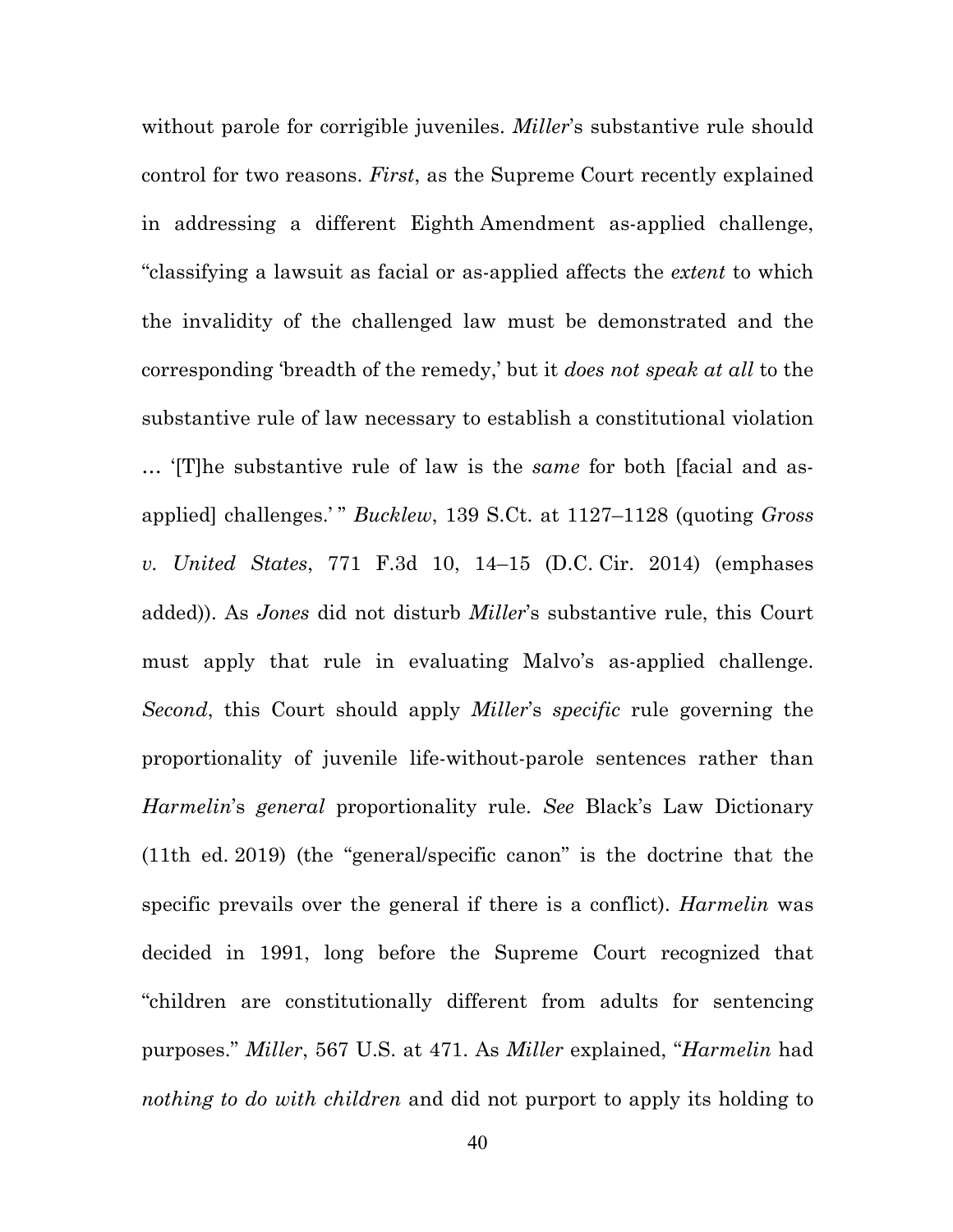without parole for corrigible juveniles. *Miller*'s substantive rule should control for two reasons. *First*, as the Supreme Court recently explained in addressing a different Eighth Amendment as-applied challenge, "classifying a lawsuit as facial or as-applied affects the *extent* to which the invalidity of the challenged law must be demonstrated and the corresponding 'breadth of the remedy,' but it *does not speak at all* to the substantive rule of law necessary to establish a constitutional violation … '[T]he substantive rule of law is the *same* for both [facial and as-applied] challenges.' " *Bucklew*, 139 S.Ct. at 1127–1128 (quoting *Gross v. United States*, 771 F.3d 10, 14–15 (D.C. Cir. 2014) (emphases added)). As *Jones* did not disturb *Miller*'s substantive rule, this Court must apply that rule in evaluating Malvo's as-applied challenge. *Second*, this Court should apply *Miller*'s *specific* rule governing the proportionality of juvenile life-without-parole sentences rather than *Harmelin*'s *general* proportionality rule. *See* Black's Law Dictionary (11th ed. 2019) (the "general/specific canon" is the doctrine that the specific prevails over the general if there is a conflict). *Harmelin* was decided in 1991, long before the Supreme Court recognized that "children are constitutionally different from adults for sentencing purposes." *Miller*, 567 U.S. at 471. As *Miller* explained, "*Harmelin* had *nothing to do with children* and did not purport to apply its holding to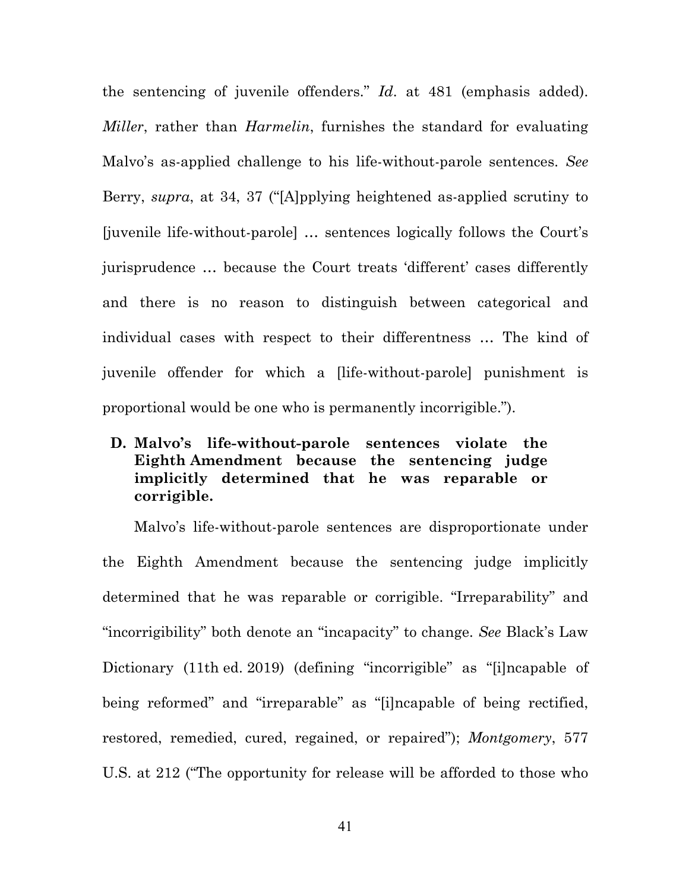the sentencing of juvenile offenders." *Id*. at 481 (emphasis added). *Miller*, rather than *Harmelin*, furnishes the standard for evaluating Malvo's as-applied challenge to his life-without-parole sentences. *See* Berry, *supra*, at 34, 37 ("[A]pplying heightened as-applied scrutiny to [juvenile life-without-parole] … sentences logically follows the Court's jurisprudence … because the Court treats 'different' cases differently and there is no reason to distinguish between categorical and individual cases with respect to their differentness … The kind of juvenile offender for which a [life-without-parole] punishment is proportional would be one who is permanently incorrigible.").

### D. Malvo's life-without-parole sentences violate the Eighth Amendment because the sentencing judge implicitly determined that he was reparable or corrigible.

Malvo's life-without-parole sentences are disproportionate under the Eighth Amendment because the sentencing judge implicitly determined that he was reparable or corrigible. "Irreparability" and "incorrigibility" both denote an "incapacity" to change. *See* Black's Law Dictionary (11th ed. 2019) (defining "incorrigible" as "[i]ncapable of being reformed" and "irreparable" as "[i]ncapable of being rectified, restored, remedied, cured, regained, or repaired"); *Montgomery*, 577 U.S. at 212 ("The opportunity for release will be afforded to those who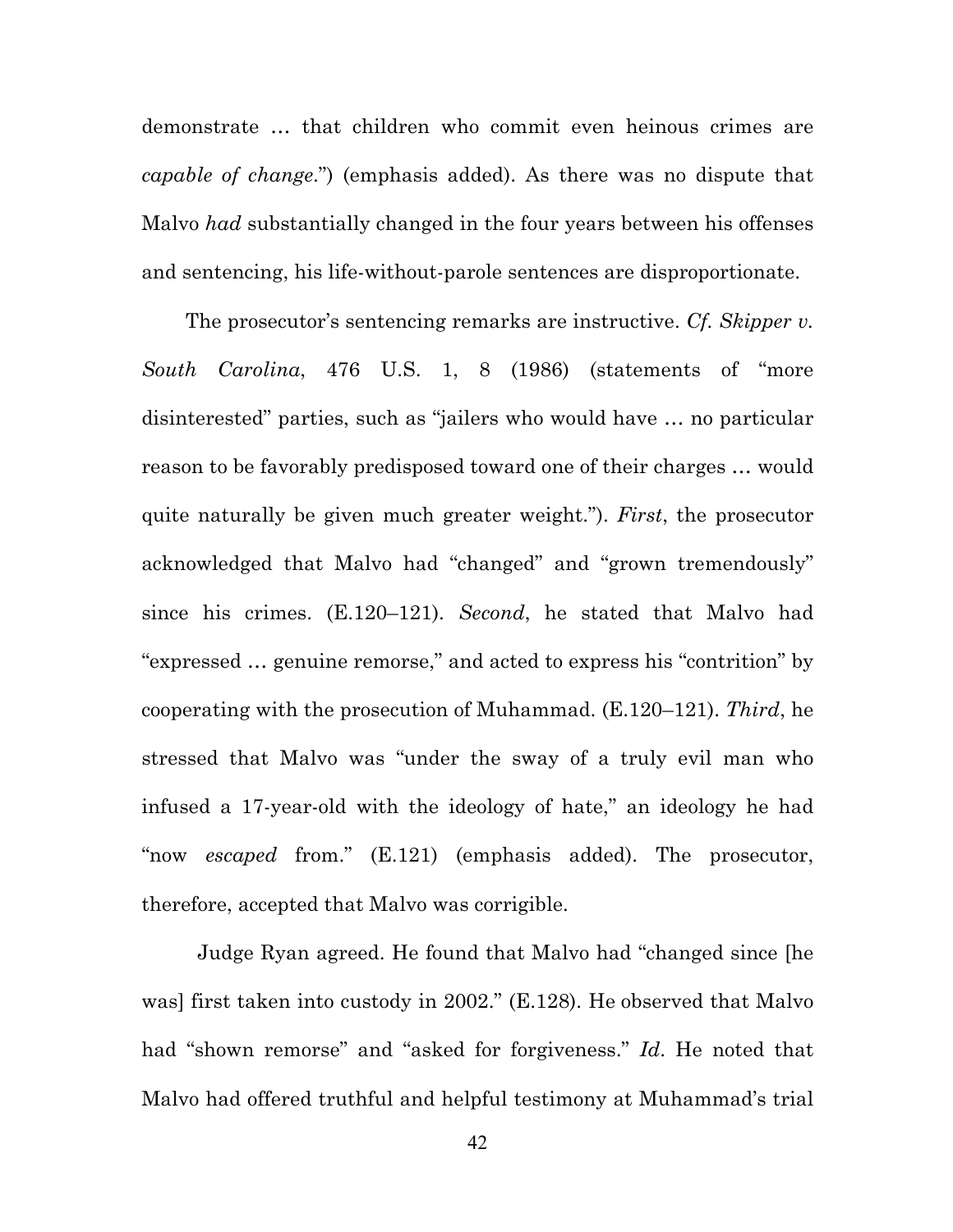demonstrate … that children who commit even heinous crimes are *capable of change*.") (emphasis added). As there was no dispute that Malvo *had* substantially changed in the four years between his offenses and sentencing, his life-without-parole sentences are disproportionate.

The prosecutor's sentencing remarks are instructive. *Cf. Skipper v. South Carolina*, 476 U.S. 1, 8 (1986) (statements of "more disinterested" parties, such as "jailers who would have … no particular reason to be favorably predisposed toward one of their charges … would quite naturally be given much greater weight."). *First*, the prosecutor acknowledged that Malvo had "changed" and "grown tremendously" since his crimes. (E.120–121). *Second*, he stated that Malvo had "expressed … genuine remorse," and acted to express his "contrition" by cooperating with the prosecution of Muhammad. (E.120–121). *Third*, he stressed that Malvo was "under the sway of a truly evil man who infused a 17-year-old with the ideology of hate," an ideology he had "now *escaped* from." (E.121) (emphasis added). The prosecutor, therefore, accepted that Malvo was corrigible.

Judge Ryan agreed. He found that Malvo had "changed since [he was] first taken into custody in 2002." (E.128). He observed that Malvo had "shown remorse" and "asked for forgiveness." *Id*. He noted that Malvo had offered truthful and helpful testimony at Muhammad's trial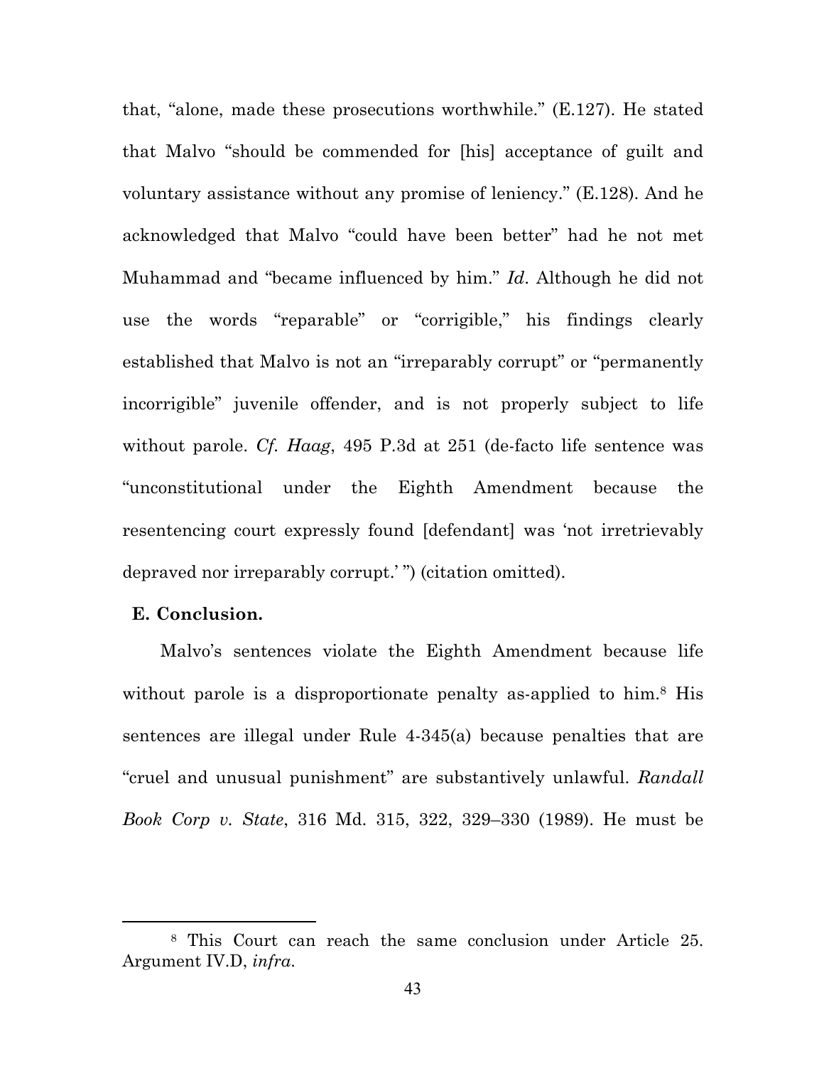that, "alone, made these prosecutions worthwhile." (E.127). He stated that Malvo "should be commended for [his] acceptance of guilt and voluntary assistance without any promise of leniency." (E.128). And he acknowledged that Malvo "could have been better" had he not met Muhammad and "became influenced by him." *Id*. Although he did not use the words "reparable" or "corrigible," his findings clearly established that Malvo is not an "irreparably corrupt" or "permanently incorrigible" juvenile offender, and is not properly subject to life without parole. *Cf. Haag*, 495 P.3d at 251 (de-facto life sentence was "unconstitutional under the Eighth Amendment because the resentencing court expressly found [defendant] was 'not irretrievably depraved nor irreparably corrupt.' ") (citation omitted).

**E. Conclusion.**

Malvo's sentences violate the Eighth Amendment because life without parole is a disproportionate penalty as-applied to him.[8] His sentences are illegal under Rule 4-345(a) because penalties that are "cruel and unusual punishment" are substantively unlawful. *Randall Book Corp v. State*, 316 Md. 315, 322, 329–330 (1989). He must be

[8] This Court can reach the same conclusion under Article 25. Argument IV.D, *infra*.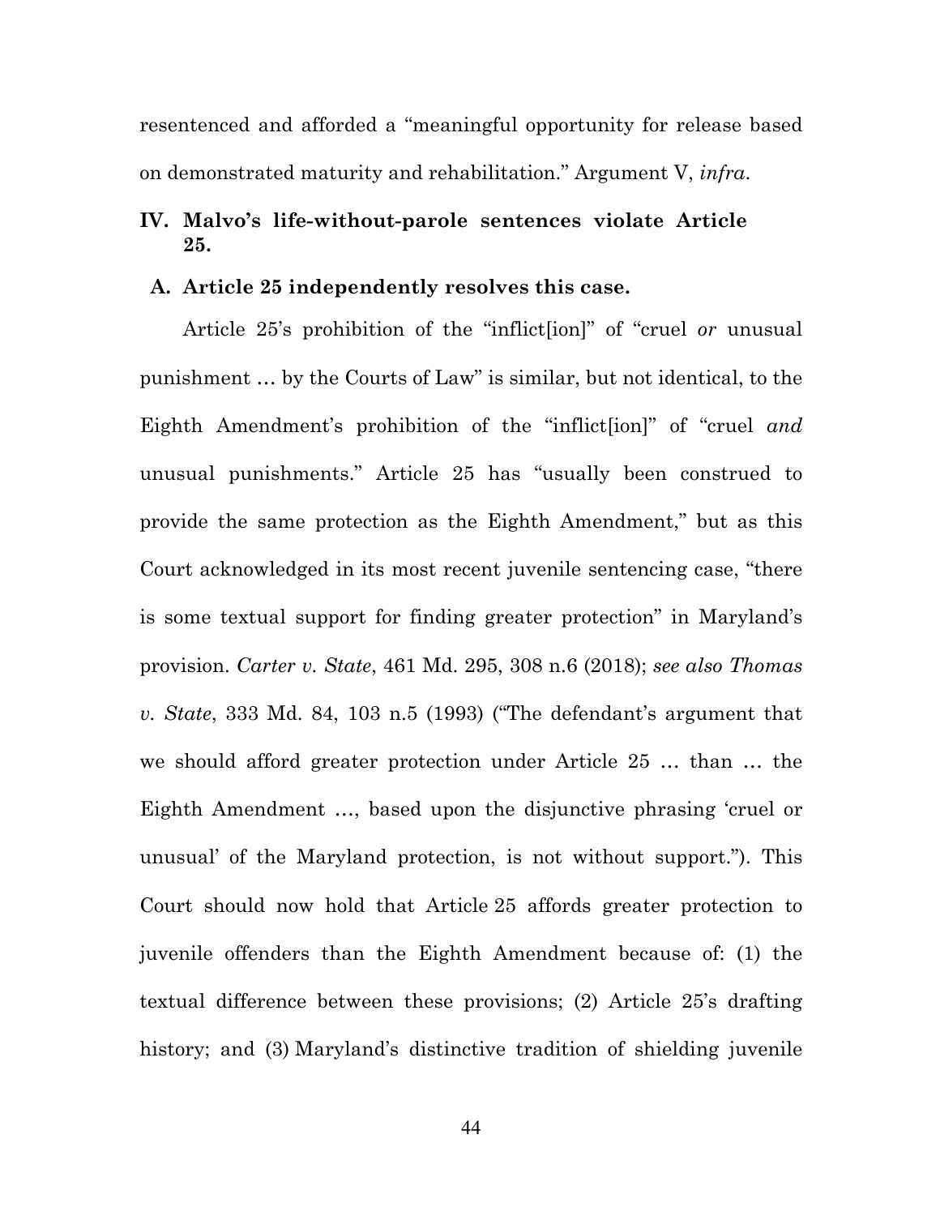resentenced and afforded a "meaningful opportunity for release based on demonstrated maturity and rehabilitation." Argument V, *infra*.

## IV. Malvo's life-without-parole sentences violate Article 25.

### A. Article 25 independently resolves this case.

Article 25's prohibition of the "inflict[ion]" of "cruel *or* unusual punishment … by the Courts of Law" is similar, but not identical, to the Eighth Amendment's prohibition of the "inflict[ion]" of "cruel *and* unusual punishments." Article 25 has "usually been construed to provide the same protection as the Eighth Amendment," but as this Court acknowledged in its most recent juvenile sentencing case, "there is some textual support for finding greater protection" in Maryland's provision. *Carter v. State*, 461 Md. 295, 308 n.6 (2018); *see also Thomas v. State*, 333 Md. 84, 103 n.5 (1993) ("The defendant's argument that we should afford greater protection under Article 25 … than … the Eighth Amendment …, based upon the disjunctive phrasing 'cruel or unusual' of the Maryland protection, is not without support."). This Court should now hold that Article 25 affords greater protection to juvenile offenders than the Eighth Amendment because of: (1) the textual difference between these provisions; (2) Article 25's drafting history; and (3) Maryland's distinctive tradition of shielding juvenile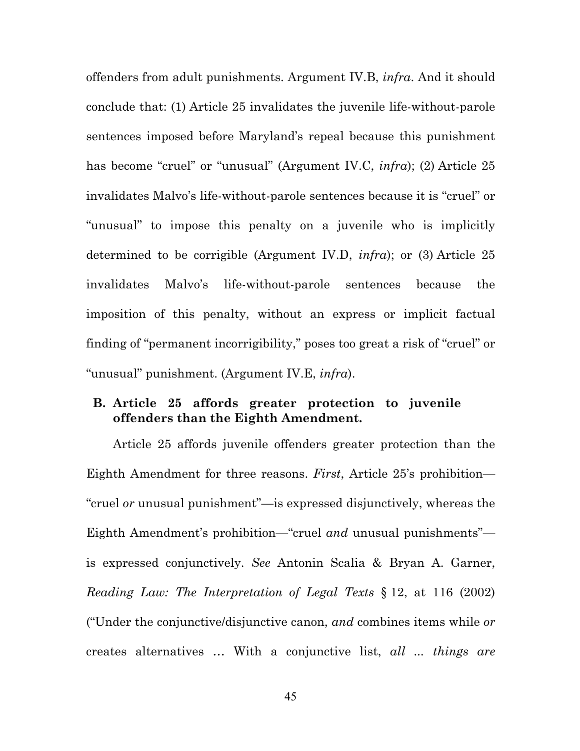offenders from adult punishments. Argument IV.B, *infra*. And it should conclude that: (1) Article 25 invalidates the juvenile life-without-parole sentences imposed before Maryland's repeal because this punishment has become "cruel" or "unusual" (Argument IV.C, *infra*); (2) Article 25 invalidates Malvo's life-without-parole sentences because it is "cruel" or "unusual" to impose this penalty on a juvenile who is implicitly determined to be corrigible (Argument IV.D, *infra*); or (3) Article 25 invalidates Malvo's life-without-parole sentences because the imposition of this penalty, without an express or implicit factual finding of "permanent incorrigibility," poses too great a risk of "cruel" or "unusual" punishment. (Argument IV.E, *infra*).

### B. Article 25 affords greater protection to juvenile offenders than the Eighth Amendment.

Article 25 affords juvenile offenders greater protection than the Eighth Amendment for three reasons. *First*, Article 25's prohibition—"cruel *or* unusual punishment"—is expressed disjunctively, whereas the Eighth Amendment's prohibition—"cruel *and* unusual punishments"—is expressed conjunctively. *See* Antonin Scalia & Bryan A. Garner, *Reading Law: The Interpretation of Legal Texts* § 12, at 116 (2002) ("Under the conjunctive/disjunctive canon, *and* combines items while *or* creates alternatives … With a conjunctive list, *all ... things are*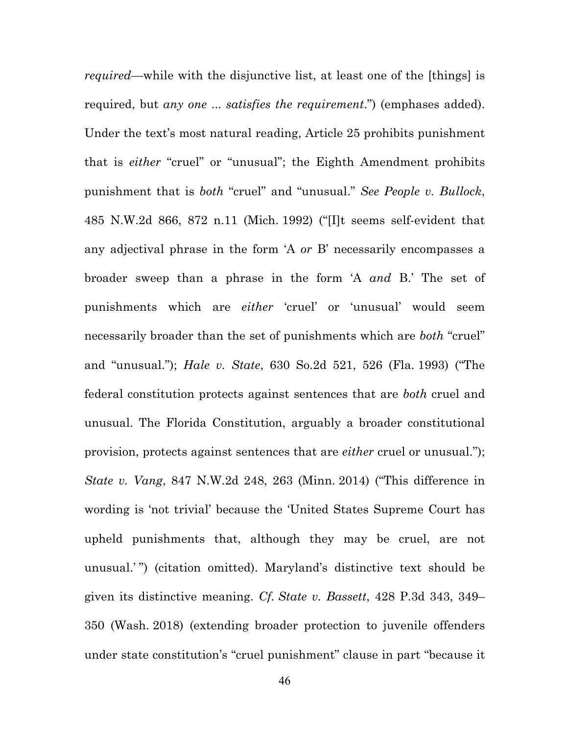*required*—while with the disjunctive list, at least one of the [things] is required, but *any one ... satisfies the requirement*.") (emphases added). Under the text's most natural reading, Article 25 prohibits punishment that is *either* "cruel" or "unusual"; the Eighth Amendment prohibits punishment that is *both* "cruel" and "unusual." *See People v. Bullock*, 485 N.W.2d 866, 872 n.11 (Mich. 1992) ("[I]t seems self-evident that any adjectival phrase in the form 'A *or* B' necessarily encompasses a broader sweep than a phrase in the form 'A *and* B.' The set of punishments which are *either* 'cruel' or 'unusual' would seem necessarily broader than the set of punishments which are *both* "cruel" and "unusual."); *Hale v. State*, 630 So.2d 521, 526 (Fla. 1993) ("The federal constitution protects against sentences that are *both* cruel and unusual. The Florida Constitution, arguably a broader constitutional provision, protects against sentences that are *either* cruel or unusual."); *State v. Vang*, 847 N.W.2d 248, 263 (Minn. 2014) ("This difference in wording is 'not trivial' because the 'United States Supreme Court has upheld punishments that, although they may be cruel, are not unusual.' ") (citation omitted). Maryland's distinctive text should be given its distinctive meaning. *Cf. State v. Bassett*, 428 P.3d 343, 349–350 (Wash. 2018) (extending broader protection to juvenile offenders under state constitution's "cruel punishment" clause in part "because it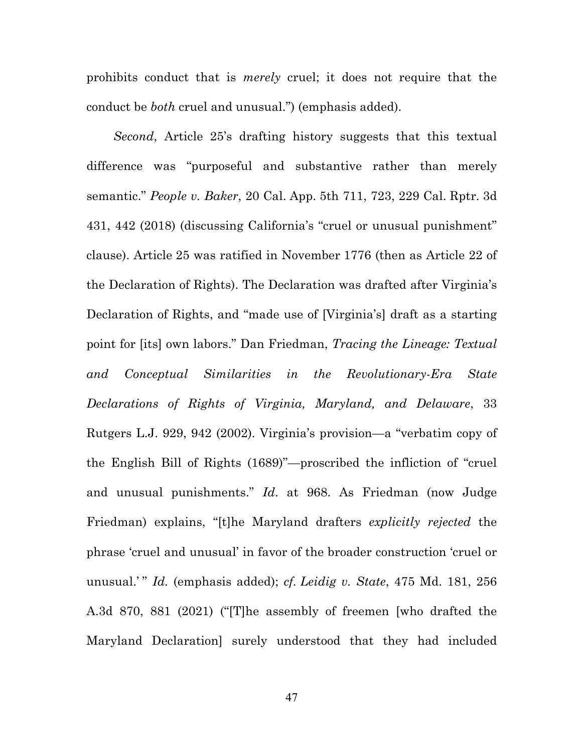prohibits conduct that is *merely* cruel; it does not require that the conduct be *both* cruel and unusual.") (emphasis added).

*Second*, Article 25's drafting history suggests that this textual difference was "purposeful and substantive rather than merely semantic." *People v. Baker*, 20 Cal. App. 5th 711, 723, 229 Cal. Rptr. 3d 431, 442 (2018) (discussing California's "cruel or unusual punishment" clause). Article 25 was ratified in November 1776 (then as Article 22 of the Declaration of Rights). The Declaration was drafted after Virginia's Declaration of Rights, and "made use of [Virginia's] draft as a starting point for [its] own labors." Dan Friedman, *Tracing the Lineage: Textual and Conceptual Similarities in the Revolutionary-Era State Declarations of Rights of Virginia, Maryland, and Delaware*, 33 Rutgers L.J. 929, 942 (2002). Virginia's provision—a "verbatim copy of the English Bill of Rights (1689)"—proscribed the infliction of "cruel and unusual punishments." *Id.* at 968. As Friedman (now Judge Friedman) explains, "[t]he Maryland drafters *explicitly rejected* the phrase 'cruel and unusual' in favor of the broader construction 'cruel or unusual.' " *Id.* (emphasis added); *cf. Leidig v. State*, 475 Md. 181, 256 A.3d 870, 881 (2021) ("[T]he assembly of freemen [who drafted the Maryland Declaration] surely understood that they had included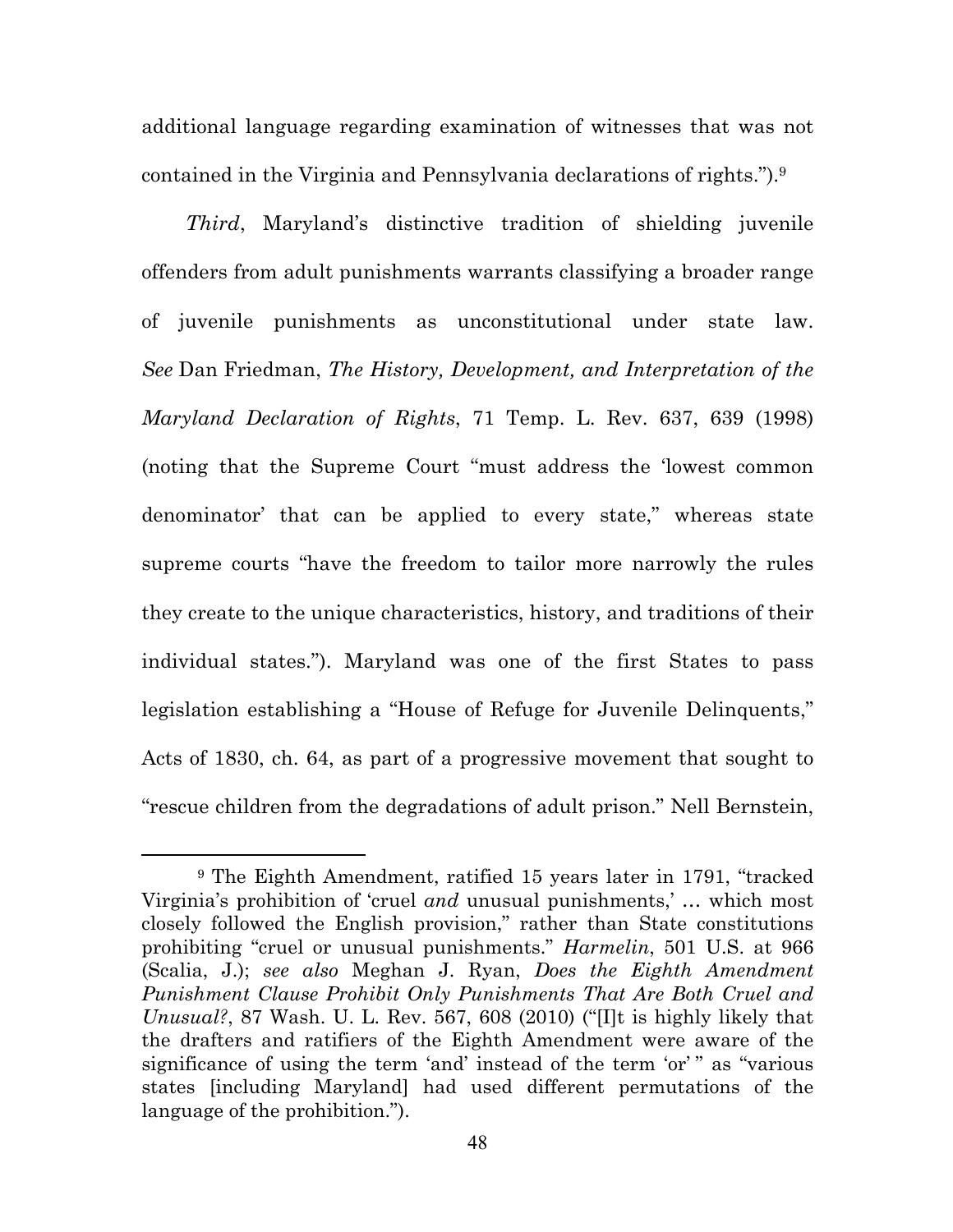additional language regarding examination of witnesses that was not contained in the Virginia and Pennsylvania declarations of rights.").[9]

*Third*, Maryland's distinctive tradition of shielding juvenile offenders from adult punishments warrants classifying a broader range of juvenile punishments as unconstitutional under state law. *See* Dan Friedman, *The History, Development, and Interpretation of the Maryland Declaration of Rights*, 71 Temp. L. Rev. 637, 639 (1998) (noting that the Supreme Court "must address the 'lowest common denominator' that can be applied to every state," whereas state supreme courts "have the freedom to tailor more narrowly the rules they create to the unique characteristics, history, and traditions of their individual states."). Maryland was one of the first States to pass legislation establishing a "House of Refuge for Juvenile Delinquents," Acts of 1830, ch. 64, as part of a progressive movement that sought to "rescue children from the degradations of adult prison." Nell Bernstein,

---

[9] The Eighth Amendment, ratified 15 years later in 1791, "tracked Virginia's prohibition of 'cruel *and* unusual punishments,' … which most closely followed the English provision," rather than State constitutions prohibiting "cruel or unusual punishments." *Harmelin*, 501 U.S. at 966 (Scalia, J.); *see also* Meghan J. Ryan, *Does the Eighth Amendment Punishment Clause Prohibit Only Punishments That Are Both Cruel and Unusual?*, 87 Wash. U. L. Rev. 567, 608 (2010) ("[I]t is highly likely that the drafters and ratifiers of the Eighth Amendment were aware of the significance of using the term 'and' instead of the term 'or' " as "various states [including Maryland] had used different permutations of the language of the prohibition.").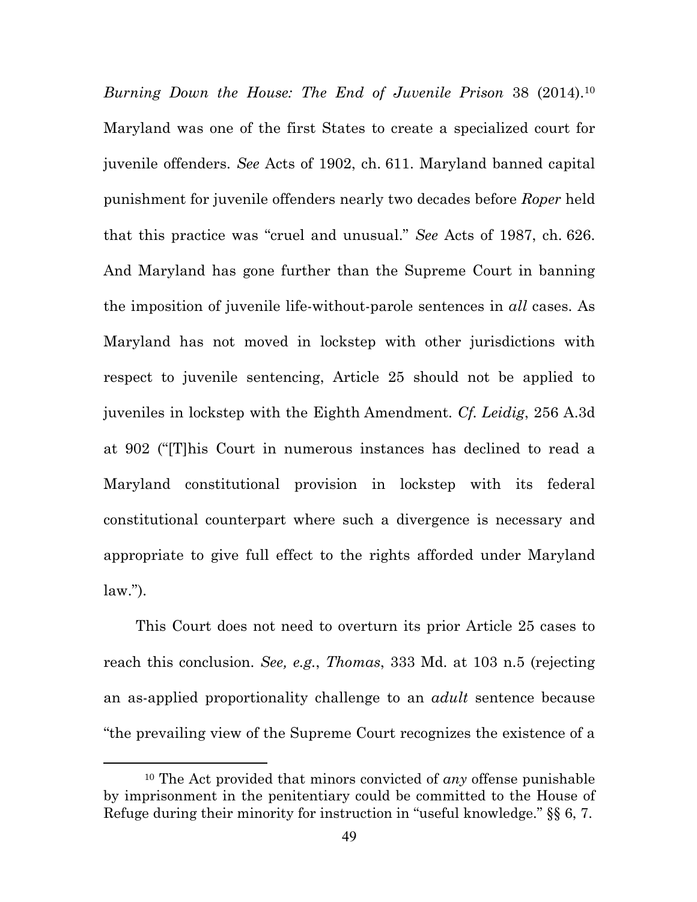*Burning Down the House: The End of Juvenile Prison* 38 (2014).[10] Maryland was one of the first States to create a specialized court for juvenile offenders. *See* Acts of 1902, ch. 611. Maryland banned capital punishment for juvenile offenders nearly two decades before *Roper* held that this practice was "cruel and unusual." *See* Acts of 1987, ch. 626. And Maryland has gone further than the Supreme Court in banning the imposition of juvenile life-without-parole sentences in *all* cases. As Maryland has not moved in lockstep with other jurisdictions with respect to juvenile sentencing, Article 25 should not be applied to juveniles in lockstep with the Eighth Amendment. *Cf. Leidig*, 256 A.3d at 902 ("[T]his Court in numerous instances has declined to read a Maryland constitutional provision in lockstep with its federal constitutional counterpart where such a divergence is necessary and appropriate to give full effect to the rights afforded under Maryland law.").

This Court does not need to overturn its prior Article 25 cases to reach this conclusion. *See, e.g.*, *Thomas*, 333 Md. at 103 n.5 (rejecting an as-applied proportionality challenge to an *adult* sentence because "the prevailing view of the Supreme Court recognizes the existence of a

---

[10] The Act provided that minors convicted of *any* offense punishable by imprisonment in the penitentiary could be committed to the House of Refuge during their minority for instruction in "useful knowledge." §§ 6, 7.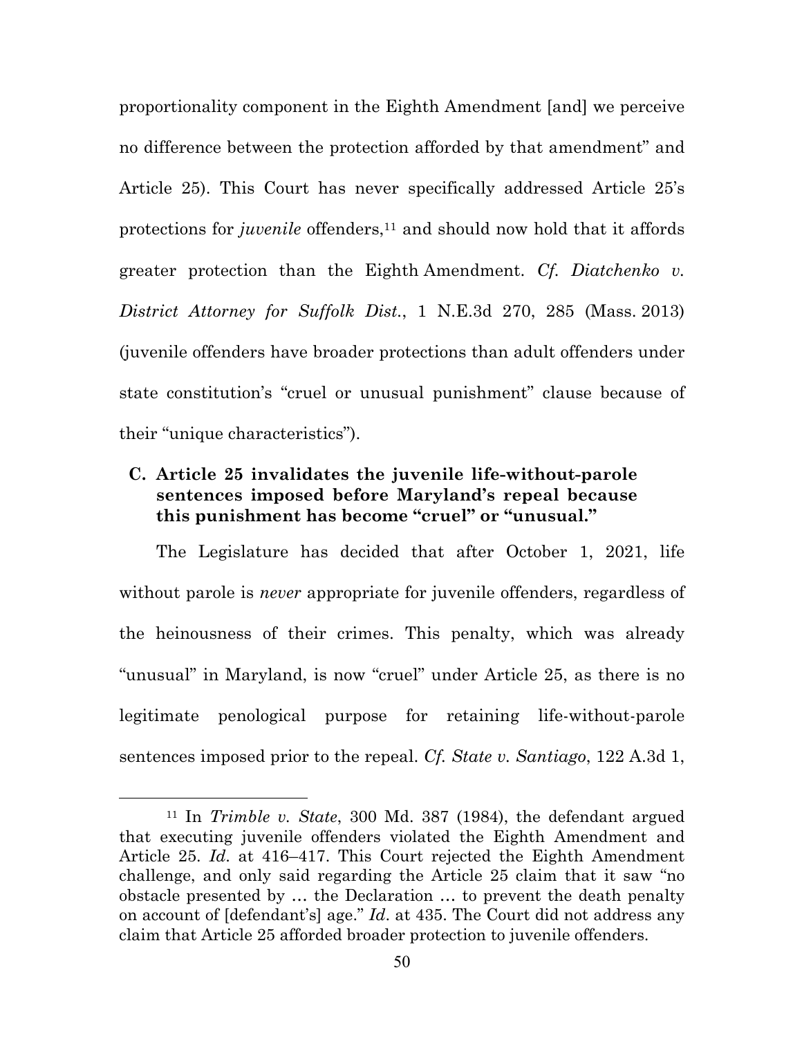proportionality component in the Eighth Amendment [and] we perceive no difference between the protection afforded by that amendment" and Article 25). This Court has never specifically addressed Article 25's protections for *juvenile* offenders,[11] and should now hold that it affords greater protection than the Eighth Amendment. *Cf. Diatchenko v. District Attorney for Suffolk Dist.*, 1 N.E.3d 270, 285 (Mass. 2013) (juvenile offenders have broader protections than adult offenders under state constitution's "cruel or unusual punishment" clause because of their "unique characteristics").

### C. Article 25 invalidates the juvenile life-without-parole sentences imposed before Maryland's repeal because this punishment has become "cruel" or "unusual."

The Legislature has decided that after October 1, 2021, life without parole is *never* appropriate for juvenile offenders, regardless of the heinousness of their crimes. This penalty, which was already "unusual" in Maryland, is now "cruel" under Article 25, as there is no legitimate penological purpose for retaining life-without-parole sentences imposed prior to the repeal. *Cf. State v. Santiago*, 122 A.3d 1,

---

[11] In *Trimble v. State*, 300 Md. 387 (1984), the defendant argued that executing juvenile offenders violated the Eighth Amendment and Article 25. *Id.* at 416–417. This Court rejected the Eighth Amendment challenge, and only said regarding the Article 25 claim that it saw "no obstacle presented by … the Declaration … to prevent the death penalty on account of [defendant's] age." *Id*. at 435. The Court did not address any claim that Article 25 afforded broader protection to juvenile offenders.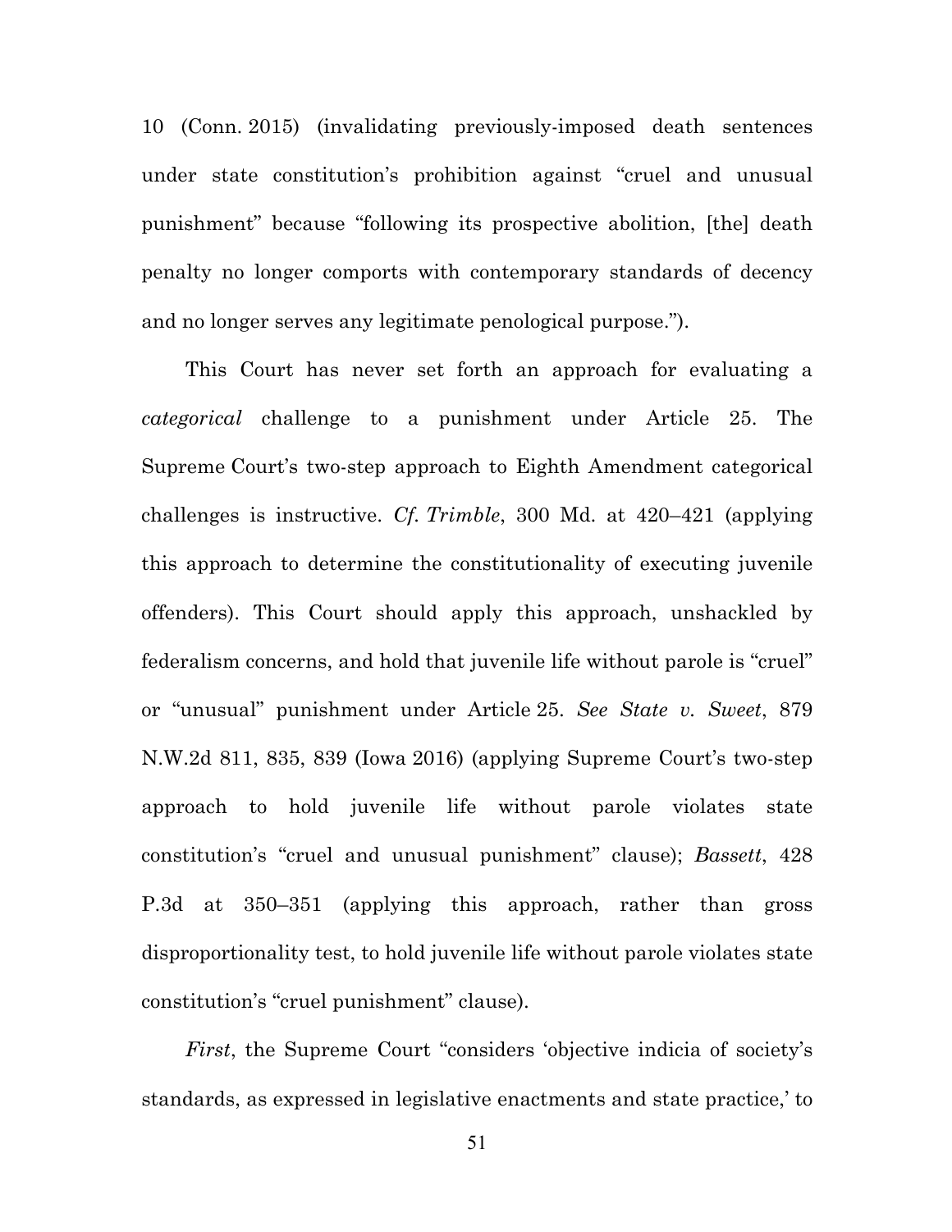10 (Conn. 2015) (invalidating previously-imposed death sentences under state constitution's prohibition against "cruel and unusual punishment" because "following its prospective abolition, [the] death penalty no longer comports with contemporary standards of decency and no longer serves any legitimate penological purpose.").

This Court has never set forth an approach for evaluating a *categorical* challenge to a punishment under Article 25. The Supreme Court's two-step approach to Eighth Amendment categorical challenges is instructive. *Cf. Trimble*, 300 Md. at 420–421 (applying this approach to determine the constitutionality of executing juvenile offenders). This Court should apply this approach, unshackled by federalism concerns, and hold that juvenile life without parole is "cruel" or "unusual" punishment under Article 25. *See State v. Sweet*, 879 N.W.2d 811, 835, 839 (Iowa 2016) (applying Supreme Court's two-step approach to hold juvenile life without parole violates state constitution's "cruel and unusual punishment" clause); *Bassett*, 428 P.3d at 350–351 (applying this approach, rather than gross disproportionality test, to hold juvenile life without parole violates state constitution's "cruel punishment" clause).

*First*, the Supreme Court "considers 'objective indicia of society's standards, as expressed in legislative enactments and state practice,' to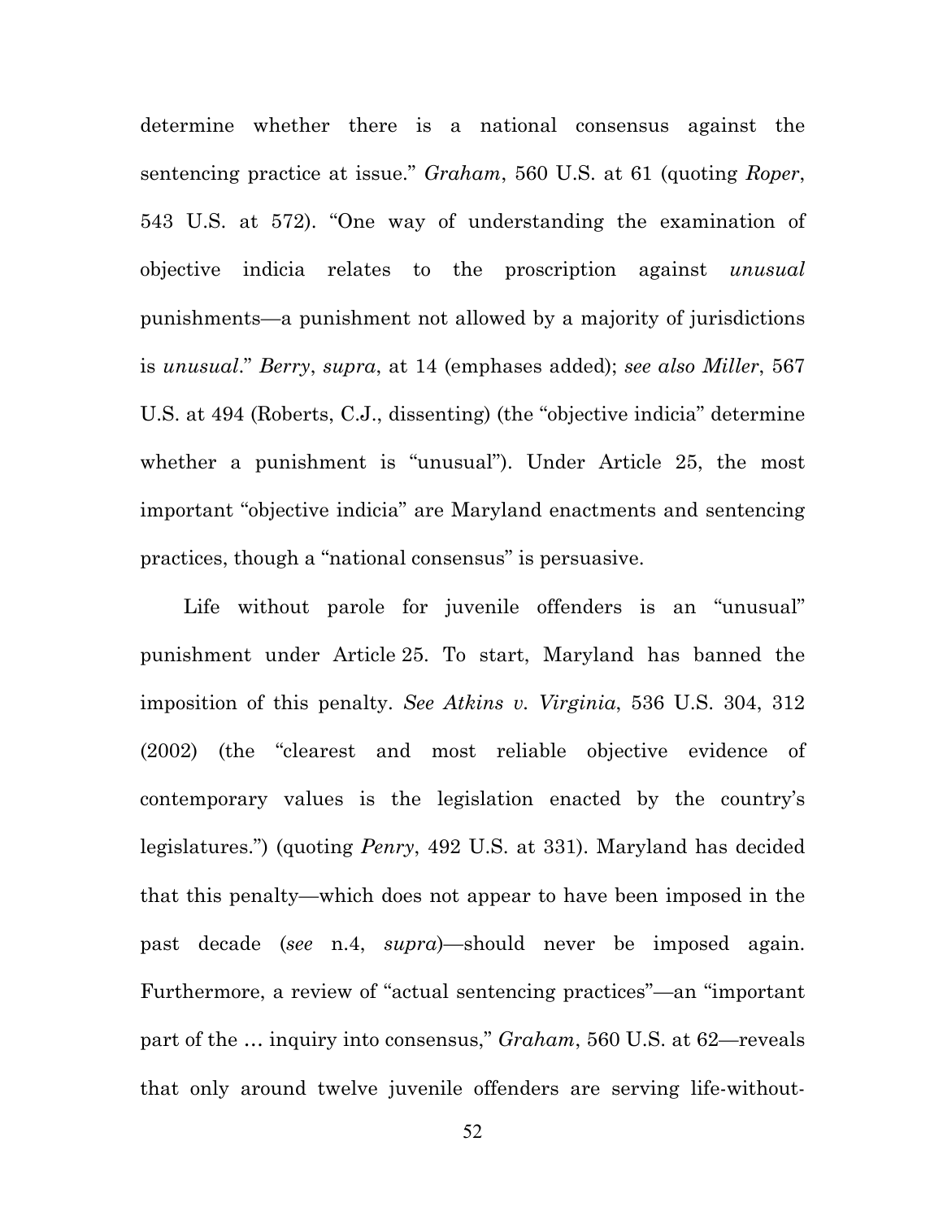determine whether there is a national consensus against the sentencing practice at issue." *Graham*, 560 U.S. at 61 (quoting *Roper*, 543 U.S. at 572). "One way of understanding the examination of objective indicia relates to the proscription against *unusual* punishments—a punishment not allowed by a majority of jurisdictions is *unusual*." *Berry*, *supra*, at 14 (emphases added); *see also Miller*, 567 U.S. at 494 (Roberts, C.J., dissenting) (the "objective indicia" determine whether a punishment is "unusual"). Under Article 25, the most important "objective indicia" are Maryland enactments and sentencing practices, though a "national consensus" is persuasive.

Life without parole for juvenile offenders is an "unusual" punishment under Article 25. To start, Maryland has banned the imposition of this penalty. *See Atkins v. Virginia*, 536 U.S. 304, 312 (2002) (the "clearest and most reliable objective evidence of contemporary values is the legislation enacted by the country's legislatures.") (quoting *Penry*, 492 U.S. at 331). Maryland has decided that this penalty—which does not appear to have been imposed in the past decade (*see* n.4, *supra*)—should never be imposed again. Furthermore, a review of "actual sentencing practices"—an "important part of the … inquiry into consensus," *Graham*, 560 U.S. at 62—reveals that only around twelve juvenile offenders are serving life-without-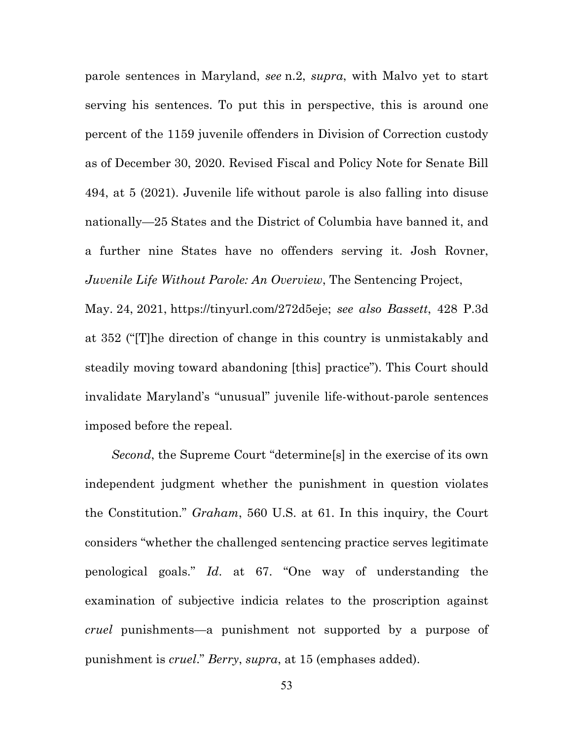parole sentences in Maryland, *see* n.2, *supra*, with Malvo yet to start serving his sentences. To put this in perspective, this is around one percent of the 1159 juvenile offenders in Division of Correction custody as of December 30, 2020. Revised Fiscal and Policy Note for Senate Bill 494, at 5 (2021). Juvenile life without parole is also falling into disuse nationally—25 States and the District of Columbia have banned it, and a further nine States have no offenders serving it. Josh Rovner, *Juvenile Life Without Parole: An Overview*, The Sentencing Project, May. 24, 2021, https://tinyurl.com/272d5eje; *see also Bassett*, 428 P.3d at 352 ("[T]he direction of change in this country is unmistakably and steadily moving toward abandoning [this] practice"). This Court should invalidate Maryland's "unusual" juvenile life-without-parole sentences imposed before the repeal.

*Second*, the Supreme Court "determine[s] in the exercise of its own independent judgment whether the punishment in question violates the Constitution." *Graham*, 560 U.S. at 61. In this inquiry, the Court considers "whether the challenged sentencing practice serves legitimate penological goals." *Id*. at 67. "One way of understanding the examination of subjective indicia relates to the proscription against *cruel* punishments—a punishment not supported by a purpose of punishment is *cruel*." *Berry*, *supra*, at 15 (emphases added).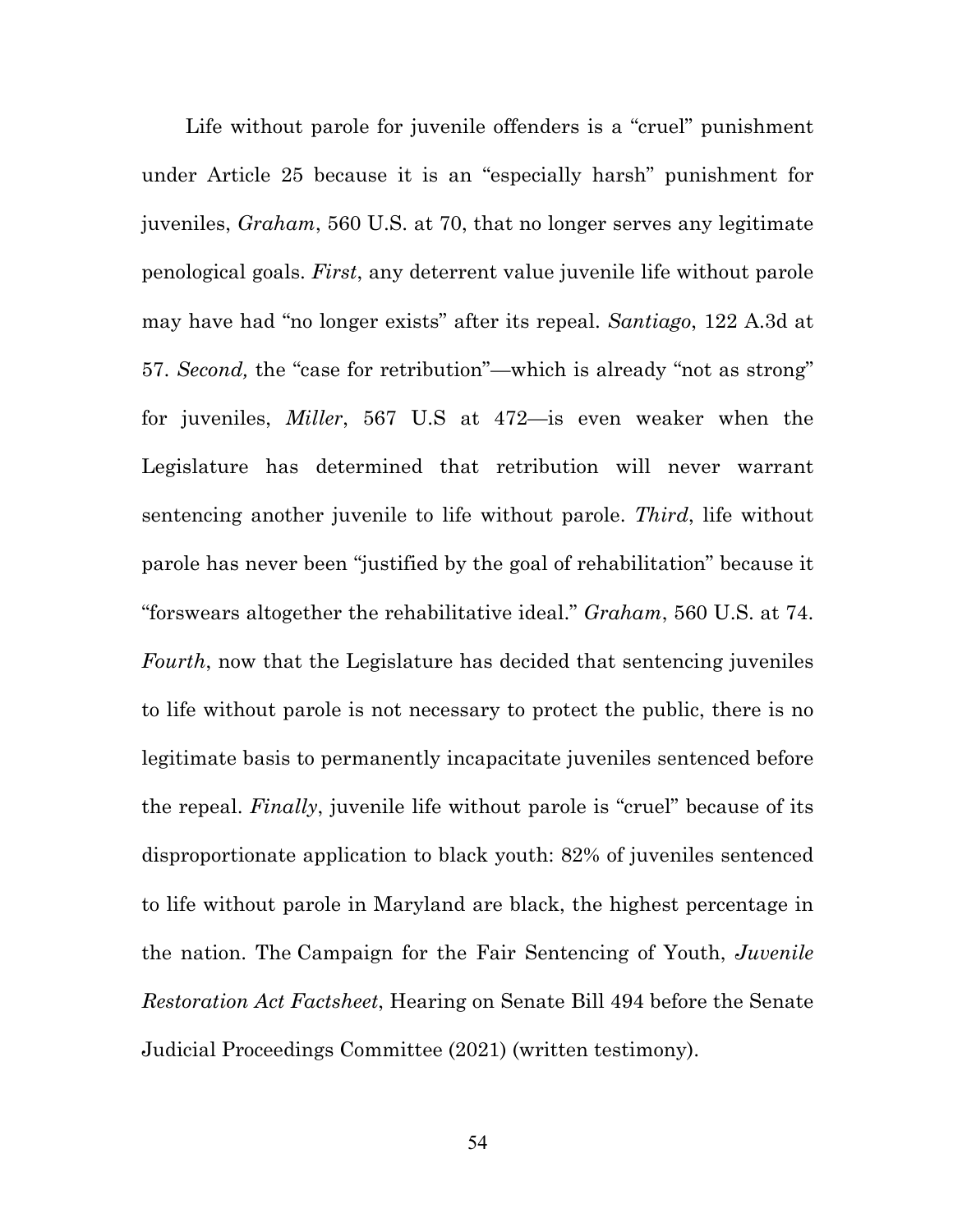Life without parole for juvenile offenders is a "cruel" punishment under Article 25 because it is an "especially harsh" punishment for juveniles, *Graham*, 560 U.S. at 70, that no longer serves any legitimate penological goals. *First*, any deterrent value juvenile life without parole may have had "no longer exists" after its repeal. *Santiago*, 122 A.3d at 57. *Second,* the "case for retribution"—which is already "not as strong" for juveniles, *Miller*, 567 U.S at 472—is even weaker when the Legislature has determined that retribution will never warrant sentencing another juvenile to life without parole. *Third*, life without parole has never been "justified by the goal of rehabilitation" because it "forswears altogether the rehabilitative ideal." *Graham*, 560 U.S. at 74. *Fourth*, now that the Legislature has decided that sentencing juveniles to life without parole is not necessary to protect the public, there is no legitimate basis to permanently incapacitate juveniles sentenced before the repeal. *Finally*, juvenile life without parole is "cruel" because of its disproportionate application to black youth: 82% of juveniles sentenced to life without parole in Maryland are black, the highest percentage in the nation. The Campaign for the Fair Sentencing of Youth, *Juvenile Restoration Act Factsheet*, Hearing on Senate Bill 494 before the Senate Judicial Proceedings Committee (2021) (written testimony).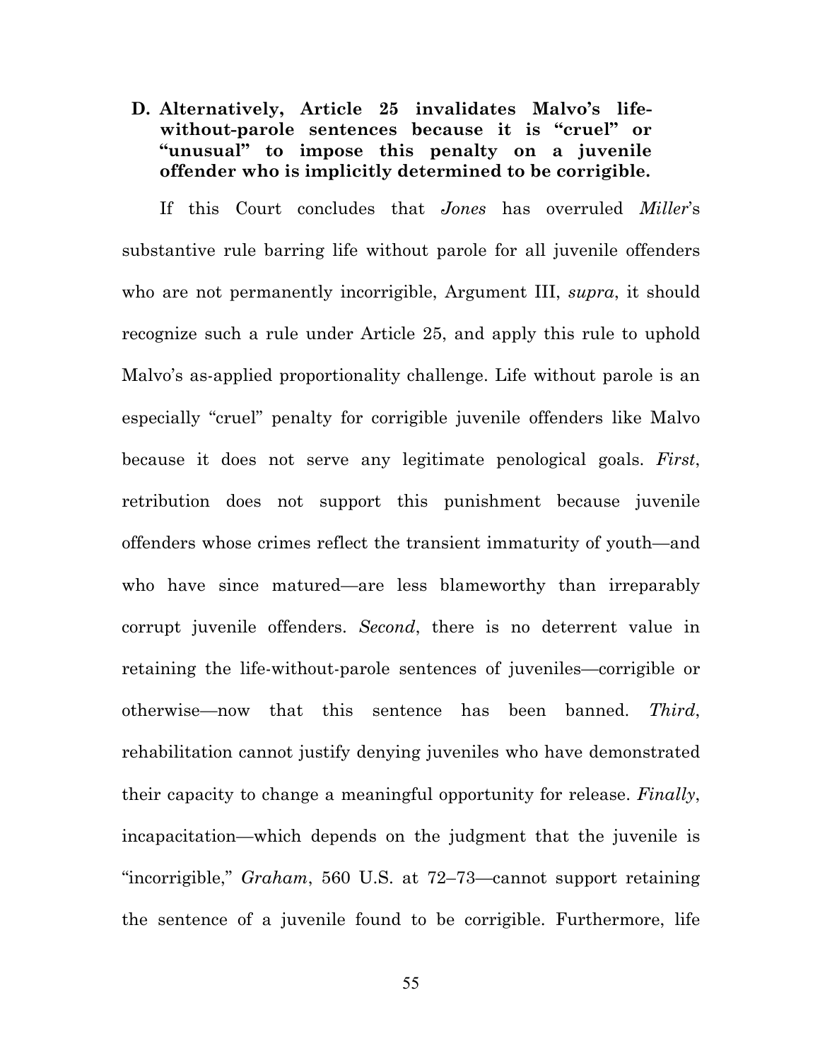### D. Alternatively, Article 25 invalidates Malvo's life-without-parole sentences because it is "cruel" or "unusual" to impose this penalty on a juvenile offender who is implicitly determined to be corrigible.

If this Court concludes that *Jones* has overruled *Miller*'s substantive rule barring life without parole for all juvenile offenders who are not permanently incorrigible, Argument III, *supra*, it should recognize such a rule under Article 25, and apply this rule to uphold Malvo's as-applied proportionality challenge. Life without parole is an especially "cruel" penalty for corrigible juvenile offenders like Malvo because it does not serve any legitimate penological goals. *First*, retribution does not support this punishment because juvenile offenders whose crimes reflect the transient immaturity of youth—and who have since matured—are less blameworthy than irreparably corrupt juvenile offenders. *Second*, there is no deterrent value in retaining the life-without-parole sentences of juveniles—corrigible or otherwise—now that this sentence has been banned. *Third*, rehabilitation cannot justify denying juveniles who have demonstrated their capacity to change a meaningful opportunity for release. *Finally*, incapacitation—which depends on the judgment that the juvenile is "incorrigible," *Graham*, 560 U.S. at 72–73—cannot support retaining the sentence of a juvenile found to be corrigible. Furthermore, life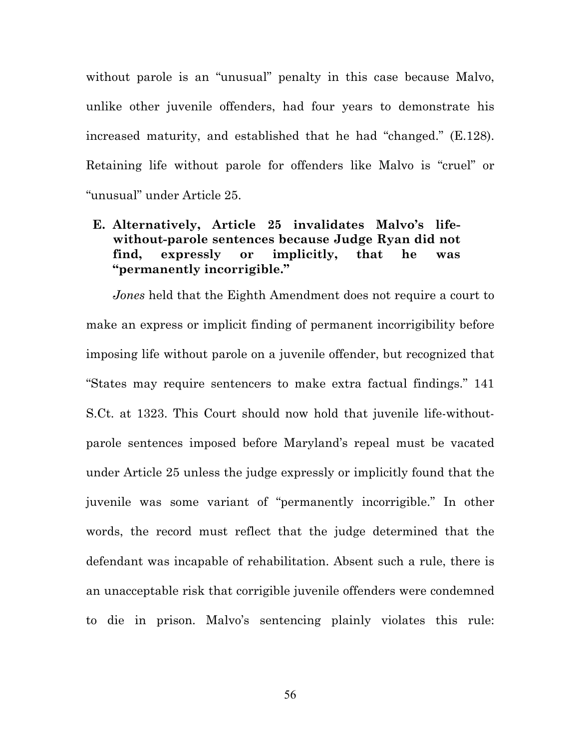without parole is an "unusual" penalty in this case because Malvo, unlike other juvenile offenders, had four years to demonstrate his increased maturity, and established that he had "changed." (E.128). Retaining life without parole for offenders like Malvo is "cruel" or "unusual" under Article 25.

### E. Alternatively, Article 25 invalidates Malvo's life-without-parole sentences because Judge Ryan did not find, expressly or implicitly, that he was "permanently incorrigible."

*Jones* held that the Eighth Amendment does not require a court to make an express or implicit finding of permanent incorrigibility before imposing life without parole on a juvenile offender, but recognized that "States may require sentencers to make extra factual findings." 141 S.Ct. at 1323. This Court should now hold that juvenile life-without-parole sentences imposed before Maryland's repeal must be vacated under Article 25 unless the judge expressly or implicitly found that the juvenile was some variant of "permanently incorrigible." In other words, the record must reflect that the judge determined that the defendant was incapable of rehabilitation. Absent such a rule, there is an unacceptable risk that corrigible juvenile offenders were condemned to die in prison. Malvo's sentencing plainly violates this rule: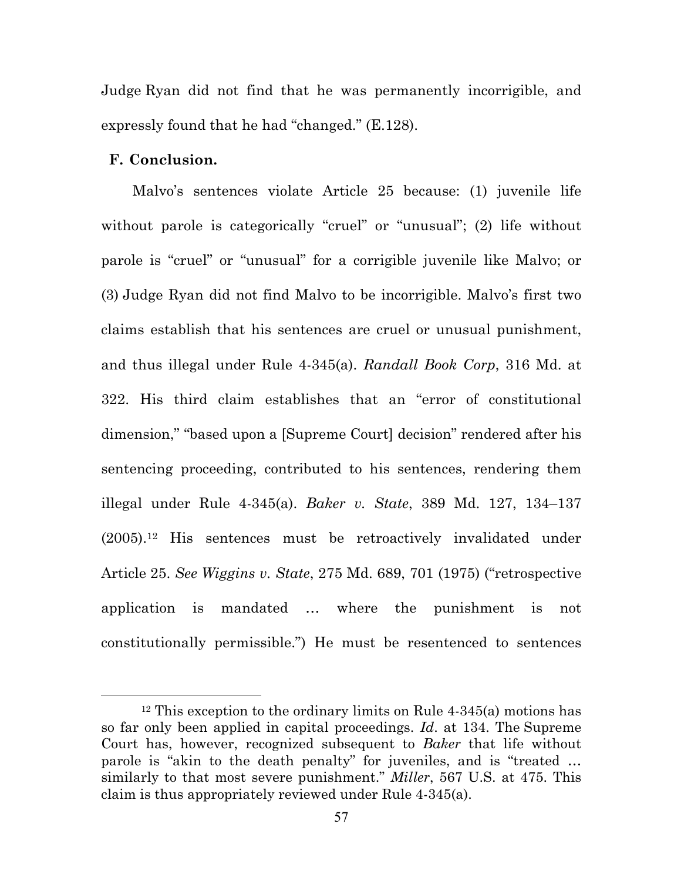Judge Ryan did not find that he was permanently incorrigible, and expressly found that he had "changed." (E.128).

**F. Conclusion.**

Malvo's sentences violate Article 25 because: (1) juvenile life without parole is categorically "cruel" or "unusual"; (2) life without parole is "cruel" or "unusual" for a corrigible juvenile like Malvo; or (3) Judge Ryan did not find Malvo to be incorrigible. Malvo's first two claims establish that his sentences are cruel or unusual punishment, and thus illegal under Rule 4-345(a). *Randall Book Corp*, 316 Md. at 322. His third claim establishes that an "error of constitutional dimension," "based upon a [Supreme Court] decision" rendered after his sentencing proceeding, contributed to his sentences, rendering them illegal under Rule 4-345(a). *Baker v. State*, 389 Md. 127, 134–137 (2005).[12] His sentences must be retroactively invalidated under Article 25. *See Wiggins v. State*, 275 Md. 689, 701 (1975) ("retrospective application is mandated … where the punishment is not constitutionally permissible.") He must be resentenced to sentences

[12] This exception to the ordinary limits on Rule 4-345(a) motions has so far only been applied in capital proceedings. *Id*. at 134. The Supreme Court has, however, recognized subsequent to *Baker* that life without parole is "akin to the death penalty" for juveniles, and is "treated … similarly to that most severe punishment." *Miller*, 567 U.S. at 475. This claim is thus appropriately reviewed under Rule 4-345(a).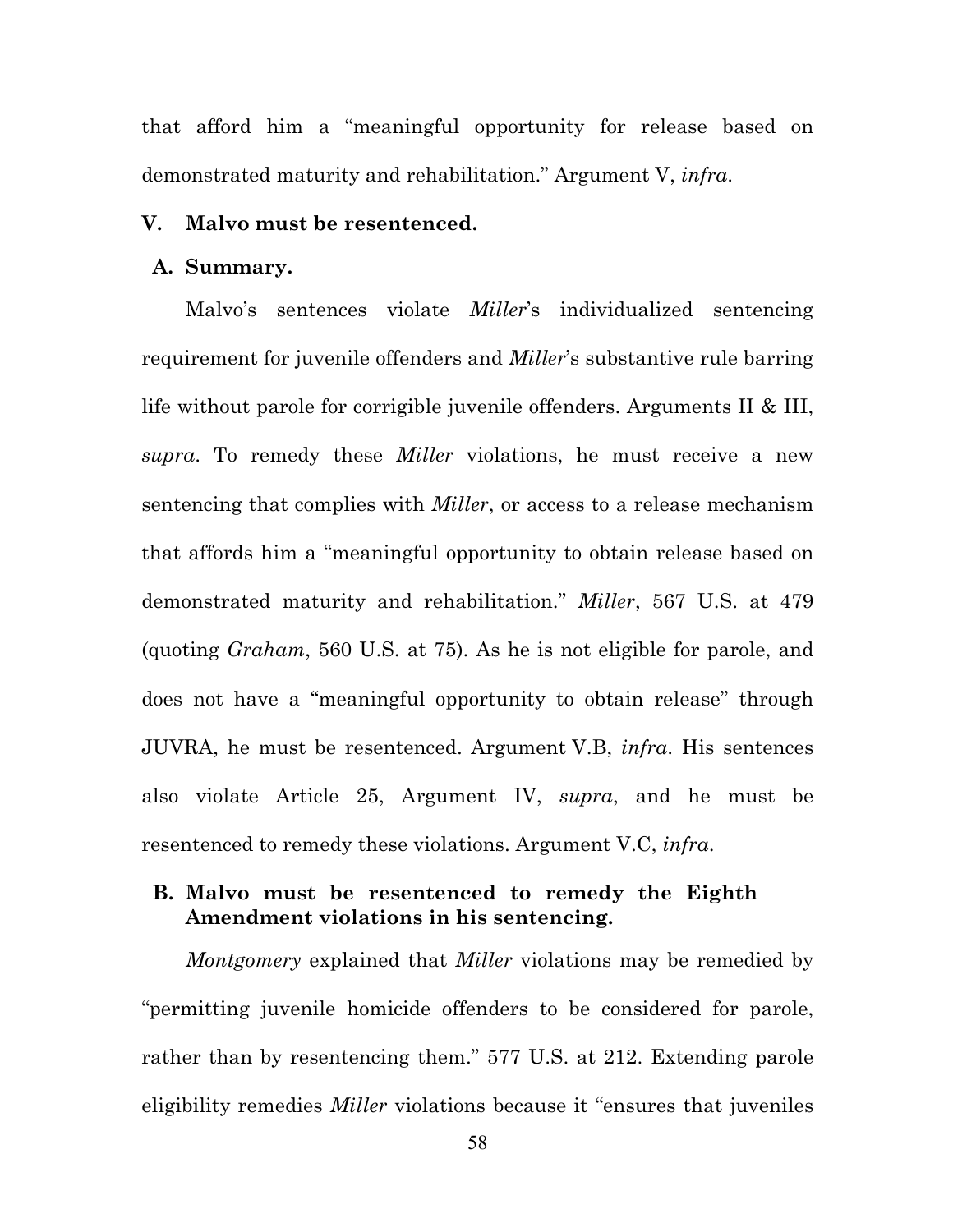that afford him a "meaningful opportunity for release based on demonstrated maturity and rehabilitation." Argument V, *infra*.

## V. Malvo must be resentenced.

### A. Summary.

Malvo's sentences violate *Miller*'s individualized sentencing requirement for juvenile offenders and *Miller*'s substantive rule barring life without parole for corrigible juvenile offenders. Arguments II & III, *supra*. To remedy these *Miller* violations, he must receive a new sentencing that complies with *Miller*, or access to a release mechanism that affords him a "meaningful opportunity to obtain release based on demonstrated maturity and rehabilitation." *Miller*, 567 U.S. at 479 (quoting *Graham*, 560 U.S. at 75). As he is not eligible for parole, and does not have a "meaningful opportunity to obtain release" through JUVRA, he must be resentenced. Argument V.B, *infra*. His sentences also violate Article 25, Argument IV, *supra*, and he must be resentenced to remedy these violations. Argument V.C, *infra*.

### B. Malvo must be resentenced to remedy the Eighth Amendment violations in his sentencing.

*Montgomery* explained that *Miller* violations may be remedied by "permitting juvenile homicide offenders to be considered for parole, rather than by resentencing them." 577 U.S. at 212. Extending parole eligibility remedies *Miller* violations because it "ensures that juveniles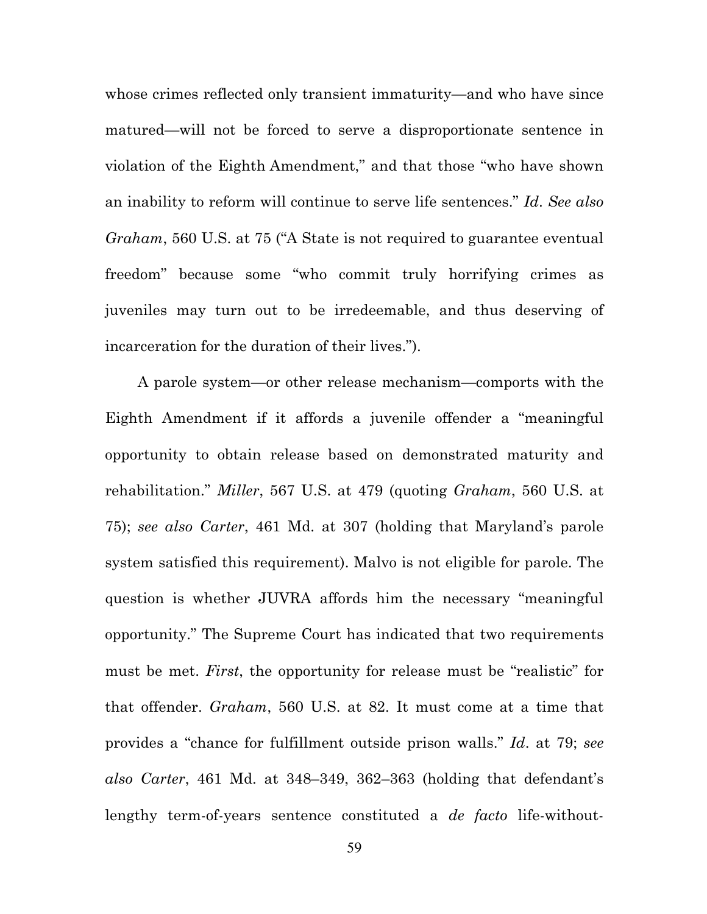whose crimes reflected only transient immaturity—and who have since matured—will not be forced to serve a disproportionate sentence in violation of the Eighth Amendment," and that those "who have shown an inability to reform will continue to serve life sentences." *Id*. *See also Graham*, 560 U.S. at 75 ("A State is not required to guarantee eventual freedom" because some "who commit truly horrifying crimes as juveniles may turn out to be irredeemable, and thus deserving of incarceration for the duration of their lives.").

A parole system—or other release mechanism—comports with the Eighth Amendment if it affords a juvenile offender a "meaningful opportunity to obtain release based on demonstrated maturity and rehabilitation." *Miller*, 567 U.S. at 479 (quoting *Graham*, 560 U.S. at 75); *see also Carter*, 461 Md. at 307 (holding that Maryland's parole system satisfied this requirement). Malvo is not eligible for parole. The question is whether JUVRA affords him the necessary "meaningful opportunity." The Supreme Court has indicated that two requirements must be met. *First*, the opportunity for release must be "realistic" for that offender. *Graham*, 560 U.S. at 82. It must come at a time that provides a "chance for fulfillment outside prison walls." *Id*. at 79; *see also Carter*, 461 Md. at 348–349, 362–363 (holding that defendant's lengthy term-of-years sentence constituted a *de facto* life-without-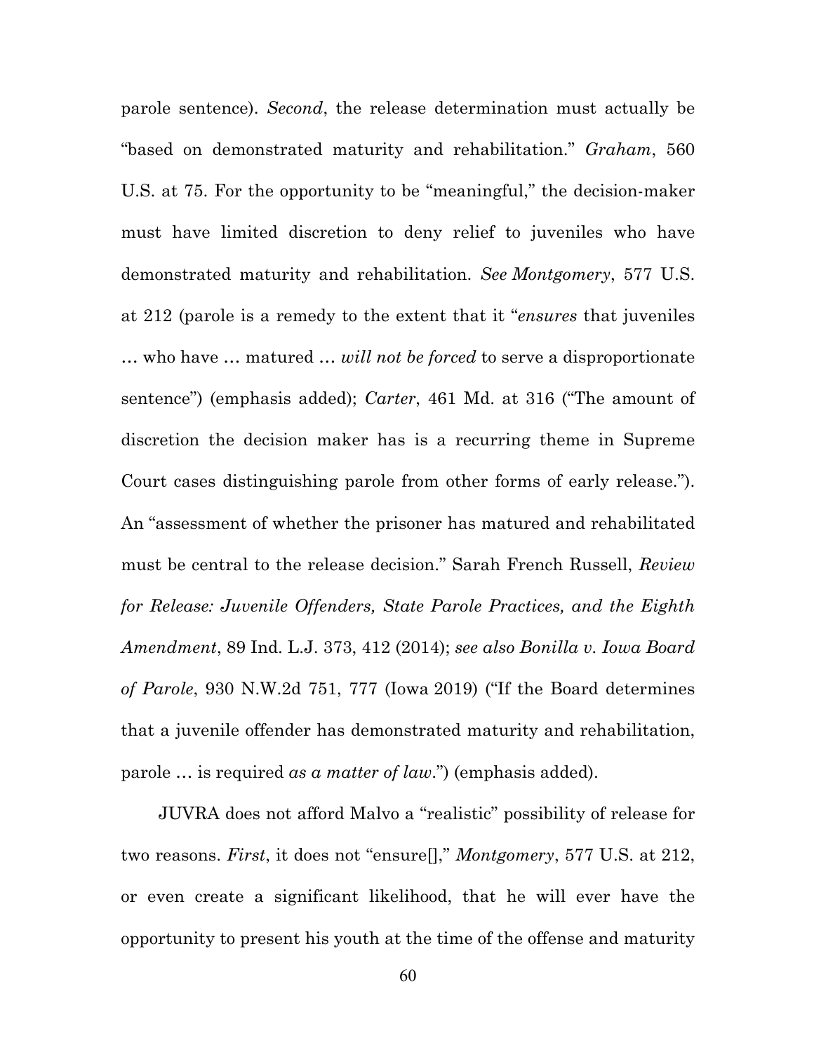parole sentence). *Second*, the release determination must actually be "based on demonstrated maturity and rehabilitation." *Graham*, 560 U.S. at 75. For the opportunity to be "meaningful," the decision-maker must have limited discretion to deny relief to juveniles who have demonstrated maturity and rehabilitation. *See Montgomery*, 577 U.S. at 212 (parole is a remedy to the extent that it "*ensures* that juveniles … who have … matured … *will not be forced* to serve a disproportionate sentence") (emphasis added); *Carter*, 461 Md. at 316 ("The amount of discretion the decision maker has is a recurring theme in Supreme Court cases distinguishing parole from other forms of early release."). An "assessment of whether the prisoner has matured and rehabilitated must be central to the release decision." Sarah French Russell, *Review for Release: Juvenile Offenders, State Parole Practices, and the Eighth Amendment*, 89 Ind. L.J. 373, 412 (2014); *see also Bonilla v. Iowa Board of Parole*, 930 N.W.2d 751, 777 (Iowa 2019) ("If the Board determines that a juvenile offender has demonstrated maturity and rehabilitation, parole … is required *as a matter of law*.") (emphasis added).

JUVRA does not afford Malvo a "realistic" possibility of release for two reasons. *First*, it does not "ensure[]," *Montgomery*, 577 U.S. at 212, or even create a significant likelihood, that he will ever have the opportunity to present his youth at the time of the offense and maturity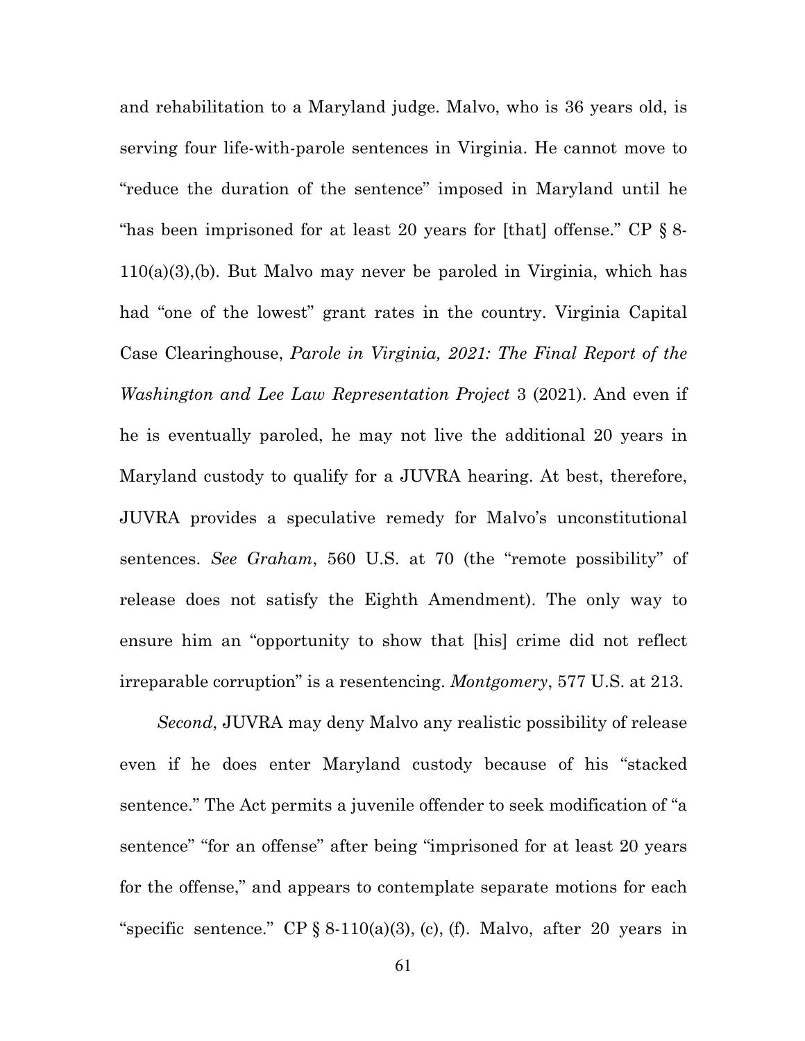and rehabilitation to a Maryland judge. Malvo, who is 36 years old, is serving four life-with-parole sentences in Virginia. He cannot move to "reduce the duration of the sentence" imposed in Maryland until he "has been imprisoned for at least 20 years for [that] offense." CP § 8-110(a)(3),(b). But Malvo may never be paroled in Virginia, which has had "one of the lowest" grant rates in the country. Virginia Capital Case Clearinghouse, *Parole in Virginia, 2021: The Final Report of the Washington and Lee Law Representation Project* 3 (2021). And even if he is eventually paroled, he may not live the additional 20 years in Maryland custody to qualify for a JUVRA hearing. At best, therefore, JUVRA provides a speculative remedy for Malvo's unconstitutional sentences. *See Graham*, 560 U.S. at 70 (the "remote possibility" of release does not satisfy the Eighth Amendment). The only way to ensure him an "opportunity to show that [his] crime did not reflect irreparable corruption" is a resentencing. *Montgomery*, 577 U.S. at 213.

*Second*, JUVRA may deny Malvo any realistic possibility of release even if he does enter Maryland custody because of his "stacked sentence." The Act permits a juvenile offender to seek modification of "a sentence" "for an offense" after being "imprisoned for at least 20 years for the offense," and appears to contemplate separate motions for each "specific sentence." CP § 8-110(a)(3), (c), (f). Malvo, after 20 years in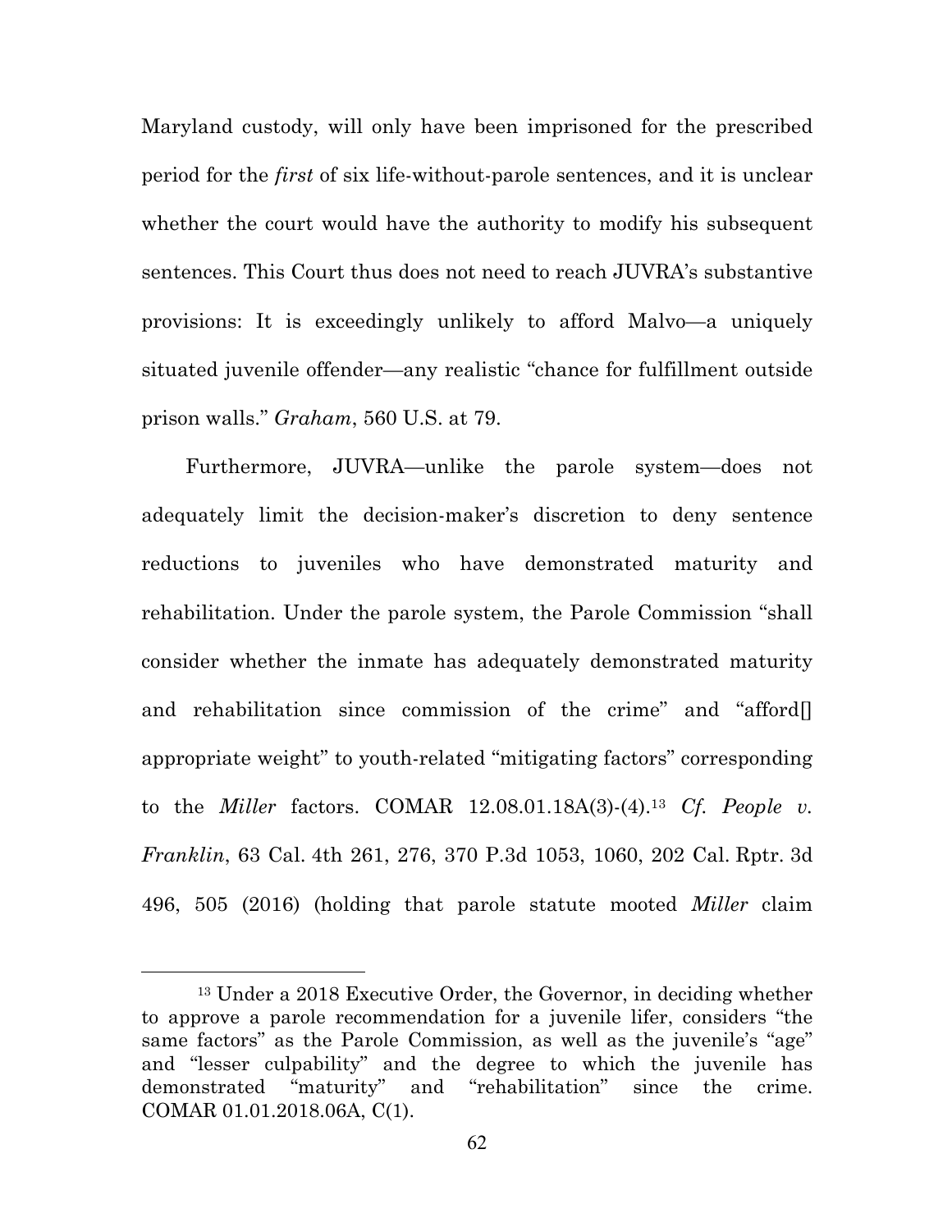Maryland custody, will only have been imprisoned for the prescribed period for the *first* of six life-without-parole sentences, and it is unclear whether the court would have the authority to modify his subsequent sentences. This Court thus does not need to reach JUVRA's substantive provisions: It is exceedingly unlikely to afford Malvo—a uniquely situated juvenile offender—any realistic "chance for fulfillment outside prison walls." *Graham*, 560 U.S. at 79.

Furthermore, JUVRA—unlike the parole system—does not adequately limit the decision-maker's discretion to deny sentence reductions to juveniles who have demonstrated maturity and rehabilitation. Under the parole system, the Parole Commission "shall consider whether the inmate has adequately demonstrated maturity and rehabilitation since commission of the crime" and "afford[] appropriate weight" to youth-related "mitigating factors" corresponding to the *Miller* factors. COMAR 12.08.01.18A(3)-(4).[13] *Cf. People v. Franklin*, 63 Cal. 4th 261, 276, 370 P.3d 1053, 1060, 202 Cal. Rptr. 3d 496, 505 (2016) (holding that parole statute mooted *Miller* claim

[13] Under a 2018 Executive Order, the Governor, in deciding whether to approve a parole recommendation for a juvenile lifer, considers "the same factors" as the Parole Commission, as well as the juvenile's "age" and "lesser culpability" and the degree to which the juvenile has demonstrated "maturity" and "rehabilitation" since the crime. COMAR 01.01.2018.06A, C(1).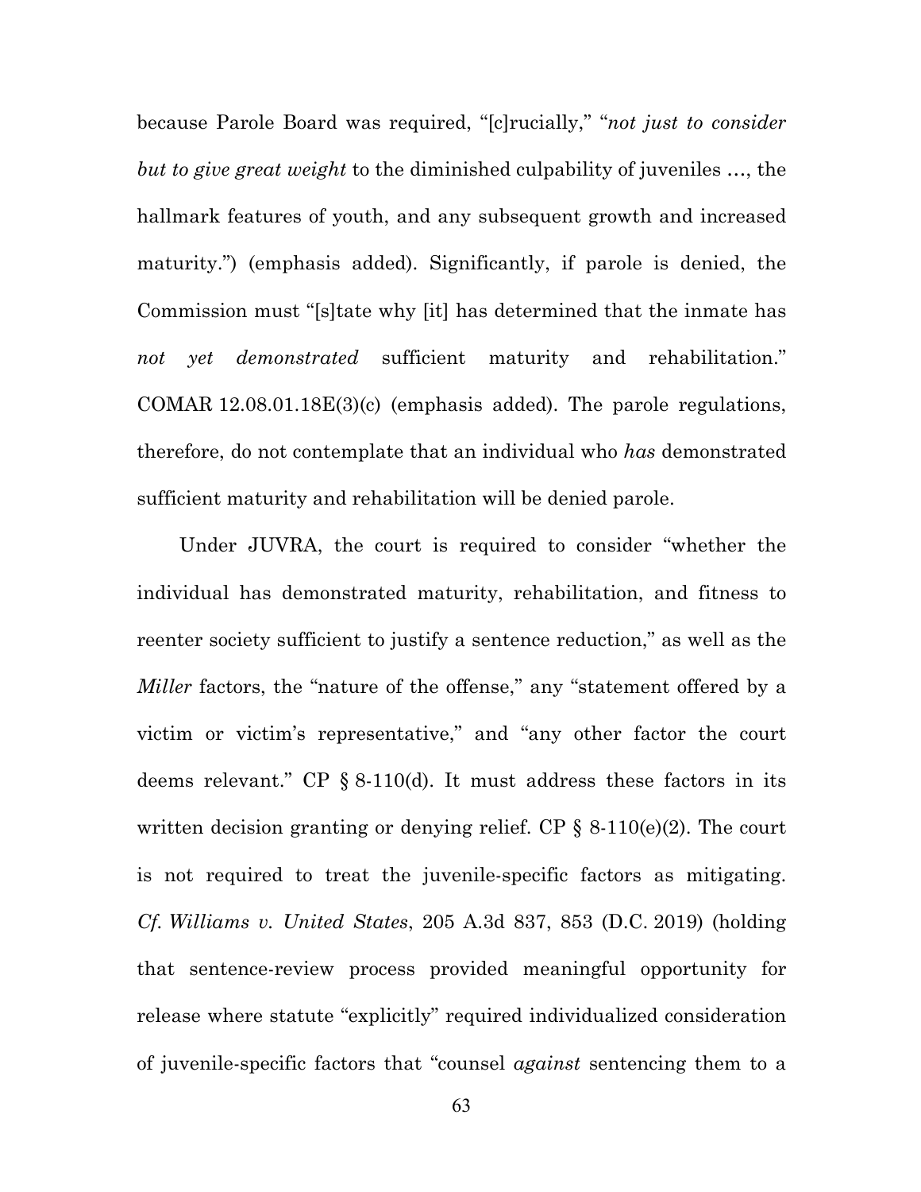because Parole Board was required, "[c]rucially," "*not just to consider but to give great weight* to the diminished culpability of juveniles …, the hallmark features of youth, and any subsequent growth and increased maturity.") (emphasis added). Significantly, if parole is denied, the Commission must "[s]tate why [it] has determined that the inmate has *not yet demonstrated* sufficient maturity and rehabilitation." COMAR 12.08.01.18E(3)(c) (emphasis added). The parole regulations, therefore, do not contemplate that an individual who *has* demonstrated sufficient maturity and rehabilitation will be denied parole.

Under JUVRA, the court is required to consider "whether the individual has demonstrated maturity, rehabilitation, and fitness to reenter society sufficient to justify a sentence reduction," as well as the *Miller* factors, the "nature of the offense," any "statement offered by a victim or victim's representative," and "any other factor the court deems relevant." CP § 8-110(d). It must address these factors in its written decision granting or denying relief. CP § 8-110(e)(2). The court is not required to treat the juvenile-specific factors as mitigating. *Cf. Williams v. United States*, 205 A.3d 837, 853 (D.C. 2019) (holding that sentence-review process provided meaningful opportunity for release where statute "explicitly" required individualized consideration of juvenile-specific factors that "counsel *against* sentencing them to a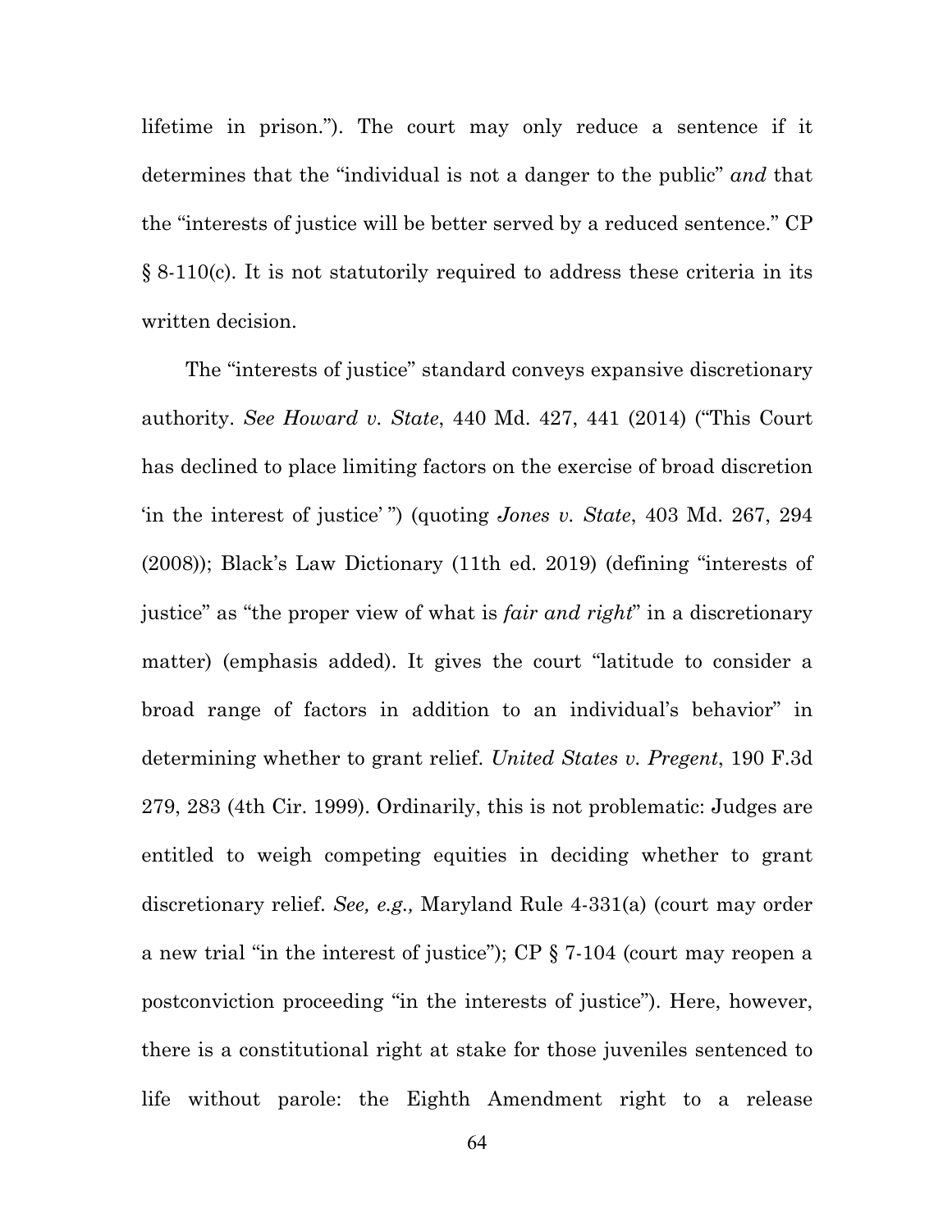lifetime in prison."). The court may only reduce a sentence if it determines that the "individual is not a danger to the public" *and* that the "interests of justice will be better served by a reduced sentence." CP § 8-110(c). It is not statutorily required to address these criteria in its written decision.

The "interests of justice" standard conveys expansive discretionary authority. *See Howard v. State*, 440 Md. 427, 441 (2014) ("This Court has declined to place limiting factors on the exercise of broad discretion 'in the interest of justice' ") (quoting *Jones v. State*, 403 Md. 267, 294 (2008)); Black's Law Dictionary (11th ed. 2019) (defining "interests of justice" as "the proper view of what is *fair and right*" in a discretionary matter) (emphasis added). It gives the court "latitude to consider a broad range of factors in addition to an individual's behavior" in determining whether to grant relief. *United States v. Pregent*, 190 F.3d 279, 283 (4th Cir. 1999). Ordinarily, this is not problematic: Judges are entitled to weigh competing equities in deciding whether to grant discretionary relief. *See, e.g.,* Maryland Rule 4-331(a) (court may order a new trial "in the interest of justice"); CP § 7-104 (court may reopen a postconviction proceeding "in the interests of justice"). Here, however, there is a constitutional right at stake for those juveniles sentenced to life without parole: the Eighth Amendment right to a release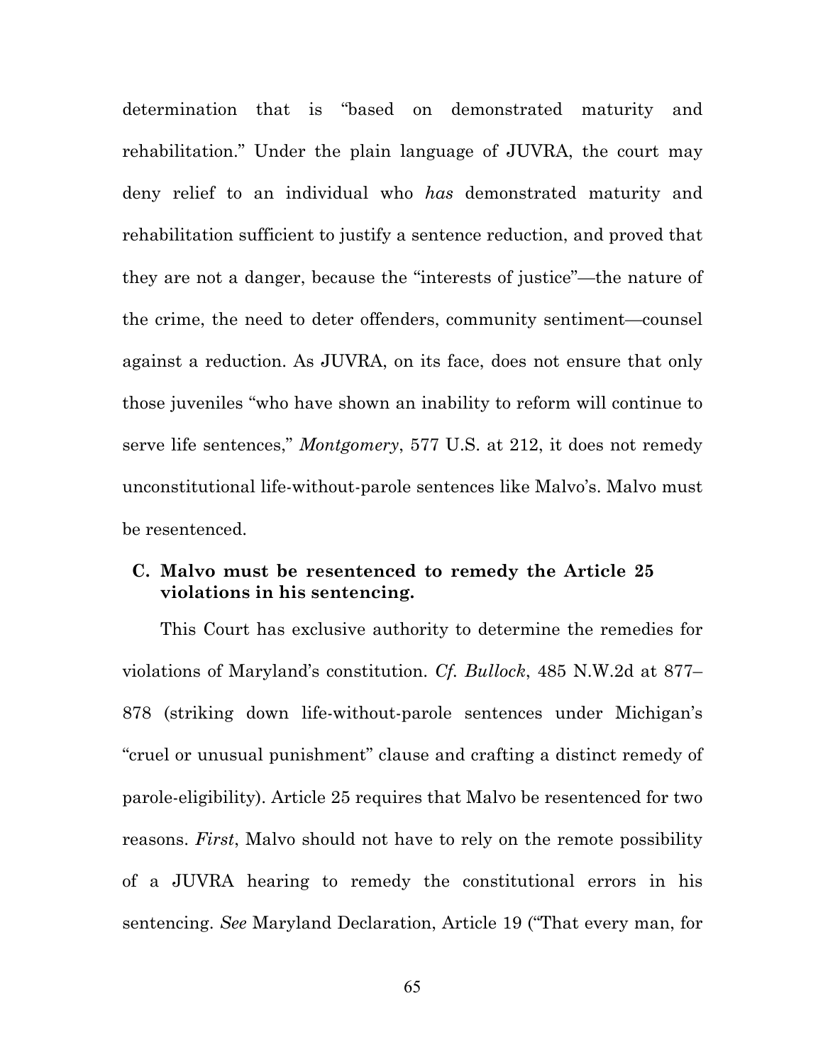determination that is "based on demonstrated maturity and rehabilitation." Under the plain language of JUVRA, the court may deny relief to an individual who *has* demonstrated maturity and rehabilitation sufficient to justify a sentence reduction, and proved that they are not a danger, because the "interests of justice"—the nature of the crime, the need to deter offenders, community sentiment—counsel against a reduction. As JUVRA, on its face, does not ensure that only those juveniles "who have shown an inability to reform will continue to serve life sentences," *Montgomery*, 577 U.S. at 212, it does not remedy unconstitutional life-without-parole sentences like Malvo's. Malvo must be resentenced.

### C. Malvo must be resentenced to remedy the Article 25 violations in his sentencing.

This Court has exclusive authority to determine the remedies for violations of Maryland's constitution. *Cf. Bullock*, 485 N.W.2d at 877–878 (striking down life-without-parole sentences under Michigan's "cruel or unusual punishment" clause and crafting a distinct remedy of parole-eligibility). Article 25 requires that Malvo be resentenced for two reasons. *First*, Malvo should not have to rely on the remote possibility of a JUVRA hearing to remedy the constitutional errors in his sentencing. *See* Maryland Declaration, Article 19 ("That every man, for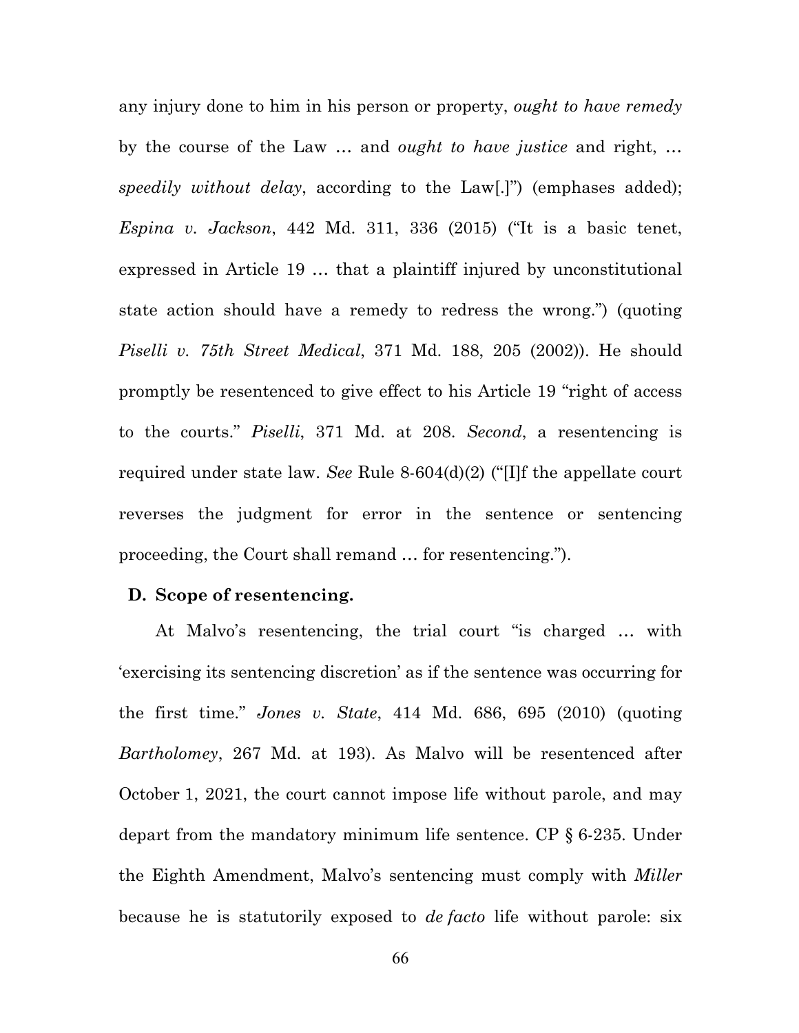any injury done to him in his person or property, *ought to have remedy* by the course of the Law … and *ought to have justice* and right, … *speedily without delay*, according to the Law[.]") (emphases added); *Espina v. Jackson*, 442 Md. 311, 336 (2015) ("It is a basic tenet, expressed in Article 19 … that a plaintiff injured by unconstitutional state action should have a remedy to redress the wrong.") (quoting *Piselli v. 75th Street Medical*, 371 Md. 188, 205 (2002)). He should promptly be resentenced to give effect to his Article 19 "right of access to the courts." *Piselli*, 371 Md. at 208. *Second*, a resentencing is required under state law. *See* Rule 8-604(d)(2) ("[I]f the appellate court reverses the judgment for error in the sentence or sentencing proceeding, the Court shall remand … for resentencing.").

### D. Scope of resentencing.

At Malvo's resentencing, the trial court "is charged … with 'exercising its sentencing discretion' as if the sentence was occurring for the first time." *Jones v. State*, 414 Md. 686, 695 (2010) (quoting *Bartholomey*, 267 Md. at 193). As Malvo will be resentenced after October 1, 2021, the court cannot impose life without parole, and may depart from the mandatory minimum life sentence. CP § 6-235. Under the Eighth Amendment, Malvo's sentencing must comply with *Miller* because he is statutorily exposed to *de facto* life without parole: six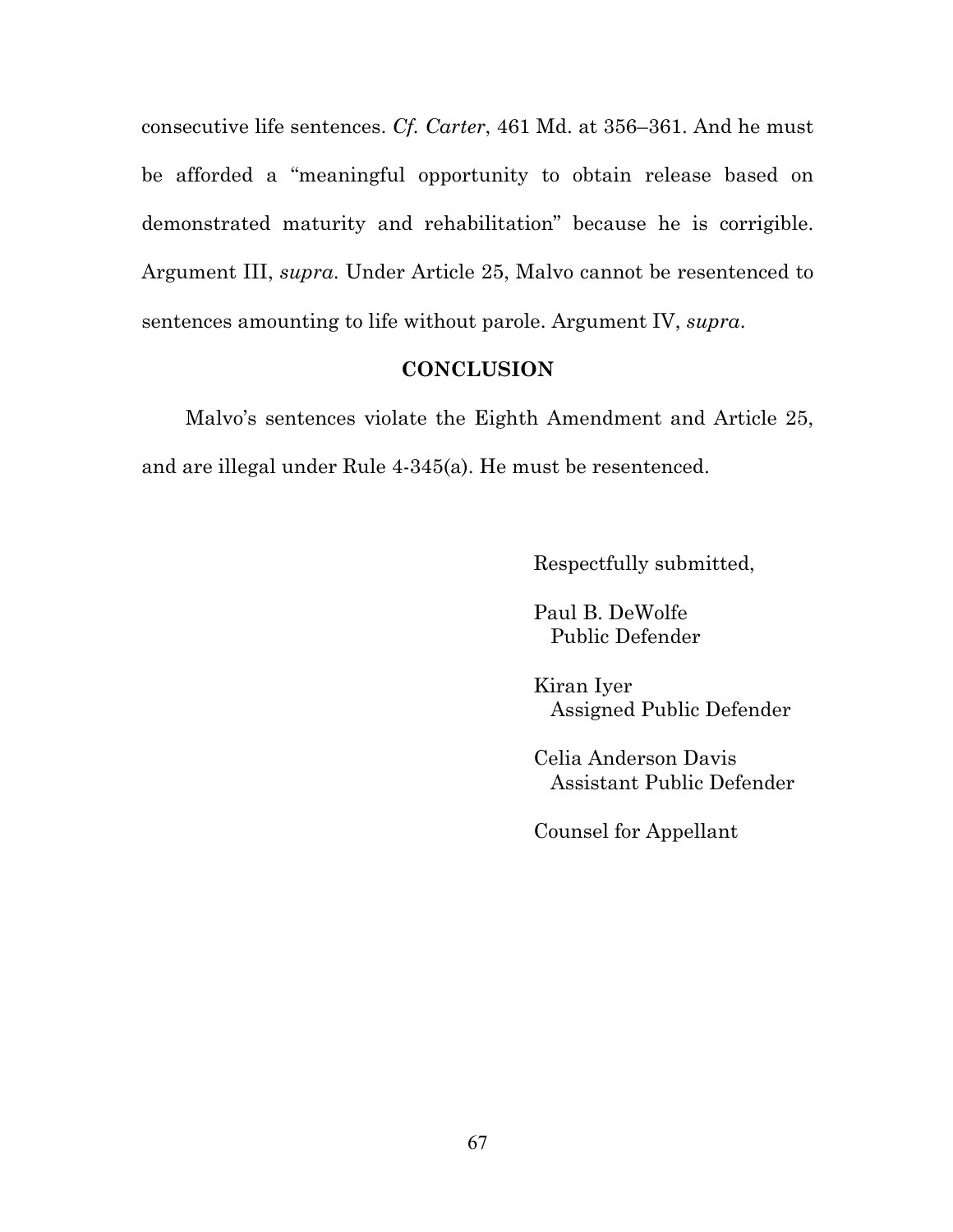consecutive life sentences. *Cf. Carter*, 461 Md. at 356–361. And he must be afforded a "meaningful opportunity to obtain release based on demonstrated maturity and rehabilitation" because he is corrigible. Argument III, *supra*. Under Article 25, Malvo cannot be resentenced to sentences amounting to life without parole. Argument IV, *supra*.

## CONCLUSION

Malvo's sentences violate the Eighth Amendment and Article 25, and are illegal under Rule 4-345(a). He must be resentenced.

Respectfully submitted,

Paul B. DeWolfe
Public Defender

Kiran Iyer
Assigned Public Defender

Celia Anderson Davis
Assistant Public Defender

Counsel for Appellant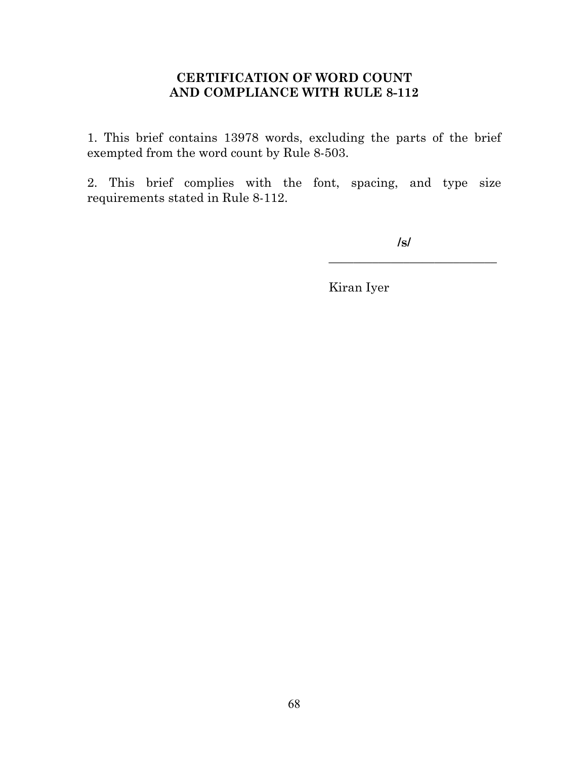## CERTIFICATION OF WORD COUNT AND COMPLIANCE WITH RULE 8-112

1. This brief contains 13978 words, excluding the parts of the brief exempted from the word count by Rule 8-503.

2. This brief complies with the font, spacing, and type size requirements stated in Rule 8-112.

/s/

____________________________

Kiran Iyer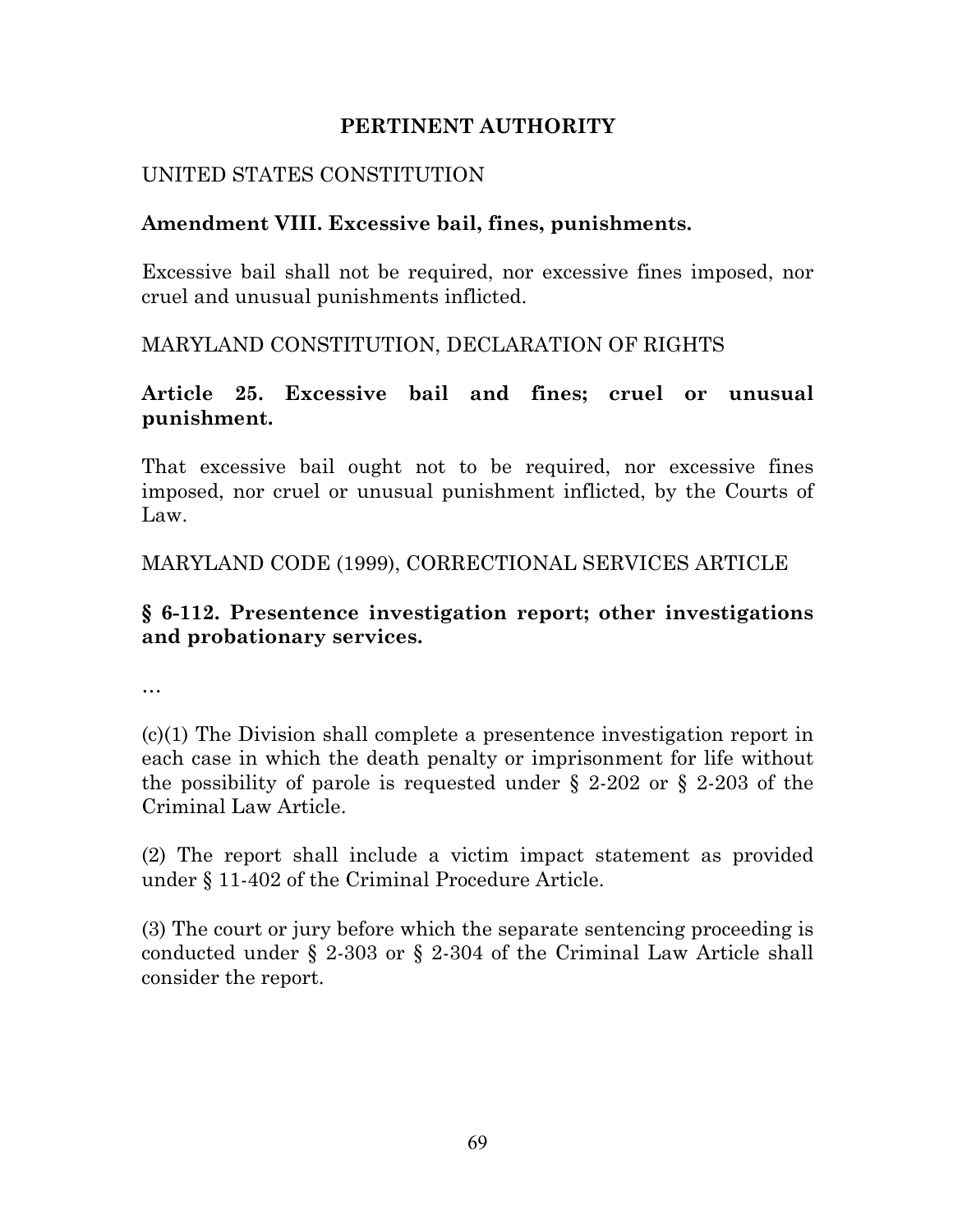# PERTINENT AUTHORITY

UNITED STATES CONSTITUTION

**Amendment VIII. Excessive bail, fines, punishments.**

Excessive bail shall not be required, nor excessive fines imposed, nor cruel and unusual punishments inflicted.

MARYLAND CONSTITUTION, DECLARATION OF RIGHTS

**Article 25. Excessive bail and fines; cruel or unusual punishment.**

That excessive bail ought not to be required, nor excessive fines imposed, nor cruel or unusual punishment inflicted, by the Courts of Law.

MARYLAND CODE (1999), CORRECTIONAL SERVICES ARTICLE

**§ 6-112. Presentence investigation report; other investigations and probationary services.**

…

(c)(1) The Division shall complete a presentence investigation report in each case in which the death penalty or imprisonment for life without the possibility of parole is requested under § 2-202 or § 2-203 of the Criminal Law Article.

(2) The report shall include a victim impact statement as provided under § 11-402 of the Criminal Procedure Article.

(3) The court or jury before which the separate sentencing proceeding is conducted under § 2-303 or § 2-304 of the Criminal Law Article shall consider the report.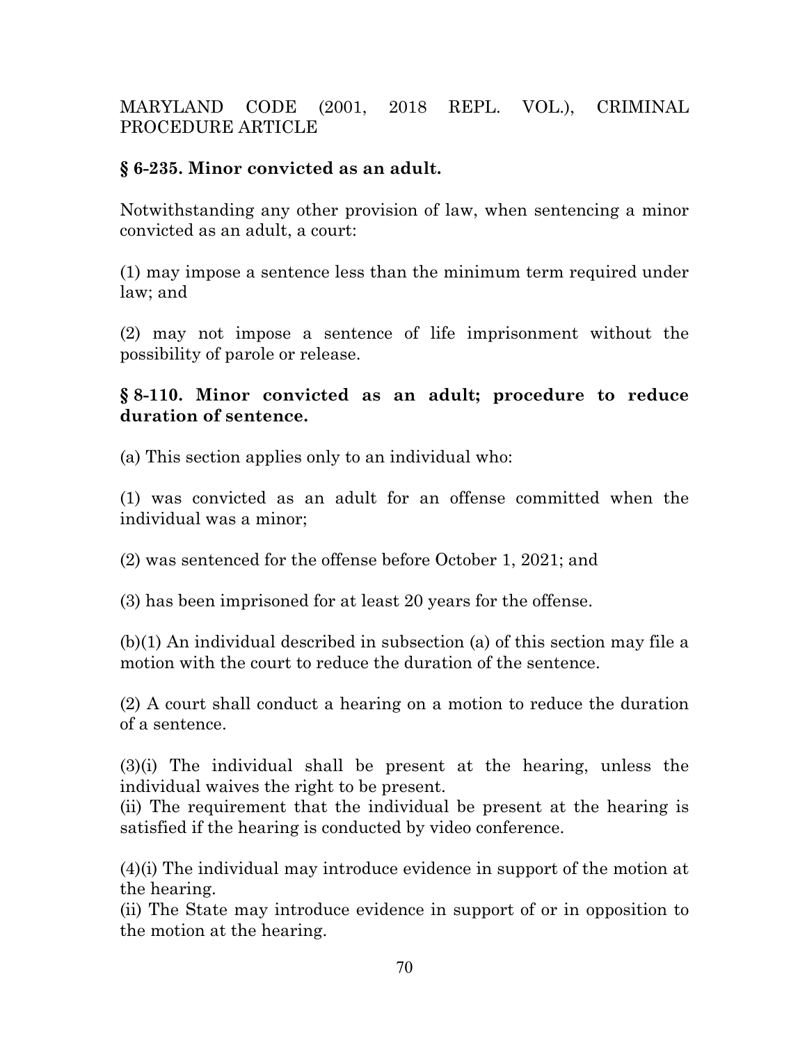MARYLAND CODE (2001, 2018 REPL. VOL.), CRIMINAL PROCEDURE ARTICLE

**§ 6-235. Minor convicted as an adult.**

Notwithstanding any other provision of law, when sentencing a minor convicted as an adult, a court:

(1) may impose a sentence less than the minimum term required under law; and

(2) may not impose a sentence of life imprisonment without the possibility of parole or release.

**§ 8-110. Minor convicted as an adult; procedure to reduce duration of sentence.**

(a) This section applies only to an individual who:

(1) was convicted as an adult for an offense committed when the individual was a minor;

(2) was sentenced for the offense before October 1, 2021; and

(3) has been imprisoned for at least 20 years for the offense.

(b)(1) An individual described in subsection (a) of this section may file a motion with the court to reduce the duration of the sentence.

(2) A court shall conduct a hearing on a motion to reduce the duration of a sentence.

(3)(i) The individual shall be present at the hearing, unless the individual waives the right to be present.
(ii) The requirement that the individual be present at the hearing is satisfied if the hearing is conducted by video conference.

(4)(i) The individual may introduce evidence in support of the motion at the hearing.
(ii) The State may introduce evidence in support of or in opposition to the motion at the hearing.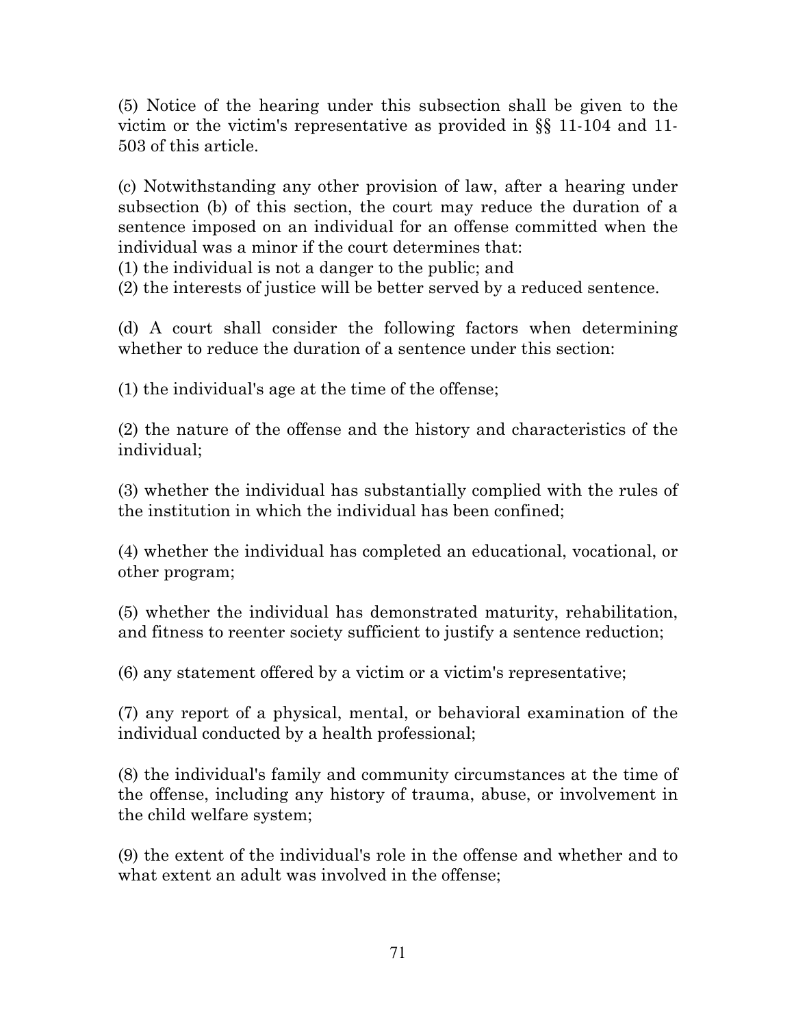(5) Notice of the hearing under this subsection shall be given to the victim or the victim's representative as provided in §§ 11-104 and 11-503 of this article.

(c) Notwithstanding any other provision of law, after a hearing under subsection (b) of this section, the court may reduce the duration of a sentence imposed on an individual for an offense committed when the individual was a minor if the court determines that:
(1) the individual is not a danger to the public; and
(2) the interests of justice will be better served by a reduced sentence.

(d) A court shall consider the following factors when determining whether to reduce the duration of a sentence under this section:

(1) the individual's age at the time of the offense;

(2) the nature of the offense and the history and characteristics of the individual;

(3) whether the individual has substantially complied with the rules of the institution in which the individual has been confined;

(4) whether the individual has completed an educational, vocational, or other program;

(5) whether the individual has demonstrated maturity, rehabilitation, and fitness to reenter society sufficient to justify a sentence reduction;

(6) any statement offered by a victim or a victim's representative;

(7) any report of a physical, mental, or behavioral examination of the individual conducted by a health professional;

(8) the individual's family and community circumstances at the time of the offense, including any history of trauma, abuse, or involvement in the child welfare system;

(9) the extent of the individual's role in the offense and whether and to what extent an adult was involved in the offense;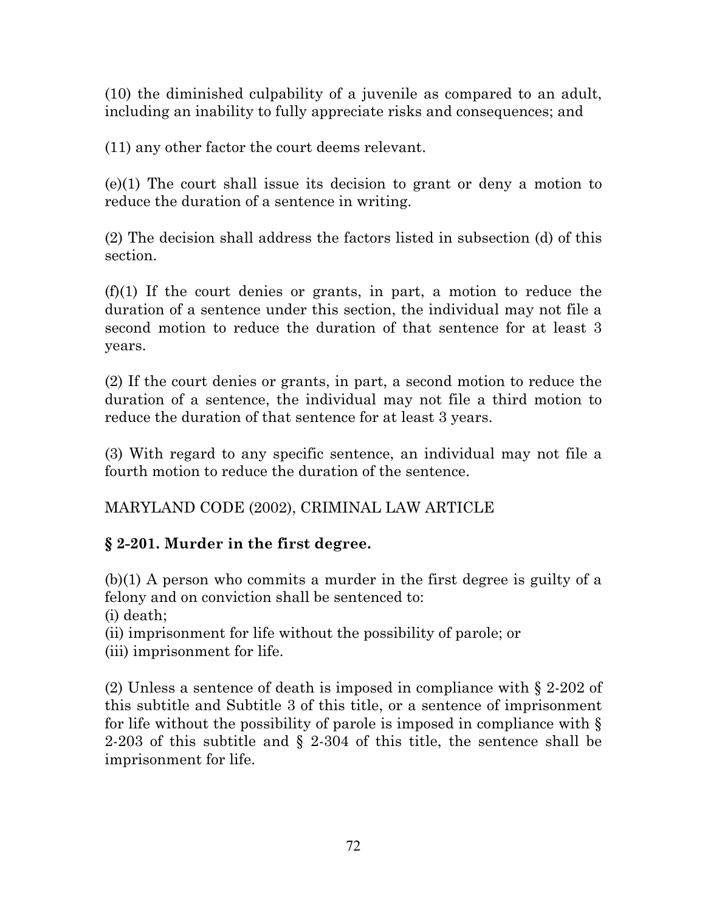(10) the diminished culpability of a juvenile as compared to an adult, including an inability to fully appreciate risks and consequences; and

(11) any other factor the court deems relevant.

(e)(1) The court shall issue its decision to grant or deny a motion to reduce the duration of a sentence in writing.

(2) The decision shall address the factors listed in subsection (d) of this section.

(f)(1) If the court denies or grants, in part, a motion to reduce the duration of a sentence under this section, the individual may not file a second motion to reduce the duration of that sentence for at least 3 years.

(2) If the court denies or grants, in part, a second motion to reduce the duration of a sentence, the individual may not file a third motion to reduce the duration of that sentence for at least 3 years.

(3) With regard to any specific sentence, an individual may not file a fourth motion to reduce the duration of the sentence.

MARYLAND CODE (2002), CRIMINAL LAW ARTICLE

**§ 2-201. Murder in the first degree.**

(b)(1) A person who commits a murder in the first degree is guilty of a felony and on conviction shall be sentenced to:
(i) death;
(ii) imprisonment for life without the possibility of parole; or
(iii) imprisonment for life.

(2) Unless a sentence of death is imposed in compliance with § 2-202 of this subtitle and Subtitle 3 of this title, or a sentence of imprisonment for life without the possibility of parole is imposed in compliance with § 2-203 of this subtitle and § 2-304 of this title, the sentence shall be imprisonment for life.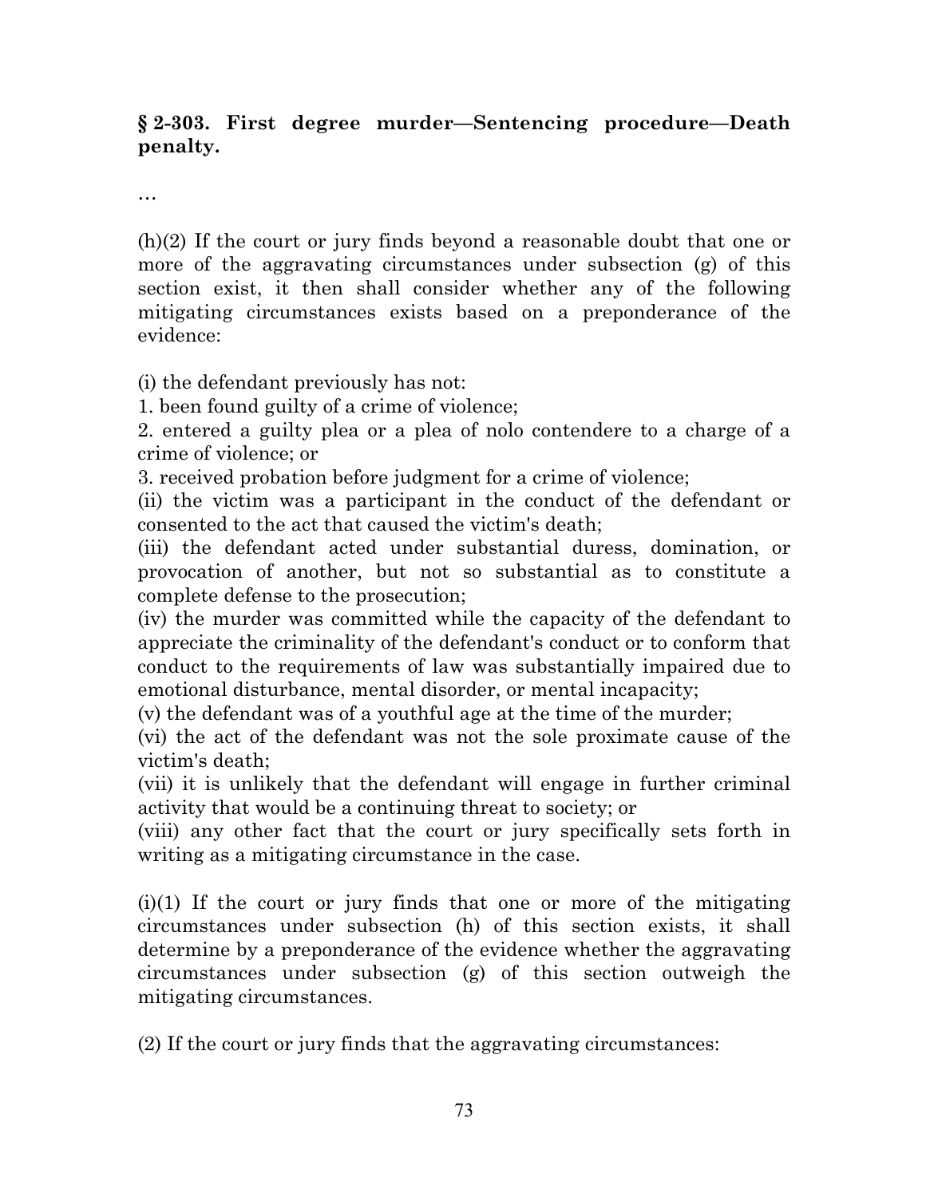**§ 2-303. First degree murder—Sentencing procedure—Death penalty.**

…

(h)(2) If the court or jury finds beyond a reasonable doubt that one or more of the aggravating circumstances under subsection (g) of this section exist, it then shall consider whether any of the following mitigating circumstances exists based on a preponderance of the evidence:

(i) the defendant previously has not:
1. been found guilty of a crime of violence;
2. entered a guilty plea or a plea of nolo contendere to a charge of a crime of violence; or
3. received probation before judgment for a crime of violence;
(ii) the victim was a participant in the conduct of the defendant or consented to the act that caused the victim's death;
(iii) the defendant acted under substantial duress, domination, or provocation of another, but not so substantial as to constitute a complete defense to the prosecution;
(iv) the murder was committed while the capacity of the defendant to appreciate the criminality of the defendant's conduct or to conform that conduct to the requirements of law was substantially impaired due to emotional disturbance, mental disorder, or mental incapacity;
(v) the defendant was of a youthful age at the time of the murder;
(vi) the act of the defendant was not the sole proximate cause of the victim's death;
(vii) it is unlikely that the defendant will engage in further criminal activity that would be a continuing threat to society; or
(viii) any other fact that the court or jury specifically sets forth in writing as a mitigating circumstance in the case.

(i)(1) If the court or jury finds that one or more of the mitigating circumstances under subsection (h) of this section exists, it shall determine by a preponderance of the evidence whether the aggravating circumstances under subsection (g) of this section outweigh the mitigating circumstances.

(2) If the court or jury finds that the aggravating circumstances: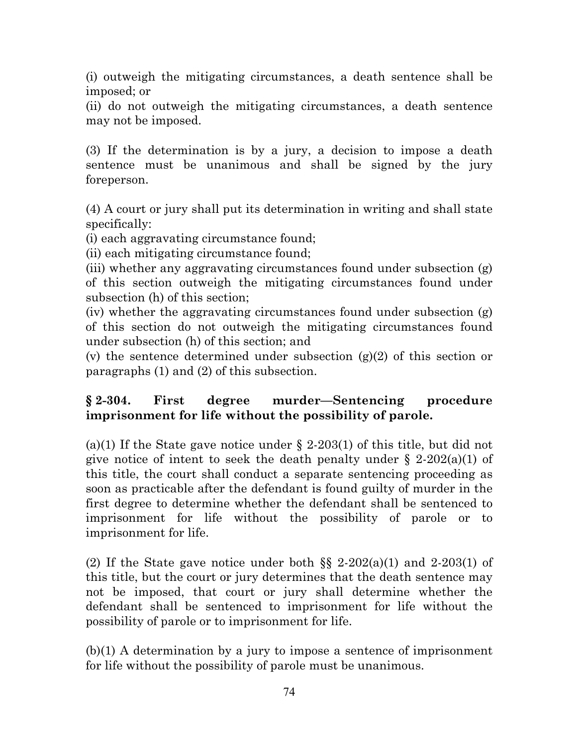(i) outweigh the mitigating circumstances, a death sentence shall be imposed; or

(ii) do not outweigh the mitigating circumstances, a death sentence may not be imposed.

(3) If the determination is by a jury, a decision to impose a death sentence must be unanimous and shall be signed by the jury foreperson.

(4) A court or jury shall put its determination in writing and shall state specifically:

(i) each aggravating circumstance found;

(ii) each mitigating circumstance found;

(iii) whether any aggravating circumstances found under subsection (g) of this section outweigh the mitigating circumstances found under subsection (h) of this section;

(iv) whether the aggravating circumstances found under subsection (g) of this section do not outweigh the mitigating circumstances found under subsection (h) of this section; and

(v) the sentence determined under subsection (g)(2) of this section or paragraphs (1) and (2) of this subsection.

**§ 2-304. First degree murder—Sentencing procedure imprisonment for life without the possibility of parole.**

(a)(1) If the State gave notice under § 2-203(1) of this title, but did not give notice of intent to seek the death penalty under § 2-202(a)(1) of this title, the court shall conduct a separate sentencing proceeding as soon as practicable after the defendant is found guilty of murder in the first degree to determine whether the defendant shall be sentenced to imprisonment for life without the possibility of parole or to imprisonment for life.

(2) If the State gave notice under both §§ 2-202(a)(1) and 2-203(1) of this title, but the court or jury determines that the death sentence may not be imposed, that court or jury shall determine whether the defendant shall be sentenced to imprisonment for life without the possibility of parole or to imprisonment for life.

(b)(1) A determination by a jury to impose a sentence of imprisonment for life without the possibility of parole must be unanimous.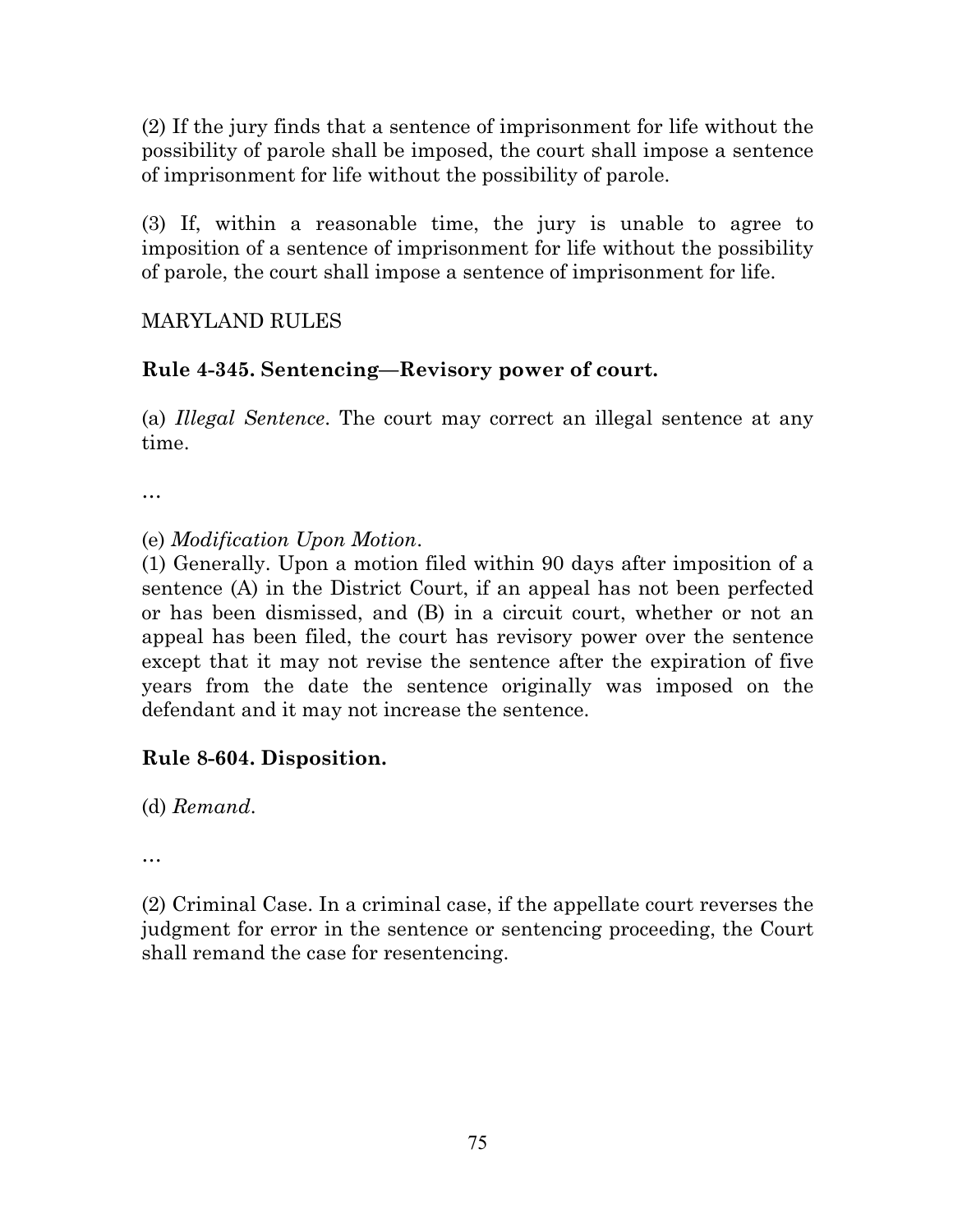(2) If the jury finds that a sentence of imprisonment for life without the possibility of parole shall be imposed, the court shall impose a sentence of imprisonment for life without the possibility of parole.

(3) If, within a reasonable time, the jury is unable to agree to imposition of a sentence of imprisonment for life without the possibility of parole, the court shall impose a sentence of imprisonment for life.

MARYLAND RULES

**Rule 4-345. Sentencing—Revisory power of court.**

(a) *Illegal Sentence*. The court may correct an illegal sentence at any time.

…

(e) *Modification Upon Motion*.
(1) Generally. Upon a motion filed within 90 days after imposition of a sentence (A) in the District Court, if an appeal has not been perfected or has been dismissed, and (B) in a circuit court, whether or not an appeal has been filed, the court has revisory power over the sentence except that it may not revise the sentence after the expiration of five years from the date the sentence originally was imposed on the defendant and it may not increase the sentence.

**Rule 8-604. Disposition.**

(d) *Remand*.

…

(2) Criminal Case. In a criminal case, if the appellate court reverses the judgment for error in the sentence or sentencing proceeding, the Court shall remand the case for resentencing.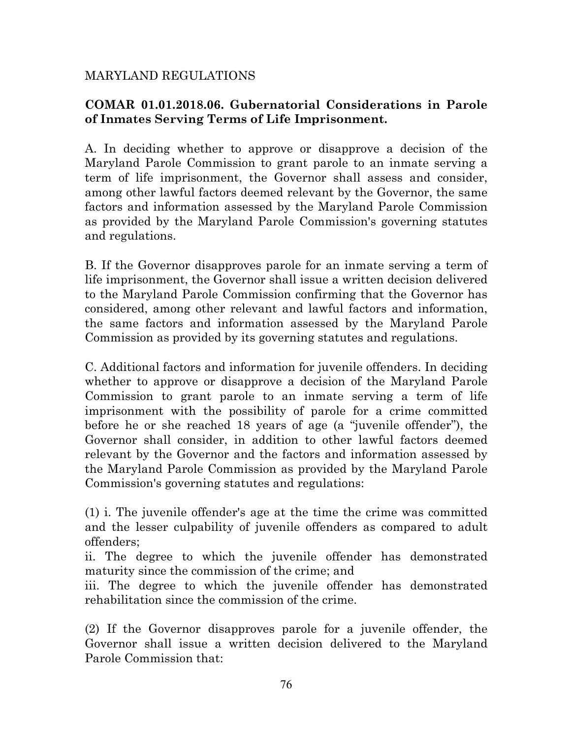MARYLAND REGULATIONS

**COMAR 01.01.2018.06. Gubernatorial Considerations in Parole of Inmates Serving Terms of Life Imprisonment.**

A. In deciding whether to approve or disapprove a decision of the Maryland Parole Commission to grant parole to an inmate serving a term of life imprisonment, the Governor shall assess and consider, among other lawful factors deemed relevant by the Governor, the same factors and information assessed by the Maryland Parole Commission as provided by the Maryland Parole Commission's governing statutes and regulations.

B. If the Governor disapproves parole for an inmate serving a term of life imprisonment, the Governor shall issue a written decision delivered to the Maryland Parole Commission confirming that the Governor has considered, among other relevant and lawful factors and information, the same factors and information assessed by the Maryland Parole Commission as provided by its governing statutes and regulations.

C. Additional factors and information for juvenile offenders. In deciding whether to approve or disapprove a decision of the Maryland Parole Commission to grant parole to an inmate serving a term of life imprisonment with the possibility of parole for a crime committed before he or she reached 18 years of age (a "juvenile offender"), the Governor shall consider, in addition to other lawful factors deemed relevant by the Governor and the factors and information assessed by the Maryland Parole Commission as provided by the Maryland Parole Commission's governing statutes and regulations:

(1) i. The juvenile offender's age at the time the crime was committed and the lesser culpability of juvenile offenders as compared to adult offenders;
ii. The degree to which the juvenile offender has demonstrated maturity since the commission of the crime; and
iii. The degree to which the juvenile offender has demonstrated rehabilitation since the commission of the crime.

(2) If the Governor disapproves parole for a juvenile offender, the Governor shall issue a written decision delivered to the Maryland Parole Commission that: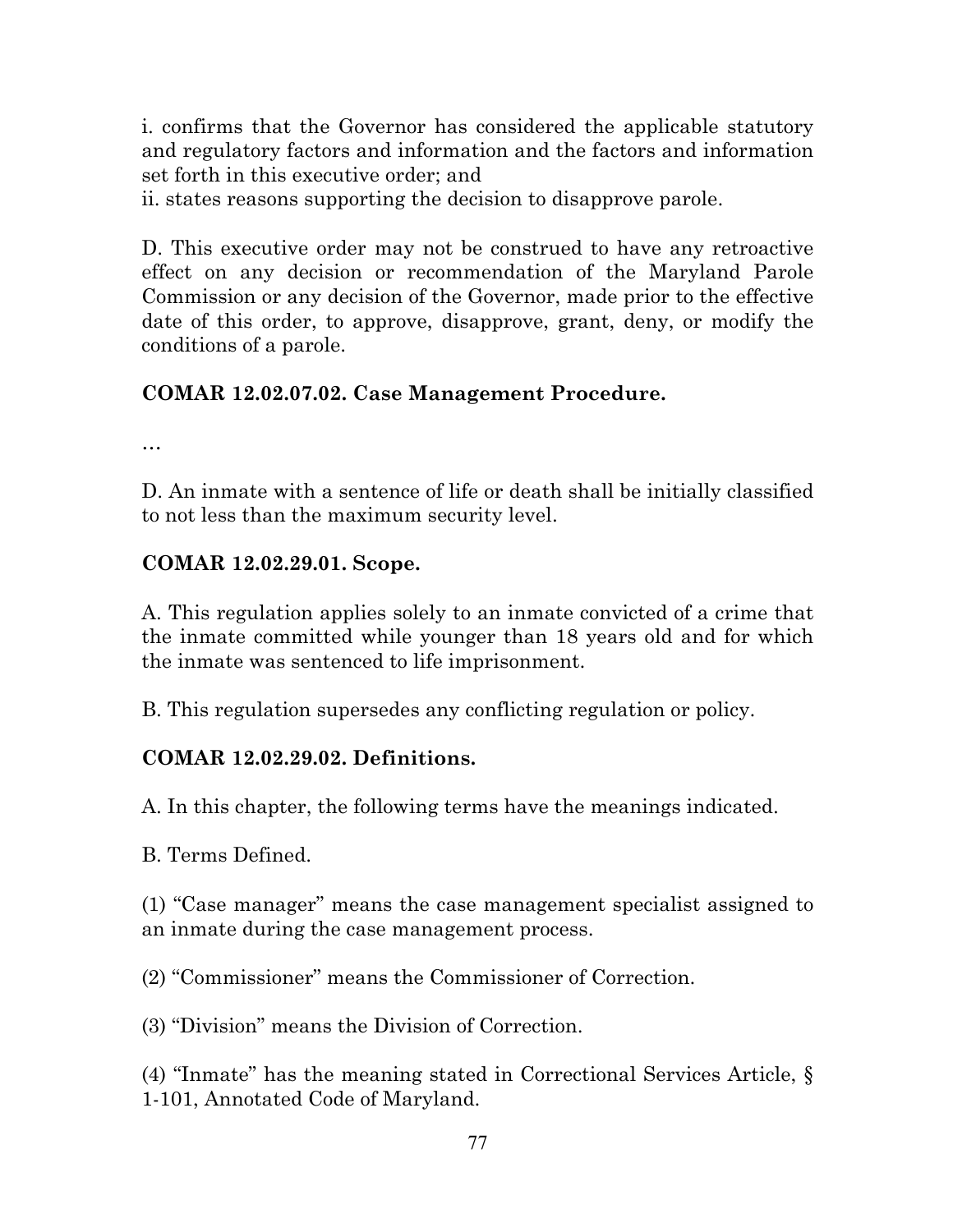i. confirms that the Governor has considered the applicable statutory and regulatory factors and information and the factors and information set forth in this executive order; and

ii. states reasons supporting the decision to disapprove parole.

D. This executive order may not be construed to have any retroactive effect on any decision or recommendation of the Maryland Parole Commission or any decision of the Governor, made prior to the effective date of this order, to approve, disapprove, grant, deny, or modify the conditions of a parole.

**COMAR 12.02.07.02. Case Management Procedure.**

…

D. An inmate with a sentence of life or death shall be initially classified to not less than the maximum security level.

**COMAR 12.02.29.01. Scope.**

A. This regulation applies solely to an inmate convicted of a crime that the inmate committed while younger than 18 years old and for which the inmate was sentenced to life imprisonment.

B. This regulation supersedes any conflicting regulation or policy.

**COMAR 12.02.29.02. Definitions.**

A. In this chapter, the following terms have the meanings indicated.

B. Terms Defined.

(1) "Case manager" means the case management specialist assigned to an inmate during the case management process.

(2) "Commissioner" means the Commissioner of Correction.

(3) "Division" means the Division of Correction.

(4) "Inmate" has the meaning stated in Correctional Services Article, § 1-101, Annotated Code of Maryland.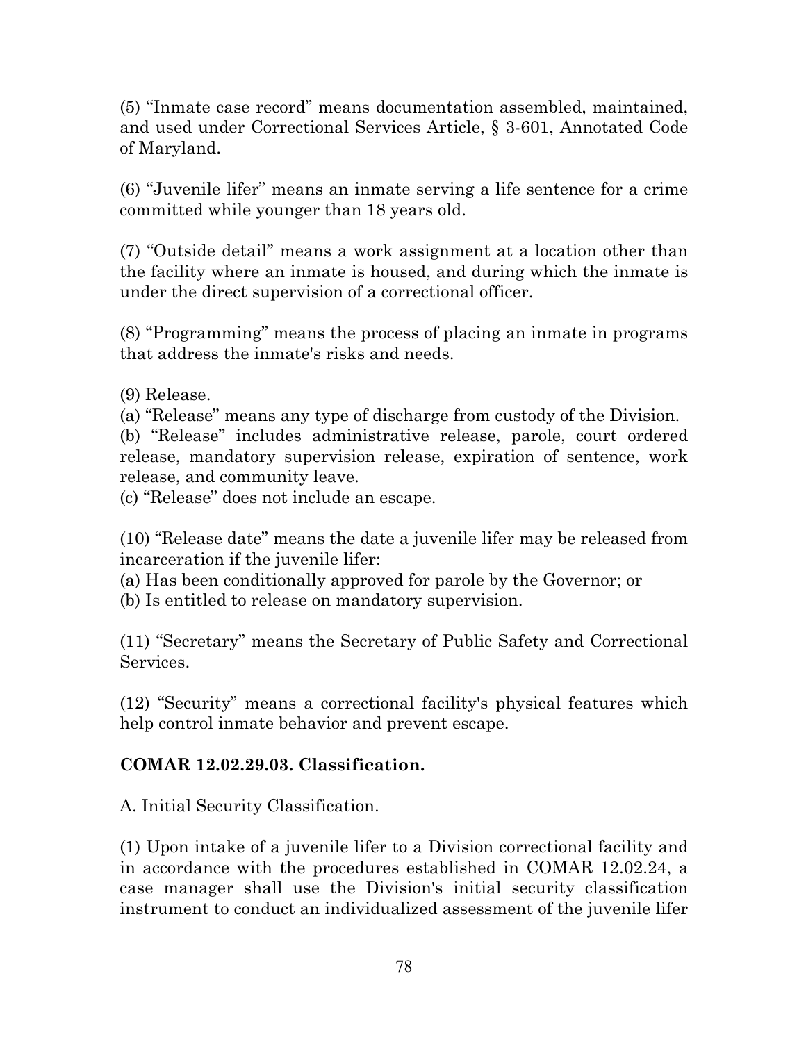(5) "Inmate case record" means documentation assembled, maintained, and used under Correctional Services Article, § 3-601, Annotated Code of Maryland.

(6) "Juvenile lifer" means an inmate serving a life sentence for a crime committed while younger than 18 years old.

(7) "Outside detail" means a work assignment at a location other than the facility where an inmate is housed, and during which the inmate is under the direct supervision of a correctional officer.

(8) "Programming" means the process of placing an inmate in programs that address the inmate's risks and needs.

(9) Release.

(a) "Release" means any type of discharge from custody of the Division.

(b) "Release" includes administrative release, parole, court ordered release, mandatory supervision release, expiration of sentence, work release, and community leave.

(c) "Release" does not include an escape.

(10) "Release date" means the date a juvenile lifer may be released from incarceration if the juvenile lifer:

(a) Has been conditionally approved for parole by the Governor; or

(b) Is entitled to release on mandatory supervision.

(11) "Secretary" means the Secretary of Public Safety and Correctional Services.

(12) "Security" means a correctional facility's physical features which help control inmate behavior and prevent escape.

**COMAR 12.02.29.03. Classification.**

A. Initial Security Classification.

(1) Upon intake of a juvenile lifer to a Division correctional facility and in accordance with the procedures established in COMAR 12.02.24, a case manager shall use the Division's initial security classification instrument to conduct an individualized assessment of the juvenile lifer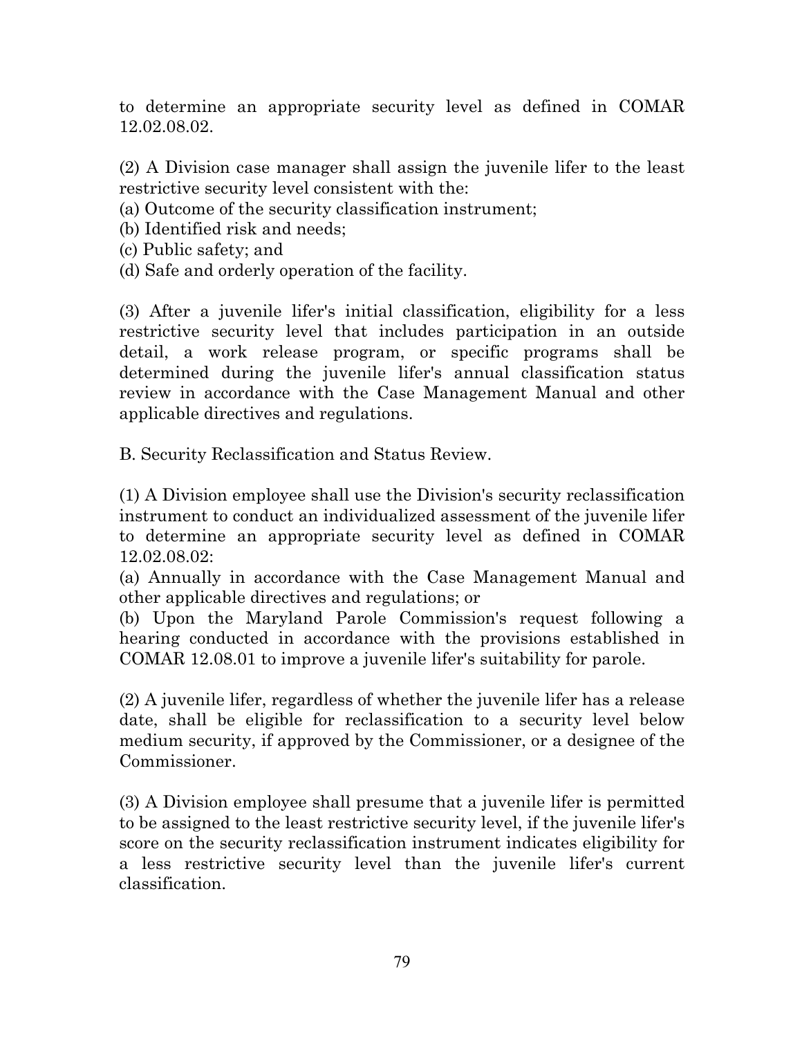to determine an appropriate security level as defined in COMAR 12.02.08.02.

(2) A Division case manager shall assign the juvenile lifer to the least restrictive security level consistent with the:
(a) Outcome of the security classification instrument;
(b) Identified risk and needs;
(c) Public safety; and
(d) Safe and orderly operation of the facility.

(3) After a juvenile lifer's initial classification, eligibility for a less restrictive security level that includes participation in an outside detail, a work release program, or specific programs shall be determined during the juvenile lifer's annual classification status review in accordance with the Case Management Manual and other applicable directives and regulations.

B. Security Reclassification and Status Review.

(1) A Division employee shall use the Division's security reclassification instrument to conduct an individualized assessment of the juvenile lifer to determine an appropriate security level as defined in COMAR 12.02.08.02:
(a) Annually in accordance with the Case Management Manual and other applicable directives and regulations; or
(b) Upon the Maryland Parole Commission's request following a hearing conducted in accordance with the provisions established in COMAR 12.08.01 to improve a juvenile lifer's suitability for parole.

(2) A juvenile lifer, regardless of whether the juvenile lifer has a release date, shall be eligible for reclassification to a security level below medium security, if approved by the Commissioner, or a designee of the Commissioner.

(3) A Division employee shall presume that a juvenile lifer is permitted to be assigned to the least restrictive security level, if the juvenile lifer's score on the security reclassification instrument indicates eligibility for a less restrictive security level than the juvenile lifer's current classification.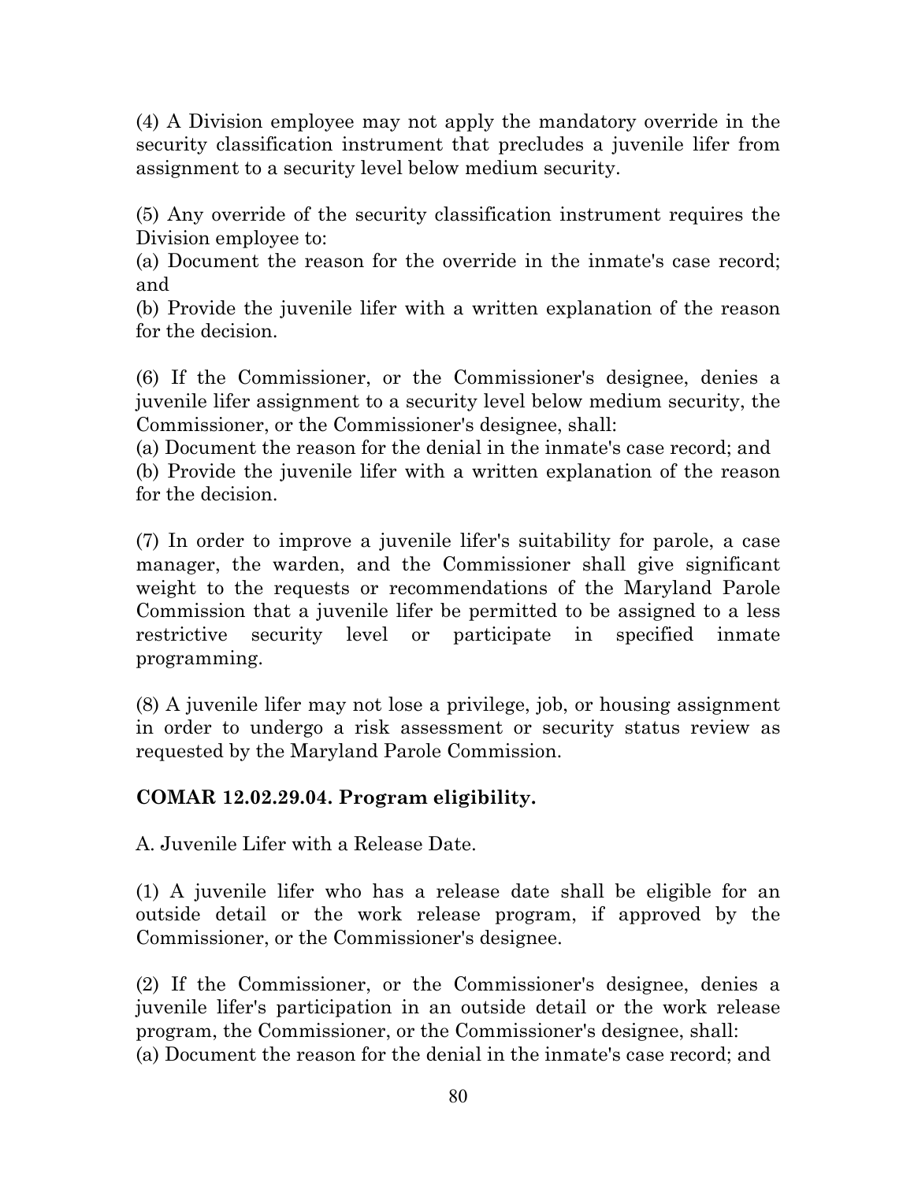(4) A Division employee may not apply the mandatory override in the security classification instrument that precludes a juvenile lifer from assignment to a security level below medium security.

(5) Any override of the security classification instrument requires the Division employee to:
(a) Document the reason for the override in the inmate's case record; and
(b) Provide the juvenile lifer with a written explanation of the reason for the decision.

(6) If the Commissioner, or the Commissioner's designee, denies a juvenile lifer assignment to a security level below medium security, the Commissioner, or the Commissioner's designee, shall:
(a) Document the reason for the denial in the inmate's case record; and
(b) Provide the juvenile lifer with a written explanation of the reason for the decision.

(7) In order to improve a juvenile lifer's suitability for parole, a case manager, the warden, and the Commissioner shall give significant weight to the requests or recommendations of the Maryland Parole Commission that a juvenile lifer be permitted to be assigned to a less restrictive security level or participate in specified inmate programming.

(8) A juvenile lifer may not lose a privilege, job, or housing assignment in order to undergo a risk assessment or security status review as requested by the Maryland Parole Commission.

**COMAR 12.02.29.04. Program eligibility.**

A. Juvenile Lifer with a Release Date.

(1) A juvenile lifer who has a release date shall be eligible for an outside detail or the work release program, if approved by the Commissioner, or the Commissioner's designee.

(2) If the Commissioner, or the Commissioner's designee, denies a juvenile lifer's participation in an outside detail or the work release program, the Commissioner, or the Commissioner's designee, shall:
(a) Document the reason for the denial in the inmate's case record; and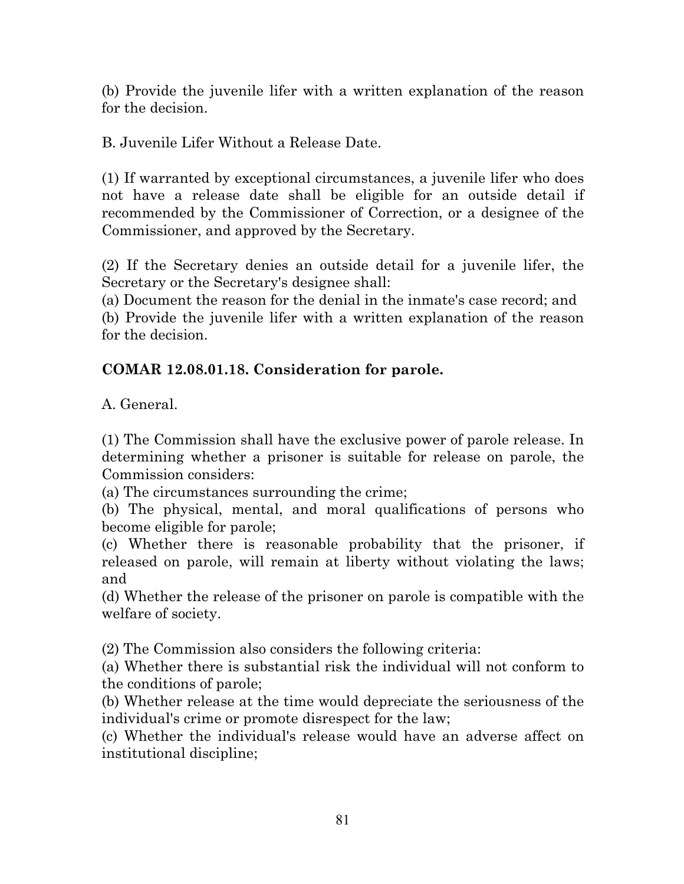(b) Provide the juvenile lifer with a written explanation of the reason for the decision.

B. Juvenile Lifer Without a Release Date.

(1) If warranted by exceptional circumstances, a juvenile lifer who does not have a release date shall be eligible for an outside detail if recommended by the Commissioner of Correction, or a designee of the Commissioner, and approved by the Secretary.

(2) If the Secretary denies an outside detail for a juvenile lifer, the Secretary or the Secretary's designee shall:
(a) Document the reason for the denial in the inmate's case record; and
(b) Provide the juvenile lifer with a written explanation of the reason for the decision.

**COMAR 12.08.01.18. Consideration for parole.**

A. General.

(1) The Commission shall have the exclusive power of parole release. In determining whether a prisoner is suitable for release on parole, the Commission considers:
(a) The circumstances surrounding the crime;
(b) The physical, mental, and moral qualifications of persons who become eligible for parole;
(c) Whether there is reasonable probability that the prisoner, if released on parole, will remain at liberty without violating the laws; and
(d) Whether the release of the prisoner on parole is compatible with the welfare of society.

(2) The Commission also considers the following criteria:
(a) Whether there is substantial risk the individual will not conform to the conditions of parole;
(b) Whether release at the time would depreciate the seriousness of the individual's crime or promote disrespect for the law;
(c) Whether the individual's release would have an adverse affect on institutional discipline;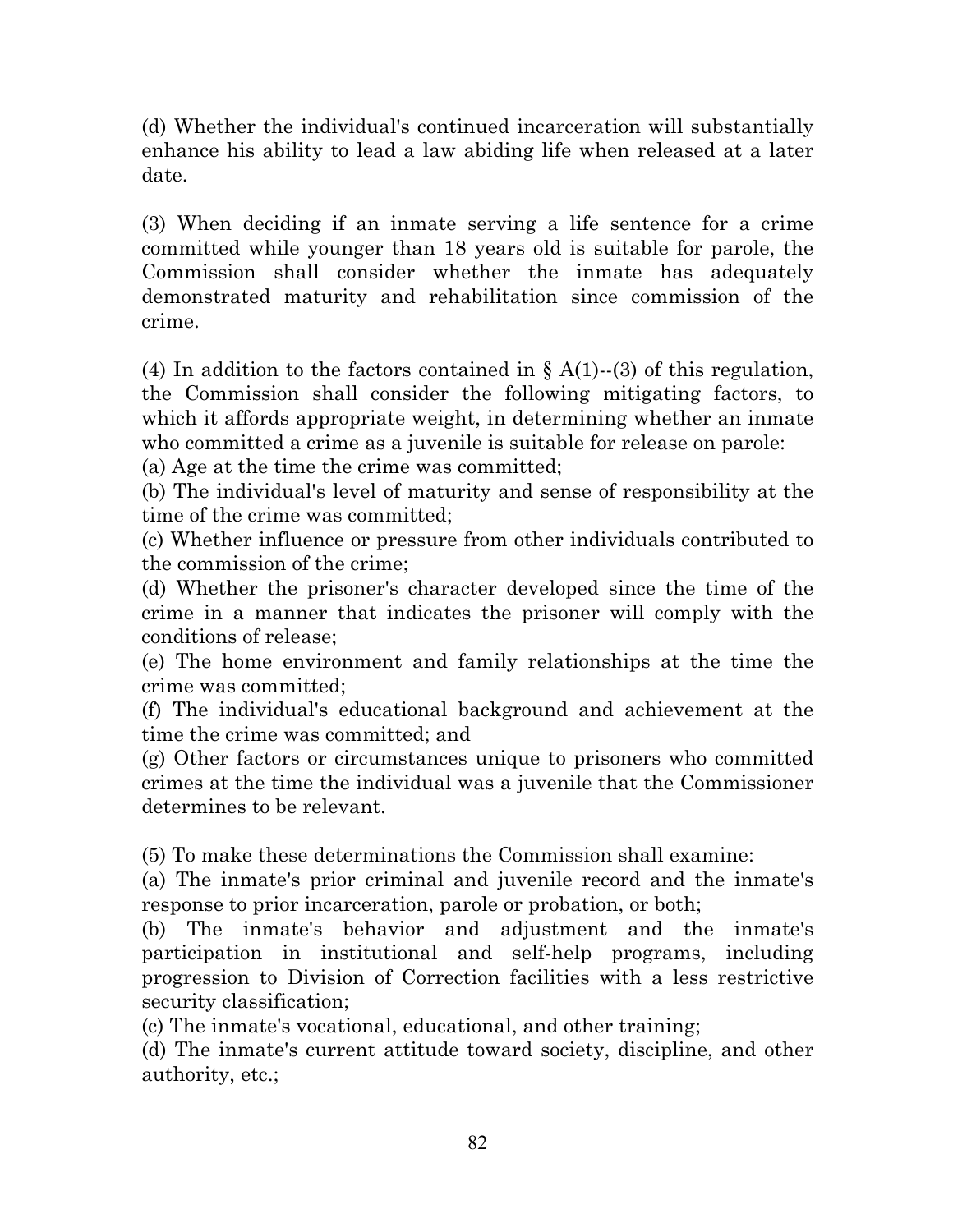(d) Whether the individual's continued incarceration will substantially enhance his ability to lead a law abiding life when released at a later date.

(3) When deciding if an inmate serving a life sentence for a crime committed while younger than 18 years old is suitable for parole, the Commission shall consider whether the inmate has adequately demonstrated maturity and rehabilitation since commission of the crime.

(4) In addition to the factors contained in § A(1)--(3) of this regulation, the Commission shall consider the following mitigating factors, to which it affords appropriate weight, in determining whether an inmate who committed a crime as a juvenile is suitable for release on parole:
(a) Age at the time the crime was committed;
(b) The individual's level of maturity and sense of responsibility at the time of the crime was committed;
(c) Whether influence or pressure from other individuals contributed to the commission of the crime;
(d) Whether the prisoner's character developed since the time of the crime in a manner that indicates the prisoner will comply with the conditions of release;
(e) The home environment and family relationships at the time the crime was committed;
(f) The individual's educational background and achievement at the time the crime was committed; and
(g) Other factors or circumstances unique to prisoners who committed crimes at the time the individual was a juvenile that the Commissioner determines to be relevant.

(5) To make these determinations the Commission shall examine:
(a) The inmate's prior criminal and juvenile record and the inmate's response to prior incarceration, parole or probation, or both;
(b) The inmate's behavior and adjustment and the inmate's participation in institutional and self-help programs, including progression to Division of Correction facilities with a less restrictive security classification;
(c) The inmate's vocational, educational, and other training;
(d) The inmate's current attitude toward society, discipline, and other authority, etc.;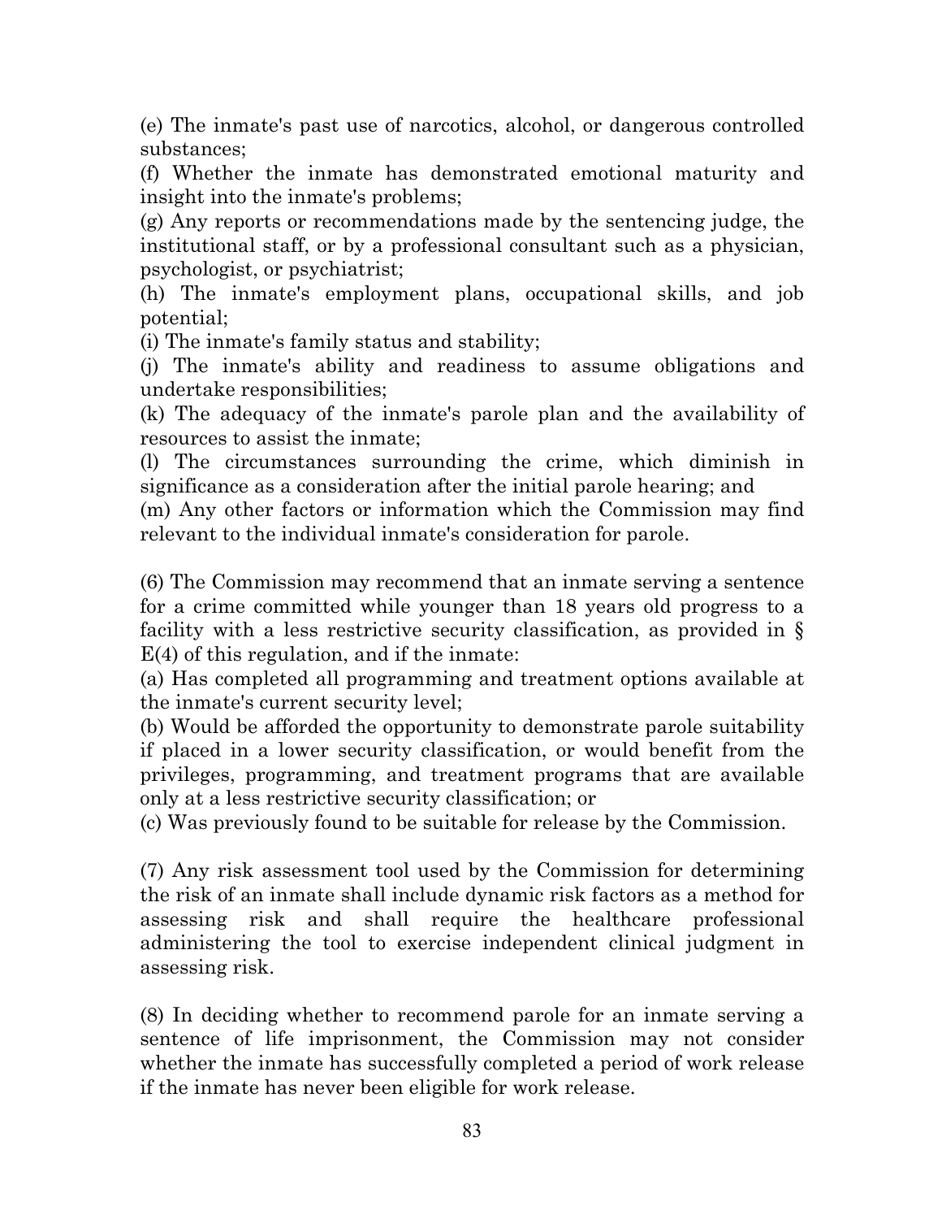(e) The inmate's past use of narcotics, alcohol, or dangerous controlled substances;

(f) Whether the inmate has demonstrated emotional maturity and insight into the inmate's problems;

(g) Any reports or recommendations made by the sentencing judge, the institutional staff, or by a professional consultant such as a physician, psychologist, or psychiatrist;

(h) The inmate's employment plans, occupational skills, and job potential;

(i) The inmate's family status and stability;

(j) The inmate's ability and readiness to assume obligations and undertake responsibilities;

(k) The adequacy of the inmate's parole plan and the availability of resources to assist the inmate;

(l) The circumstances surrounding the crime, which diminish in significance as a consideration after the initial parole hearing; and

(m) Any other factors or information which the Commission may find relevant to the individual inmate's consideration for parole.

(6) The Commission may recommend that an inmate serving a sentence for a crime committed while younger than 18 years old progress to a facility with a less restrictive security classification, as provided in § E(4) of this regulation, and if the inmate:

(a) Has completed all programming and treatment options available at the inmate's current security level;

(b) Would be afforded the opportunity to demonstrate parole suitability if placed in a lower security classification, or would benefit from the privileges, programming, and treatment programs that are available only at a less restrictive security classification; or

(c) Was previously found to be suitable for release by the Commission.

(7) Any risk assessment tool used by the Commission for determining the risk of an inmate shall include dynamic risk factors as a method for assessing risk and shall require the healthcare professional administering the tool to exercise independent clinical judgment in assessing risk.

(8) In deciding whether to recommend parole for an inmate serving a sentence of life imprisonment, the Commission may not consider whether the inmate has successfully completed a period of work release if the inmate has never been eligible for work release.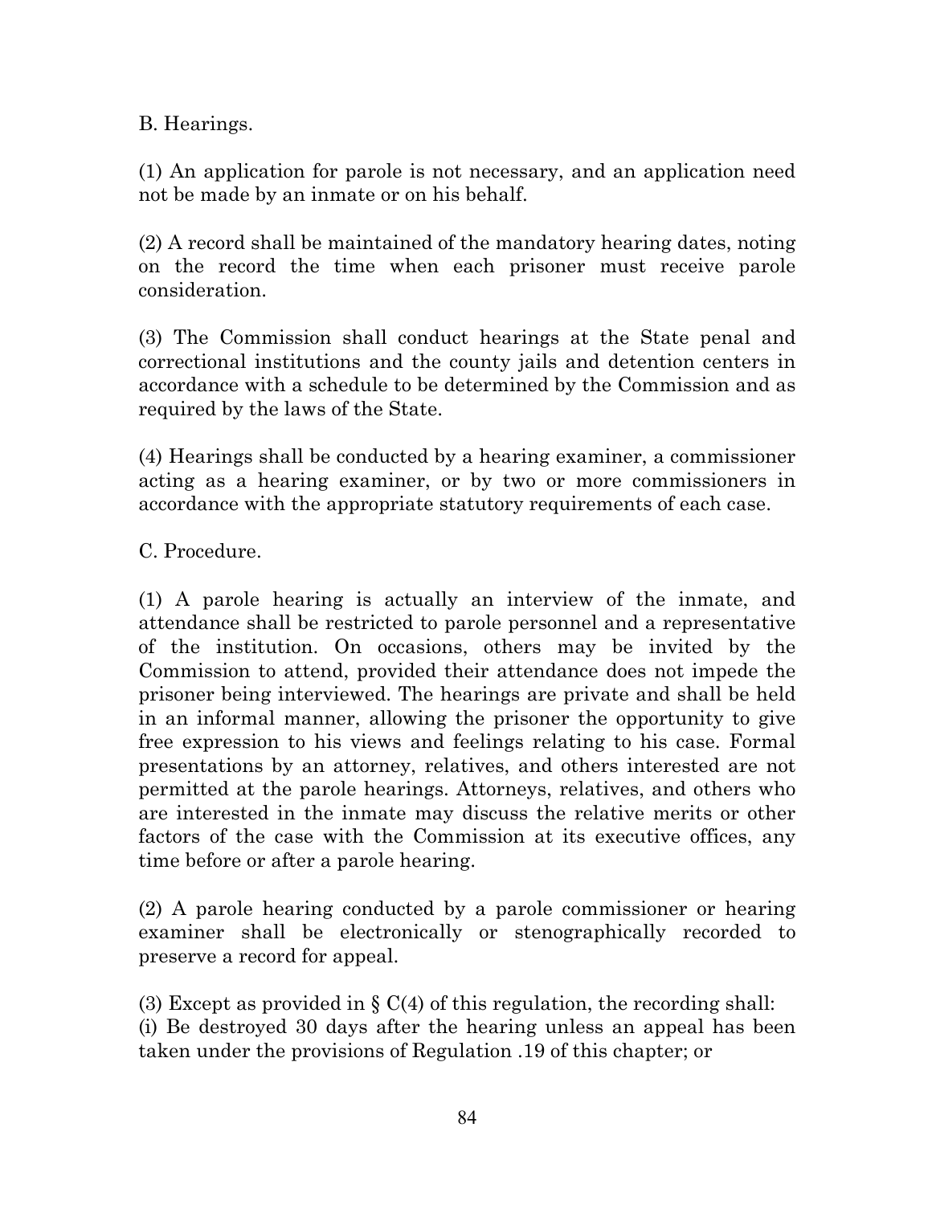B. Hearings.

(1) An application for parole is not necessary, and an application need not be made by an inmate or on his behalf.

(2) A record shall be maintained of the mandatory hearing dates, noting on the record the time when each prisoner must receive parole consideration.

(3) The Commission shall conduct hearings at the State penal and correctional institutions and the county jails and detention centers in accordance with a schedule to be determined by the Commission and as required by the laws of the State.

(4) Hearings shall be conducted by a hearing examiner, a commissioner acting as a hearing examiner, or by two or more commissioners in accordance with the appropriate statutory requirements of each case.

C. Procedure.

(1) A parole hearing is actually an interview of the inmate, and attendance shall be restricted to parole personnel and a representative of the institution. On occasions, others may be invited by the Commission to attend, provided their attendance does not impede the prisoner being interviewed. The hearings are private and shall be held in an informal manner, allowing the prisoner the opportunity to give free expression to his views and feelings relating to his case. Formal presentations by an attorney, relatives, and others interested are not permitted at the parole hearings. Attorneys, relatives, and others who are interested in the inmate may discuss the relative merits or other factors of the case with the Commission at its executive offices, any time before or after a parole hearing.

(2) A parole hearing conducted by a parole commissioner or hearing examiner shall be electronically or stenographically recorded to preserve a record for appeal.

(3) Except as provided in § C(4) of this regulation, the recording shall:
(i) Be destroyed 30 days after the hearing unless an appeal has been taken under the provisions of Regulation .19 of this chapter; or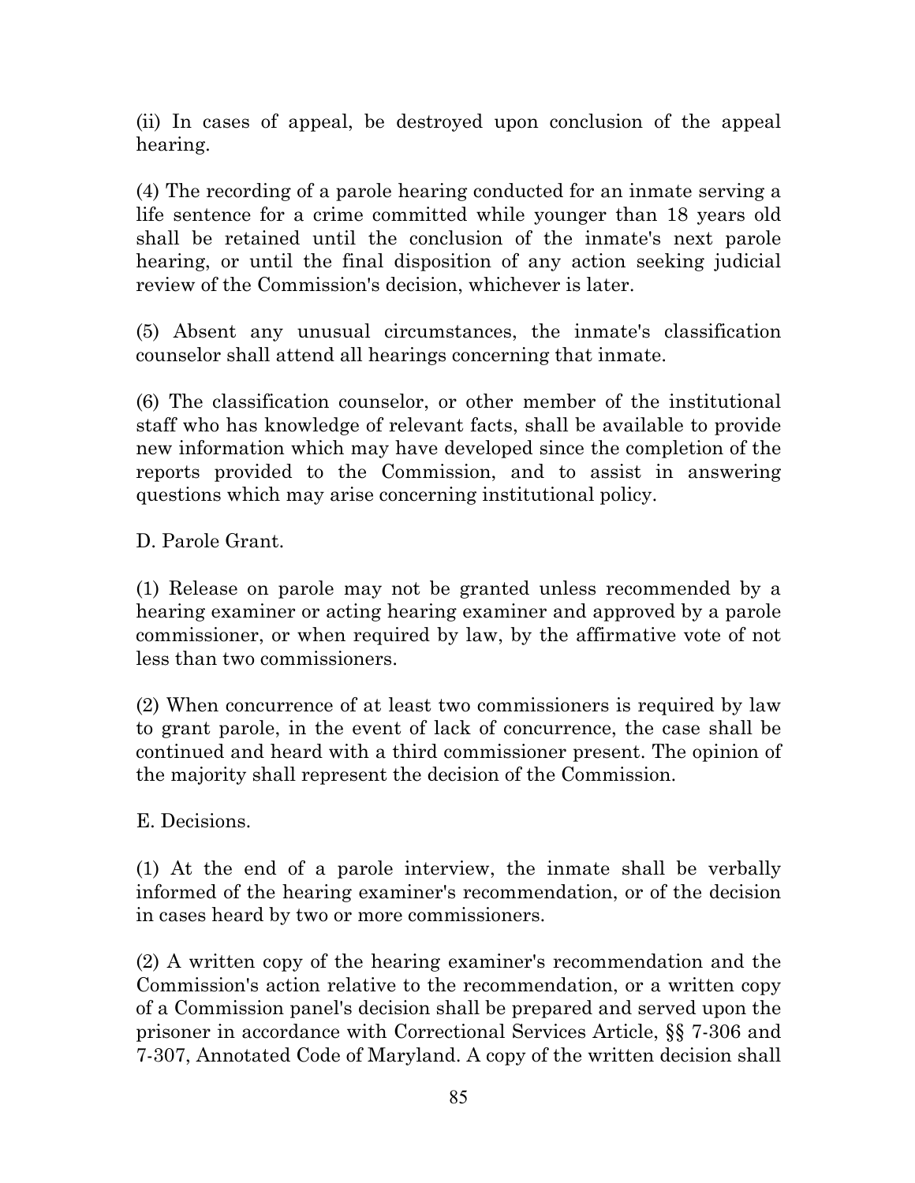(ii) In cases of appeal, be destroyed upon conclusion of the appeal hearing.

(4) The recording of a parole hearing conducted for an inmate serving a life sentence for a crime committed while younger than 18 years old shall be retained until the conclusion of the inmate's next parole hearing, or until the final disposition of any action seeking judicial review of the Commission's decision, whichever is later.

(5) Absent any unusual circumstances, the inmate's classification counselor shall attend all hearings concerning that inmate.

(6) The classification counselor, or other member of the institutional staff who has knowledge of relevant facts, shall be available to provide new information which may have developed since the completion of the reports provided to the Commission, and to assist in answering questions which may arise concerning institutional policy.

D. Parole Grant.

(1) Release on parole may not be granted unless recommended by a hearing examiner or acting hearing examiner and approved by a parole commissioner, or when required by law, by the affirmative vote of not less than two commissioners.

(2) When concurrence of at least two commissioners is required by law to grant parole, in the event of lack of concurrence, the case shall be continued and heard with a third commissioner present. The opinion of the majority shall represent the decision of the Commission.

E. Decisions.

(1) At the end of a parole interview, the inmate shall be verbally informed of the hearing examiner's recommendation, or of the decision in cases heard by two or more commissioners.

(2) A written copy of the hearing examiner's recommendation and the Commission's action relative to the recommendation, or a written copy of a Commission panel's decision shall be prepared and served upon the prisoner in accordance with Correctional Services Article, §§ 7-306 and 7-307, Annotated Code of Maryland. A copy of the written decision shall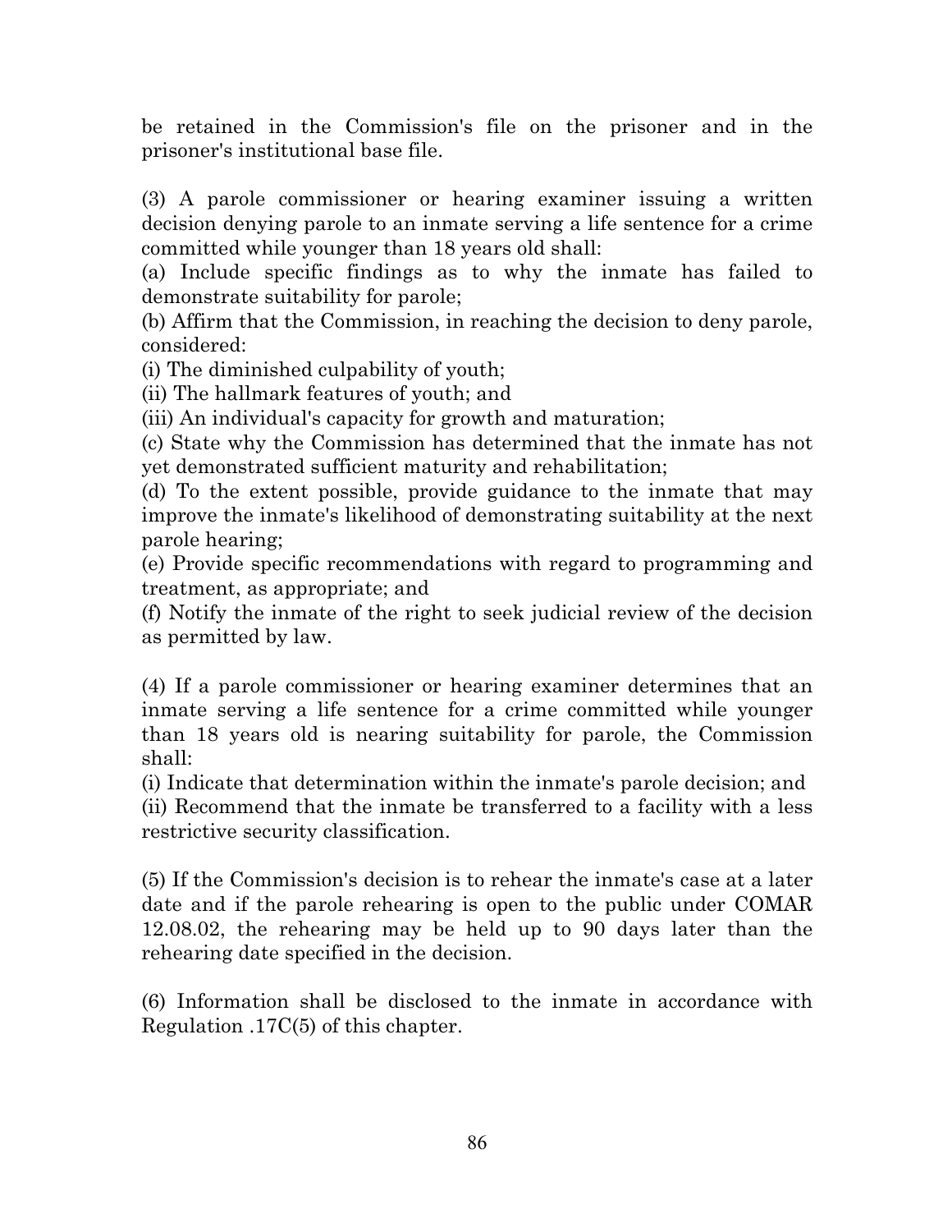be retained in the Commission's file on the prisoner and in the prisoner's institutional base file.

(3) A parole commissioner or hearing examiner issuing a written decision denying parole to an inmate serving a life sentence for a crime committed while younger than 18 years old shall:
(a) Include specific findings as to why the inmate has failed to demonstrate suitability for parole;
(b) Affirm that the Commission, in reaching the decision to deny parole, considered:
(i) The diminished culpability of youth;
(ii) The hallmark features of youth; and
(iii) An individual's capacity for growth and maturation;
(c) State why the Commission has determined that the inmate has not yet demonstrated sufficient maturity and rehabilitation;
(d) To the extent possible, provide guidance to the inmate that may improve the inmate's likelihood of demonstrating suitability at the next parole hearing;
(e) Provide specific recommendations with regard to programming and treatment, as appropriate; and
(f) Notify the inmate of the right to seek judicial review of the decision as permitted by law.

(4) If a parole commissioner or hearing examiner determines that an inmate serving a life sentence for a crime committed while younger than 18 years old is nearing suitability for parole, the Commission shall:
(i) Indicate that determination within the inmate's parole decision; and
(ii) Recommend that the inmate be transferred to a facility with a less restrictive security classification.

(5) If the Commission's decision is to rehear the inmate's case at a later date and if the parole rehearing is open to the public under COMAR 12.08.02, the rehearing may be held up to 90 days later than the rehearing date specified in the decision.

(6) Information shall be disclosed to the inmate in accordance with Regulation .17C(5) of this chapter.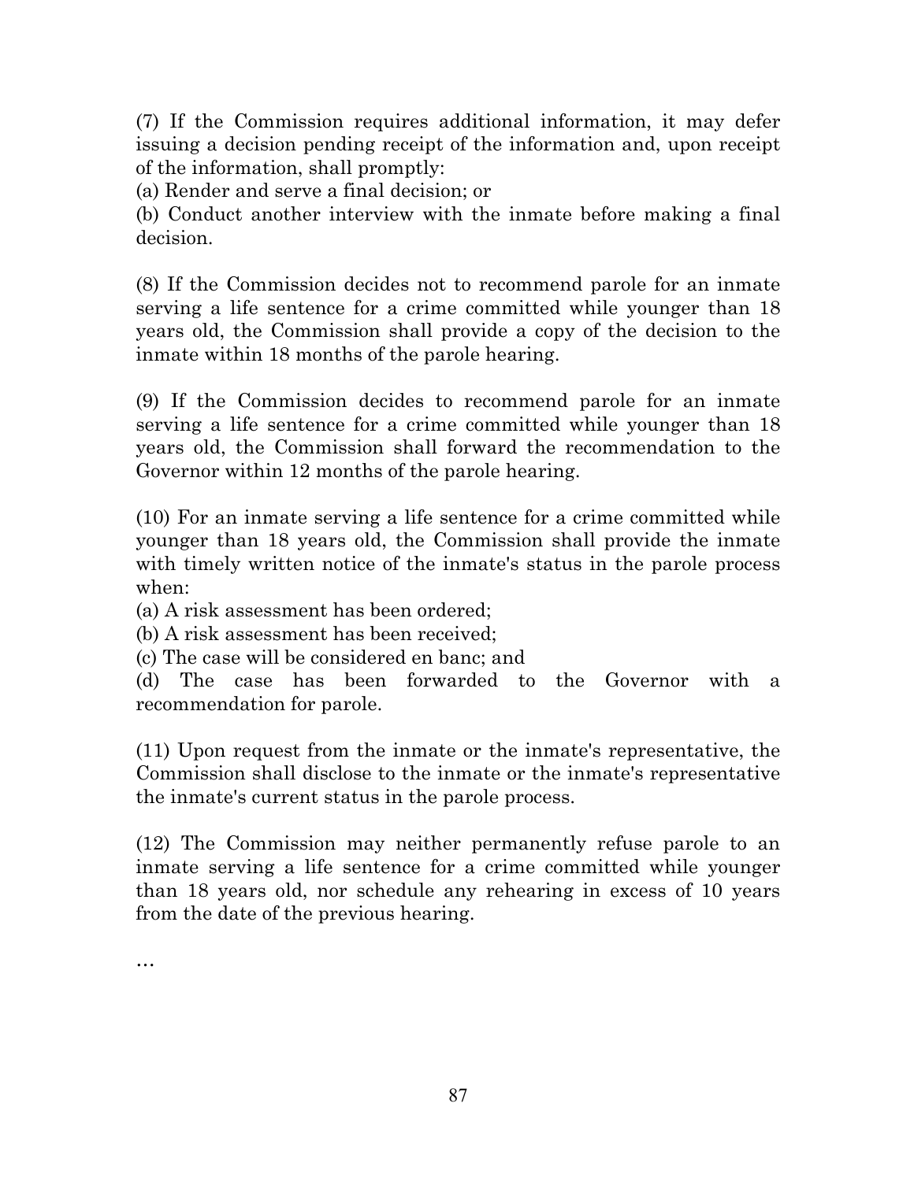(7) If the Commission requires additional information, it may defer issuing a decision pending receipt of the information and, upon receipt of the information, shall promptly:

(a) Render and serve a final decision; or

(b) Conduct another interview with the inmate before making a final decision.

(8) If the Commission decides not to recommend parole for an inmate serving a life sentence for a crime committed while younger than 18 years old, the Commission shall provide a copy of the decision to the inmate within 18 months of the parole hearing.

(9) If the Commission decides to recommend parole for an inmate serving a life sentence for a crime committed while younger than 18 years old, the Commission shall forward the recommendation to the Governor within 12 months of the parole hearing.

(10) For an inmate serving a life sentence for a crime committed while younger than 18 years old, the Commission shall provide the inmate with timely written notice of the inmate's status in the parole process when:

(a) A risk assessment has been ordered;

(b) A risk assessment has been received;

(c) The case will be considered en banc; and

(d) The case has been forwarded to the Governor with a recommendation for parole.

(11) Upon request from the inmate or the inmate's representative, the Commission shall disclose to the inmate or the inmate's representative the inmate's current status in the parole process.

(12) The Commission may neither permanently refuse parole to an inmate serving a life sentence for a crime committed while younger than 18 years old, nor schedule any rehearing in excess of 10 years from the date of the previous hearing.

…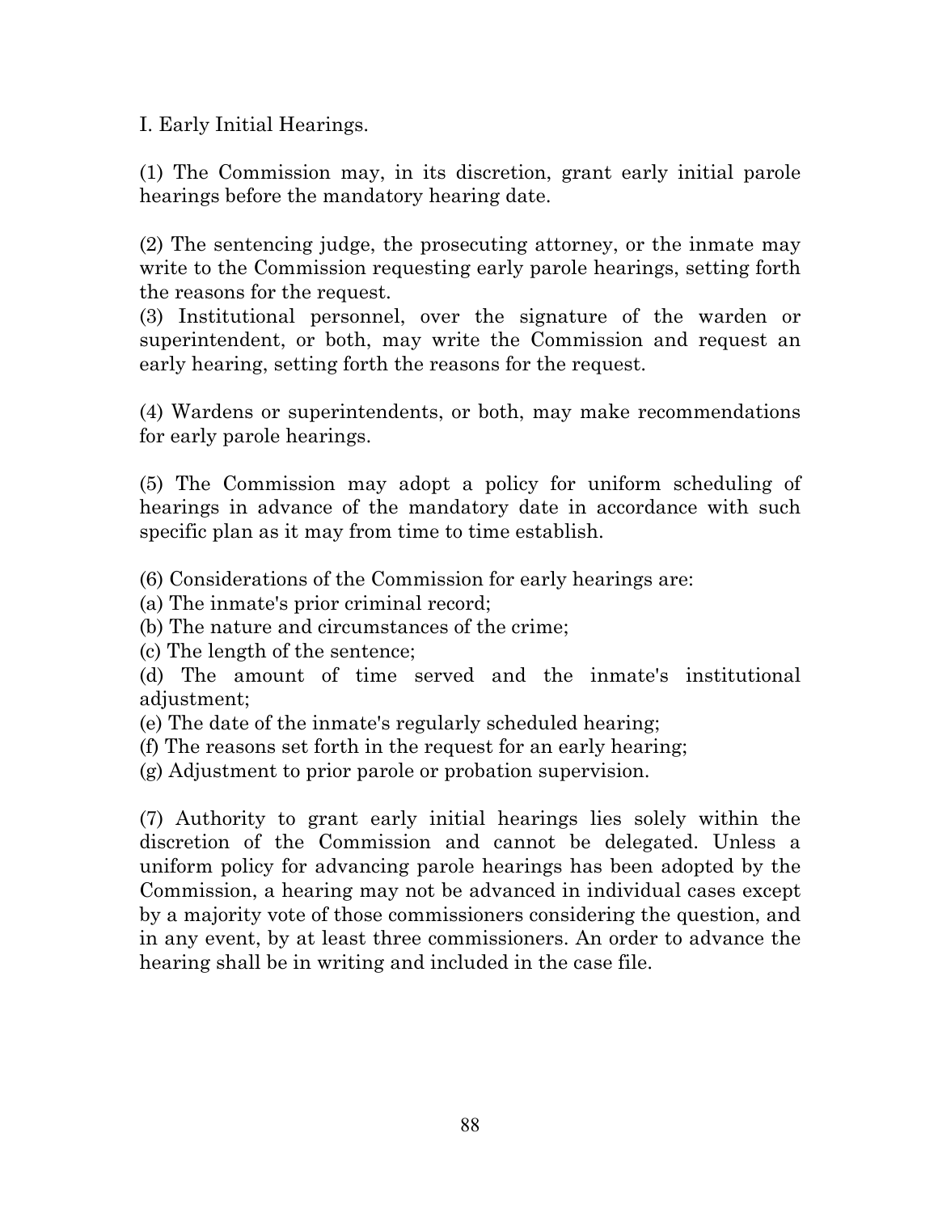I. Early Initial Hearings.

(1) The Commission may, in its discretion, grant early initial parole hearings before the mandatory hearing date.

(2) The sentencing judge, the prosecuting attorney, or the inmate may write to the Commission requesting early parole hearings, setting forth the reasons for the request.
(3) Institutional personnel, over the signature of the warden or superintendent, or both, may write the Commission and request an early hearing, setting forth the reasons for the request.

(4) Wardens or superintendents, or both, may make recommendations for early parole hearings.

(5) The Commission may adopt a policy for uniform scheduling of hearings in advance of the mandatory date in accordance with such specific plan as it may from time to time establish.

(6) Considerations of the Commission for early hearings are:
(a) The inmate's prior criminal record;
(b) The nature and circumstances of the crime;
(c) The length of the sentence;
(d) The amount of time served and the inmate's institutional adjustment;
(e) The date of the inmate's regularly scheduled hearing;
(f) The reasons set forth in the request for an early hearing;
(g) Adjustment to prior parole or probation supervision.

(7) Authority to grant early initial hearings lies solely within the discretion of the Commission and cannot be delegated. Unless a uniform policy for advancing parole hearings has been adopted by the Commission, a hearing may not be advanced in individual cases except by a majority vote of those commissioners considering the question, and in any event, by at least three commissioners. An order to advance the hearing shall be in writing and included in the case file.